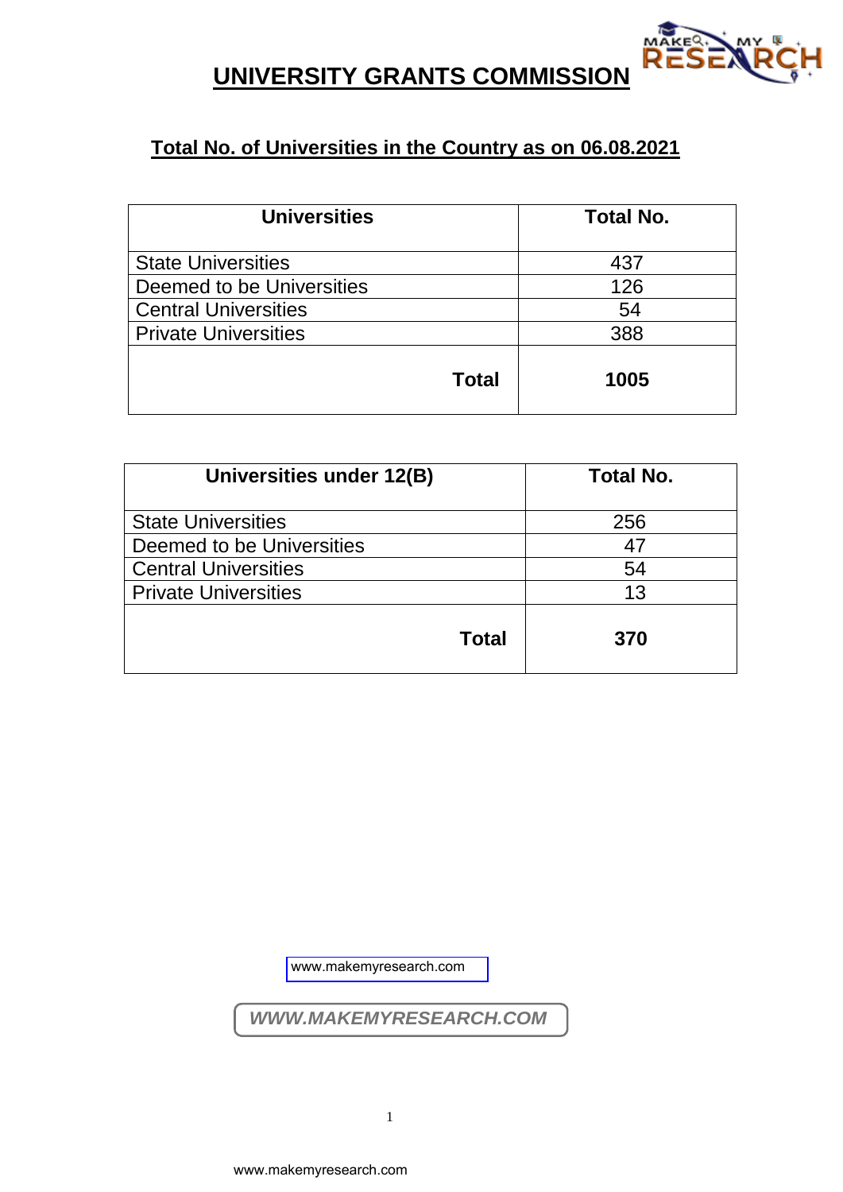# UNIVERSITY GRANTS COMMISSION

## Total No. of Universities in the Country as on 06.08.2021

| Universities | Total No. |
|---|---|
| State Universities | 437 |
| Deemed to be Universities | 126 |
| Central Universities | 54 |
| Private Universities | 388 |
| **Total** | **1005** |

| Universities under 12(B) | Total No. |
|---|---|
| State Universities | 256 |
| Deemed to be Universities | 47 |
| Central Universities | 54 |
| Private Universities | 13 |
| **Total** | **370** |

www.makemyresearch.com

*WWW.MAKEMYRESEARCH.COM*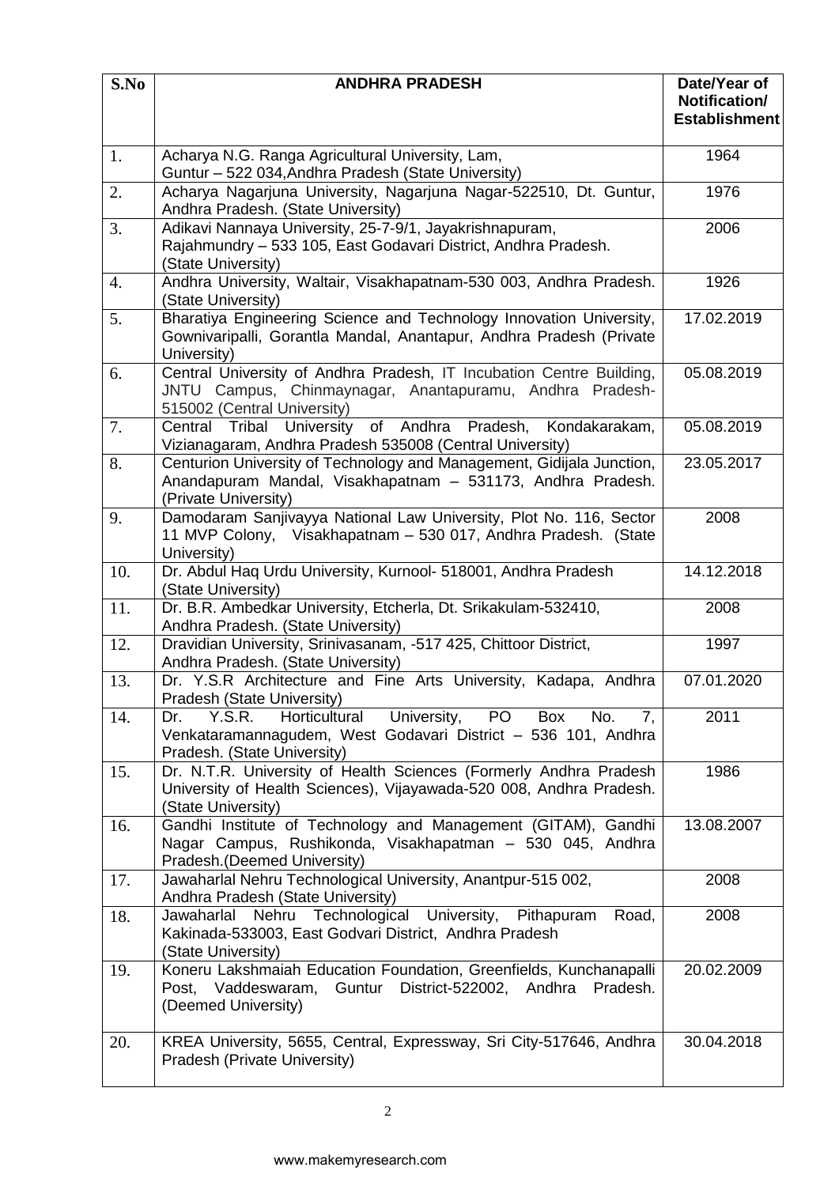| S.No | ANDHRA PRADESH | Date/Year of Notification/ Establishment |
|---|---|---|
| 1. | Acharya N.G. Ranga Agricultural University, Lam, Guntur – 522 034,Andhra Pradesh (State University) | 1964 |
| 2. | Acharya Nagarjuna University, Nagarjuna Nagar-522510, Dt. Guntur, Andhra Pradesh. (State University) | 1976 |
| 3. | Adikavi Nannaya University, 25-7-9/1, Jayakrishnapuram, Rajahmundry – 533 105, East Godavari District, Andhra Pradesh. (State University) | 2006 |
| 4. | Andhra University, Waltair, Visakhapatnam-530 003, Andhra Pradesh. (State University) | 1926 |
| 5. | Bharatiya Engineering Science and Technology Innovation University, Gownivaripalli, Gorantla Mandal, Anantapur, Andhra Pradesh (Private University) | 17.02.2019 |
| 6. | Central University of Andhra Pradesh, IT Incubation Centre Building, JNTU Campus, Chinmaynagar, Anantapuramu, Andhra Pradesh-515002 (Central University) | 05.08.2019 |
| 7. | Central Tribal University of Andhra Pradesh, Kondakarakam, Vizianagaram, Andhra Pradesh 535008 (Central University) | 05.08.2019 |
| 8. | Centurion University of Technology and Management, Gidijala Junction, Anandapuram Mandal, Visakhapatnam – 531173, Andhra Pradesh. (Private University) | 23.05.2017 |
| 9. | Damodaram Sanjivayya National Law University, Plot No. 116, Sector 11 MVP Colony, Visakhapatnam – 530 017, Andhra Pradesh. (State University) | 2008 |
| 10. | Dr. Abdul Haq Urdu University, Kurnool- 518001, Andhra Pradesh (State University) | 14.12.2018 |
| 11. | Dr. B.R. Ambedkar University, Etcherla, Dt. Srikakulam-532410, Andhra Pradesh. (State University) | 2008 |
| 12. | Dravidian University, Srinivasanam, -517 425, Chittoor District, Andhra Pradesh. (State University) | 1997 |
| 13. | Dr. Y.S.R Architecture and Fine Arts University, Kadapa, Andhra Pradesh (State University) | 07.01.2020 |
| 14. | Dr. Y.S.R. Horticultural University, PO Box No. 7, Venkataramannagudem, West Godavari District – 536 101, Andhra Pradesh. (State University) | 2011 |
| 15. | Dr. N.T.R. University of Health Sciences (Formerly Andhra Pradesh University of Health Sciences), Vijayawada-520 008, Andhra Pradesh. (State University) | 1986 |
| 16. | Gandhi Institute of Technology and Management (GITAM), Gandhi Nagar Campus, Rushikonda, Visakhapatman – 530 045, Andhra Pradesh.(Deemed University) | 13.08.2007 |
| 17. | Jawaharlal Nehru Technological University, Anantpur-515 002, Andhra Pradesh (State University) | 2008 |
| 18. | Jawaharlal Nehru Technological University, Pithapuram Road, Kakinada-533003, East Godvari District, Andhra Pradesh (State University) | 2008 |
| 19. | Koneru Lakshmaiah Education Foundation, Greenfields, Kunchanapalli Post, Vaddeswaram, Guntur District-522002, Andhra Pradesh. (Deemed University) | 20.02.2009 |
| 20. | KREA University, 5655, Central, Expressway, Sri City-517646, Andhra Pradesh (Private University) | 30.04.2018 |

www.makemyresearch.com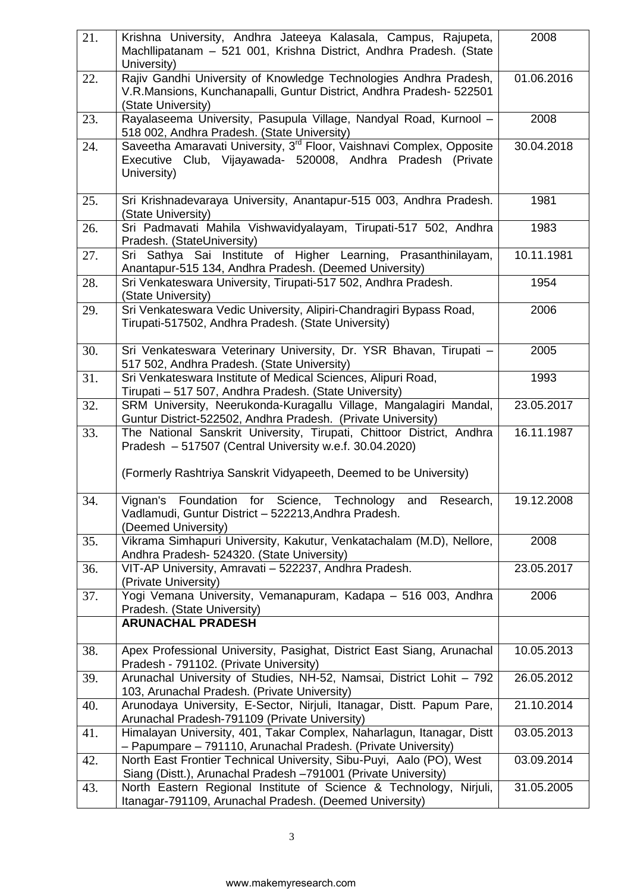| | | |
|---|---|---|
| 21. | Krishna University, Andhra Jateeya Kalasala, Campus, Rajupeta, Machllipatanam – 521 001, Krishna District, Andhra Pradesh. (State University) | 2008 |
| 22. | Rajiv Gandhi University of Knowledge Technologies Andhra Pradesh, V.R.Mansions, Kunchanapalli, Guntur District, Andhra Pradesh- 522501 (State University) | 01.06.2016 |
| 23. | Rayalaseema University, Pasupula Village, Nandyal Road, Kurnool – 518 002, Andhra Pradesh. (State University) | 2008 |
| 24. | Saveetha Amaravati University, 3rd Floor, Vaishnavi Complex, Opposite Executive Club, Vijayawada- 520008, Andhra Pradesh (Private University) | 30.04.2018 |
| 25. | Sri Krishnadevaraya University, Anantapur-515 003, Andhra Pradesh. (State University) | 1981 |
| 26. | Sri Padmavati Mahila Vishwavidyalayam, Tirupati-517 502, Andhra Pradesh. (StateUniversity) | 1983 |
| 27. | Sri Sathya Sai Institute of Higher Learning, Prasanthinilayam, Anantapur-515 134, Andhra Pradesh. (Deemed University) | 10.11.1981 |
| 28. | Sri Venkateswara University, Tirupati-517 502, Andhra Pradesh. (State University) | 1954 |
| 29. | Sri Venkateswara Vedic University, Alipiri-Chandragiri Bypass Road, Tirupati-517502, Andhra Pradesh. (State University) | 2006 |
| 30. | Sri Venkateswara Veterinary University, Dr. YSR Bhavan, Tirupati – 517 502, Andhra Pradesh. (State University) | 2005 |
| 31. | Sri Venkateswara Institute of Medical Sciences, Alipuri Road, Tirupati – 517 507, Andhra Pradesh. (State University) | 1993 |
| 32. | SRM University, Neerukonda-Kuragallu Village, Mangalagiri Mandal, Guntur District-522502, Andhra Pradesh. (Private University) | 23.05.2017 |
| 33. | The National Sanskrit University, Tirupati, Chittoor District, Andhra Pradesh – 517507 (Central University w.e.f. 30.04.2020)<br><br>(Formerly Rashtriya Sanskrit Vidyapeeth, Deemed to be University) | 16.11.1987 |
| 34. | Vignan's Foundation for Science, Technology and Research, Vadlamudi, Guntur District – 522213,Andhra Pradesh. (Deemed University) | 19.12.2008 |
| 35. | Vikrama Simhapuri University, Kakutur, Venkatachalam (M.D), Nellore, Andhra Pradesh- 524320. (State University) | 2008 |
| 36. | VIT-AP University, Amravati – 522237, Andhra Pradesh. (Private University) | 23.05.2017 |
| 37. | Yogi Vemana University, Vemanapuram, Kadapa – 516 003, Andhra Pradesh. (State University) | 2006 |
| | **ARUNACHAL PRADESH** | |
| 38. | Apex Professional University, Pasighat, District East Siang, Arunachal Pradesh - 791102. (Private University) | 10.05.2013 |
| 39. | Arunachal University of Studies, NH-52, Namsai, District Lohit – 792 103, Arunachal Pradesh. (Private University) | 26.05.2012 |
| 40. | Arunodaya University, E-Sector, Nirjuli, Itanagar, Distt. Papum Pare, Arunachal Pradesh-791109 (Private University) | 21.10.2014 |
| 41. | Himalayan University, 401, Takar Complex, Naharlagun, Itanagar, Distt – Papumpare – 791110, Arunachal Pradesh. (Private University) | 03.05.2013 |
| 42. | North East Frontier Technical University, Sibu-Puyi, Aalo (PO), West Siang (Distt.), Arunachal Pradesh –791001 (Private University) | 03.09.2014 |
| 43. | North Eastern Regional Institute of Science & Technology, Nirjuli, Itanagar-791109, Arunachal Pradesh. (Deemed University) | 31.05.2005 |

www.makemyresearch.com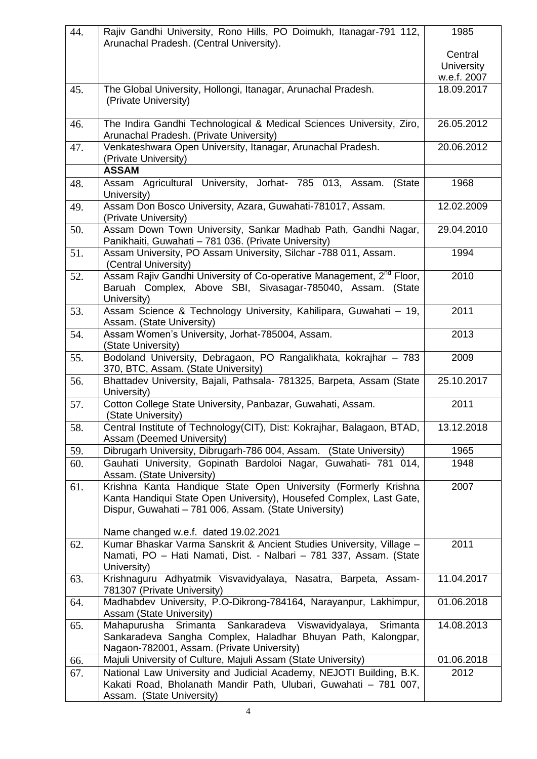| | | |
|---|---|---|
| 44. | Rajiv Gandhi University, Rono Hills, PO Doimukh, Itanagar-791 112, Arunachal Pradesh. (Central University). | 1985<br><br>Central University w.e.f. 2007 |
| 45. | The Global University, Hollongi, Itanagar, Arunachal Pradesh. (Private University) | 18.09.2017 |
| 46. | The Indira Gandhi Technological & Medical Sciences University, Ziro, Arunachal Pradesh. (Private University) | 26.05.2012 |
| 47. | Venkateshwara Open University, Itanagar, Arunachal Pradesh. (Private University) | 20.06.2012 |
| | **ASSAM** | |
| 48. | Assam Agricultural University, Jorhat- 785 013, Assam. (State University) | 1968 |
| 49. | Assam Don Bosco University, Azara, Guwahati-781017, Assam. (Private University) | 12.02.2009 |
| 50. | Assam Down Town University, Sankar Madhab Path, Gandhi Nagar, Panikhaiti, Guwahati – 781 036. (Private University) | 29.04.2010 |
| 51. | Assam University, PO Assam University, Silchar -788 011, Assam. (Central University) | 1994 |
| 52. | Assam Rajiv Gandhi University of Co-operative Management, 2nd Floor, Baruah Complex, Above SBI, Sivasagar-785040, Assam. (State University) | 2010 |
| 53. | Assam Science & Technology University, Kahilipara, Guwahati – 19, Assam. (State University) | 2011 |
| 54. | Assam Women's University, Jorhat-785004, Assam. (State University) | 2013 |
| 55. | Bodoland University, Debragaon, PO Rangalikhata, kokrajhar – 783 370, BTC, Assam. (State University) | 2009 |
| 56. | Bhattadev University, Bajali, Pathsala- 781325, Barpeta, Assam (State University) | 25.10.2017 |
| 57. | Cotton College State University, Panbazar, Guwahati, Assam. (State University) | 2011 |
| 58. | Central Institute of Technology(CIT), Dist: Kokrajhar, Balagaon, BTAD, Assam (Deemed University) | 13.12.2018 |
| 59. | Dibrugarh University, Dibrugarh-786 004, Assam. (State University) | 1965 |
| 60. | Gauhati University, Gopinath Bardoloi Nagar, Guwahati- 781 014, Assam. (State University) | 1948 |
| 61. | Krishna Kanta Handique State Open University (Formerly Krishna Kanta Handiqui State Open University), Housefed Complex, Last Gate, Dispur, Guwahati – 781 006, Assam. (State University)<br><br>Name changed w.e.f. dated 19.02.2021 | 2007 |
| 62. | Kumar Bhaskar Varma Sanskrit & Ancient Studies University, Village – Namati, PO – Hati Namati, Dist. - Nalbari – 781 337, Assam. (State University) | 2011 |
| 63. | Krishnaguru Adhyatmik Visvavidyalaya, Nasatra, Barpeta, Assam-781307 (Private University) | 11.04.2017 |
| 64. | Madhabdev University, P.O-Dikrong-784164, Narayanpur, Lakhimpur, Assam (State University) | 01.06.2018 |
| 65. | Mahapurusha Srimanta Sankaradeva Viswavidyalaya, Srimanta Sankaradeva Sangha Complex, Haladhar Bhuyan Path, Kalongpar, Nagaon-782001, Assam. (Private University) | 14.08.2013 |
| 66. | Majuli University of Culture, Majuli Assam (State University) | 01.06.2018 |
| 67. | National Law University and Judicial Academy, NEJOTI Building, B.K. Kakati Road, Bholanath Mandir Path, Ulubari, Guwahati – 781 007, Assam. (State University) | 2012 |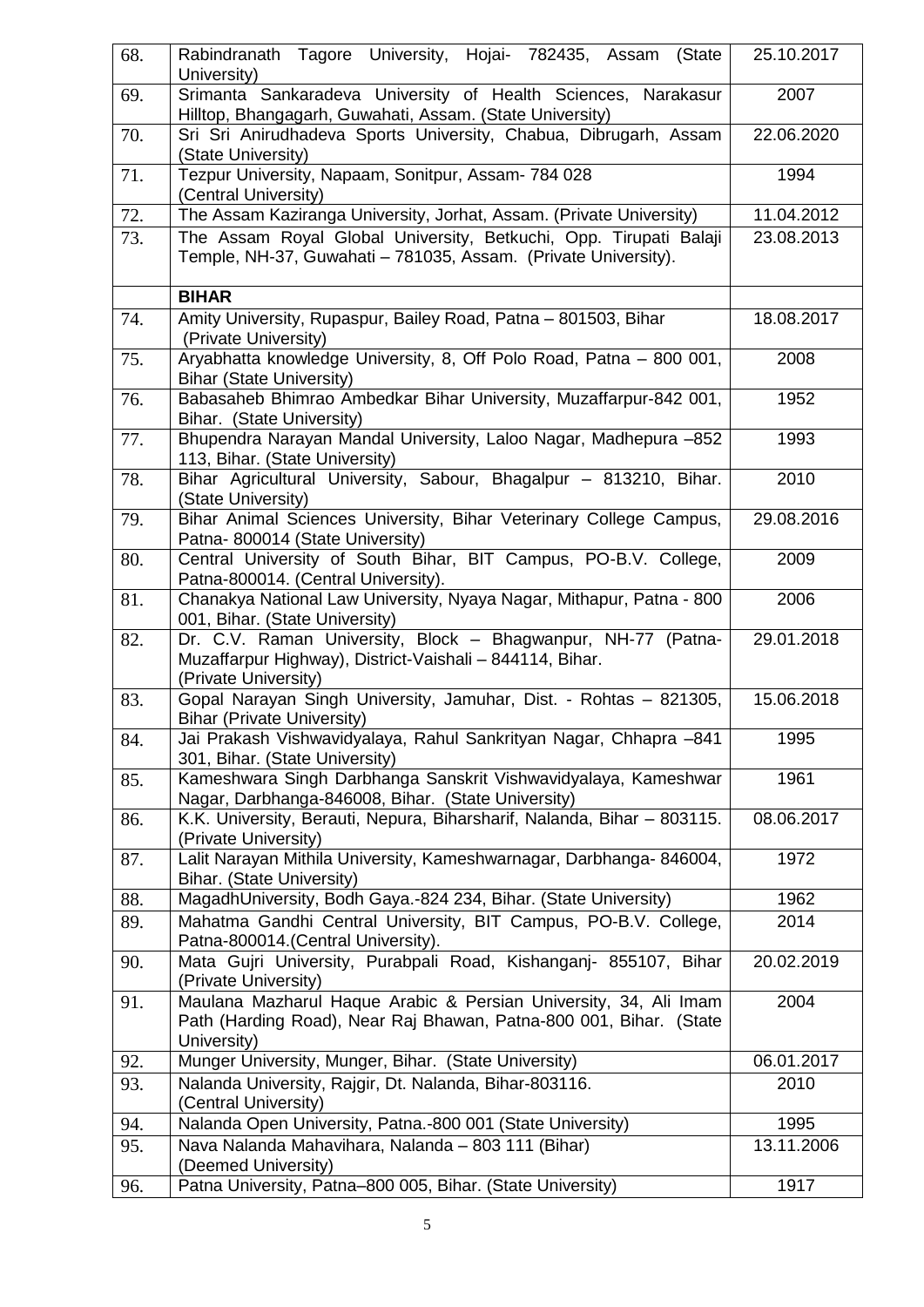| | | |
|---|---|---|
| 68. | Rabindranath Tagore University, Hojai- 782435, Assam (State University) | 25.10.2017 |
| 69. | Srimanta Sankaradeva University of Health Sciences, Narakasur Hilltop, Bhangagarh, Guwahati, Assam. (State University) | 2007 |
| 70. | Sri Sri Anirudhadeva Sports University, Chabua, Dibrugarh, Assam (State University) | 22.06.2020 |
| 71. | Tezpur University, Napaam, Sonitpur, Assam- 784 028 (Central University) | 1994 |
| 72. | The Assam Kaziranga University, Jorhat, Assam. (Private University) | 11.04.2012 |
| 73. | The Assam Royal Global University, Betkuchi, Opp. Tirupati Balaji Temple, NH-37, Guwahati – 781035, Assam. (Private University). | 23.08.2013 |
| | **BIHAR** | |
| 74. | Amity University, Rupaspur, Bailey Road, Patna – 801503, Bihar (Private University) | 18.08.2017 |
| 75. | Aryabhatta knowledge University, 8, Off Polo Road, Patna – 800 001, Bihar (State University) | 2008 |
| 76. | Babasaheb Bhimrao Ambedkar Bihar University, Muzaffarpur-842 001, Bihar. (State University) | 1952 |
| 77. | Bhupendra Narayan Mandal University, Laloo Nagar, Madhepura –852 113, Bihar. (State University) | 1993 |
| 78. | Bihar Agricultural University, Sabour, Bhagalpur – 813210, Bihar. (State University) | 2010 |
| 79. | Bihar Animal Sciences University, Bihar Veterinary College Campus, Patna- 800014 (State University) | 29.08.2016 |
| 80. | Central University of South Bihar, BIT Campus, PO-B.V. College, Patna-800014. (Central University). | 2009 |
| 81. | Chanakya National Law University, Nyaya Nagar, Mithapur, Patna - 800 001, Bihar. (State University) | 2006 |
| 82. | Dr. C.V. Raman University, Block – Bhagwanpur, NH-77 (Patna-Muzaffarpur Highway), District-Vaishali – 844114, Bihar. (Private University) | 29.01.2018 |
| 83. | Gopal Narayan Singh University, Jamuhar, Dist. - Rohtas – 821305, Bihar (Private University) | 15.06.2018 |
| 84. | Jai Prakash Vishwavidyalaya, Rahul Sankrityan Nagar, Chhapra –841 301, Bihar. (State University) | 1995 |
| 85. | Kameshwara Singh Darbhanga Sanskrit Vishwavidyalaya, Kameshwar Nagar, Darbhanga-846008, Bihar. (State University) | 1961 |
| 86. | K.K. University, Berauti, Nepura, Biharsharif, Nalanda, Bihar – 803115. (Private University) | 08.06.2017 |
| 87. | Lalit Narayan Mithila University, Kameshwarnagar, Darbhanga- 846004, Bihar. (State University) | 1972 |
| 88. | MagadhUniversity, Bodh Gaya.-824 234, Bihar. (State University) | 1962 |
| 89. | Mahatma Gandhi Central University, BIT Campus, PO-B.V. College, Patna-800014.(Central University). | 2014 |
| 90. | Mata Gujri University, Purabpali Road, Kishanganj- 855107, Bihar (Private University) | 20.02.2019 |
| 91. | Maulana Mazharul Haque Arabic & Persian University, 34, Ali Imam Path (Harding Road), Near Raj Bhawan, Patna-800 001, Bihar. (State University) | 2004 |
| 92. | Munger University, Munger, Bihar. (State University) | 06.01.2017 |
| 93. | Nalanda University, Rajgir, Dt. Nalanda, Bihar-803116. (Central University) | 2010 |
| 94. | Nalanda Open University, Patna.-800 001 (State University) | 1995 |
| 95. | Nava Nalanda Mahavihara, Nalanda – 803 111 (Bihar) (Deemed University) | 13.11.2006 |
| 96. | Patna University, Patna–800 005, Bihar. (State University) | 1917 |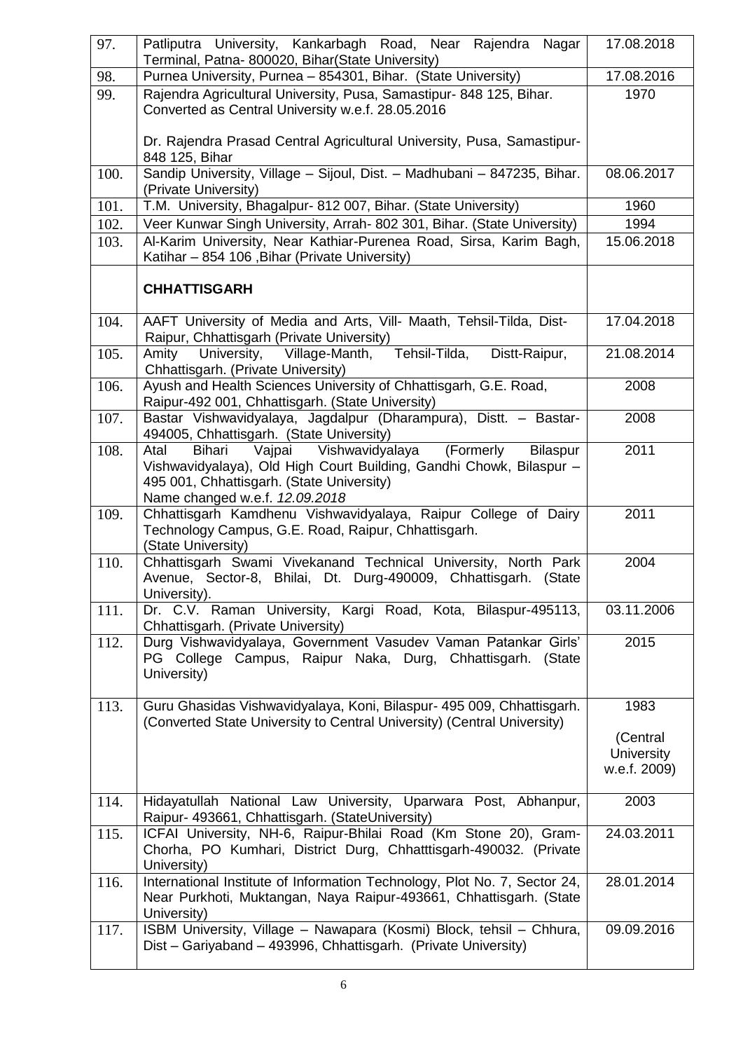| | | |
|---|---|---|
| 97. | Patliputra University, Kankarbagh Road, Near Rajendra Nagar Terminal, Patna- 800020, Bihar(State University) | 17.08.2018 |
| 98. | Purnea University, Purnea – 854301, Bihar. (State University) | 17.08.2016 |
| 99. | Rajendra Agricultural University, Pusa, Samastipur- 848 125, Bihar. Converted as Central University w.e.f. 28.05.2016<br><br>Dr. Rajendra Prasad Central Agricultural University, Pusa, Samastipur- 848 125, Bihar | 1970 |
| 100. | Sandip University, Village – Sijoul, Dist. – Madhubani – 847235, Bihar. (Private University) | 08.06.2017 |
| 101. | T.M. University, Bhagalpur- 812 007, Bihar. (State University) | 1960 |
| 102. | Veer Kunwar Singh University, Arrah- 802 301, Bihar. (State University) | 1994 |
| 103. | Al-Karim University, Near Kathiar-Purenea Road, Sirsa, Karim Bagh, Katihar – 854 106 ,Bihar (Private University) | 15.06.2018 |
| | **CHHATTISGARH** | |
| 104. | AAFT University of Media and Arts, Vill- Maath, Tehsil-Tilda, Dist- Raipur, Chhattisgarh (Private University) | 17.04.2018 |
| 105. | Amity University, Village-Manth, Tehsil-Tilda, Distt-Raipur, Chhattisgarh. (Private University) | 21.08.2014 |
| 106. | Ayush and Health Sciences University of Chhattisgarh, G.E. Road, Raipur-492 001, Chhattisgarh. (State University) | 2008 |
| 107. | Bastar Vishwavidyalaya, Jagdalpur (Dharampura), Distt. – Bastar- 494005, Chhattisgarh. (State University) | 2008 |
| 108. | Atal Bihari Vajpai Vishwavidyalaya (Formerly Bilaspur Vishwavidyalaya), Old High Court Building, Gandhi Chowk, Bilaspur – 495 001, Chhattisgarh. (State University)<br>Name changed w.e.f. *12.09.2018* | 2011 |
| 109. | Chhattisgarh Kamdhenu Vishwavidyalaya, Raipur College of Dairy Technology Campus, G.E. Road, Raipur, Chhattisgarh. (State University) | 2011 |
| 110. | Chhattisgarh Swami Vivekanand Technical University, North Park Avenue, Sector-8, Bhilai, Dt. Durg-490009, Chhattisgarh. (State University). | 2004 |
| 111. | Dr. C.V. Raman University, Kargi Road, Kota, Bilaspur-495113, Chhattisgarh. (Private University) | 03.11.2006 |
| 112. | Durg Vishwavidyalaya, Government Vasudev Vaman Patankar Girls' PG College Campus, Raipur Naka, Durg, Chhattisgarh. (State University) | 2015 |
| 113. | Guru Ghasidas Vishwavidyalaya, Koni, Bilaspur- 495 009, Chhattisgarh. (Converted State University to Central University) (Central University) | 1983<br><br>(Central University w.e.f. 2009) |
| 114. | Hidayatullah National Law University, Uparwara Post, Abhanpur, Raipur- 493661, Chhattisgarh. (StateUniversity) | 2003 |
| 115. | ICFAI University, NH-6, Raipur-Bhilai Road (Km Stone 20), Gram- Chorha, PO Kumhari, District Durg, Chhatttisgarh-490032. (Private University) | 24.03.2011 |
| 116. | International Institute of Information Technology, Plot No. 7, Sector 24, Near Purkhoti, Muktangan, Naya Raipur-493661, Chhattisgarh. (State University) | 28.01.2014 |
| 117. | ISBM University, Village – Nawapara (Kosmi) Block, tehsil – Chhura, Dist – Gariyaband – 493996, Chhattisgarh. (Private University) | 09.09.2016 |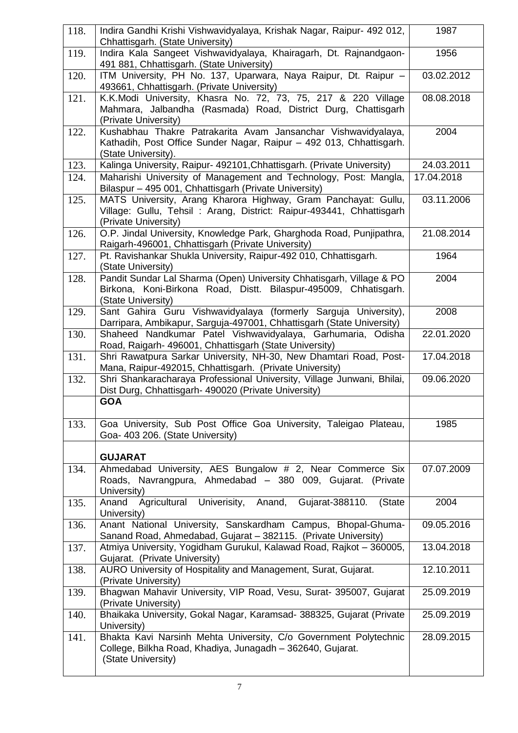| | | |
|---|---|---|
| 118. | Indira Gandhi Krishi Vishwavidyalaya, Krishak Nagar, Raipur- 492 012, Chhattisgarh. (State University) | 1987 |
| 119. | Indira Kala Sangeet Vishwavidyalaya, Khairagarh, Dt. Rajnandgaon- 491 881, Chhattisgarh. (State University) | 1956 |
| 120. | ITM University, PH No. 137, Uparwara, Naya Raipur, Dt. Raipur – 493661, Chhattisgarh. (Private University) | 03.02.2012 |
| 121. | K.K.Modi University, Khasra No. 72, 73, 75, 217 & 220 Village Mahmara, Jalbandha (Rasmada) Road, District Durg, Chattisgarh (Private University) | 08.08.2018 |
| 122. | Kushabhau Thakre Patrakarita Avam Jansanchar Vishwavidyalaya, Kathadih, Post Office Sunder Nagar, Raipur – 492 013, Chhattisgarh. (State University). | 2004 |
| 123. | Kalinga University, Raipur- 492101,Chhattisgarh. (Private University) | 24.03.2011 |
| 124. | Maharishi University of Management and Technology, Post: Mangla, Bilaspur – 495 001, Chhattisgarh (Private University) | 17.04.2018 |
| 125. | MATS University, Arang Kharora Highway, Gram Panchayat: Gullu, Village: Gullu, Tehsil : Arang, District: Raipur-493441, Chhattisgarh (Private University) | 03.11.2006 |
| 126. | O.P. Jindal University, Knowledge Park, Gharghoda Road, Punjipathra, Raigarh-496001, Chhattisgarh (Private University) | 21.08.2014 |
| 127. | Pt. Ravishankar Shukla University, Raipur-492 010, Chhattisgarh. (State University) | 1964 |
| 128. | Pandit Sundar Lal Sharma (Open) University Chhatisgarh, Village & PO Birkona, Koni-Birkona Road, Distt. Bilaspur-495009, Chhatisgarh. (State University) | 2004 |
| 129. | Sant Gahira Guru Vishwavidyalaya (formerly Sarguja University), Darripara, Ambikapur, Sarguja-497001, Chhattisgarh (State University) | 2008 |
| 130. | Shaheed Nandkumar Patel Vishwavidyalaya, Garhumaria, Odisha Road, Raigarh- 496001, Chhattisgarh (State University) | 22.01.2020 |
| 131. | Shri Rawatpura Sarkar University, NH-30, New Dhamtari Road, Post-Mana, Raipur-492015, Chhattisgarh. (Private University) | 17.04.2018 |
| 132. | Shri Shankaracharaya Professional University, Village Junwani, Bhilai, Dist Durg, Chhattisgarh- 490020 (Private University) | 09.06.2020 |
| | **GOA** | |
| 133. | Goa University, Sub Post Office Goa University, Taleigao Plateau, Goa- 403 206. (State University) | 1985 |
| | **GUJARAT** | |
| 134. | Ahmedabad University, AES Bungalow # 2, Near Commerce Six Roads, Navrangpura, Ahmedabad – 380 009, Gujarat. (Private University) | 07.07.2009 |
| 135. | Anand Agricultural Univerisity, Anand, Gujarat-388110. (State University) | 2004 |
| 136. | Anant National University, Sanskardham Campus, Bhopal-Ghuma-Sanand Road, Ahmedabad, Gujarat – 382115. (Private University) | 09.05.2016 |
| 137. | Atmiya University, Yogidham Gurukul, Kalawad Road, Rajkot – 360005, Gujarat. (Private University) | 13.04.2018 |
| 138. | AURO University of Hospitality and Management, Surat, Gujarat. (Private University) | 12.10.2011 |
| 139. | Bhagwan Mahavir University, VIP Road, Vesu, Surat- 395007, Gujarat (Private University) | 25.09.2019 |
| 140. | Bhaikaka University, Gokal Nagar, Karamsad- 388325, Gujarat (Private University) | 25.09.2019 |
| 141. | Bhakta Kavi Narsinh Mehta University, C/o Government Polytechnic College, Bilkha Road, Khadiya, Junagadh – 362640, Gujarat. (State University) | 28.09.2015 |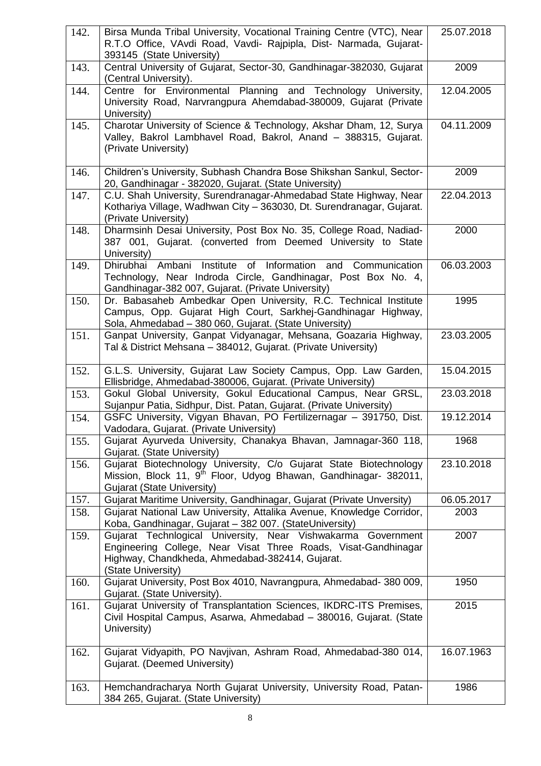| | | |
|---|---|---|
| 142. | Birsa Munda Tribal University, Vocational Training Centre (VTC), Near R.T.O Office, VAvdi Road, Vavdi- Rajpipla, Dist- Narmada, Gujarat-393145 (State University) | 25.07.2018 |
| 143. | Central University of Gujarat, Sector-30, Gandhinagar-382030, Gujarat (Central University). | 2009 |
| 144. | Centre for Environmental Planning and Technology University, University Road, Narvrangpura Ahemdabad-380009, Gujarat (Private University) | 12.04.2005 |
| 145. | Charotar University of Science & Technology, Akshar Dham, 12, Surya Valley, Bakrol Lambhavel Road, Bakrol, Anand – 388315, Gujarat. (Private University) | 04.11.2009 |
| 146. | Children's University, Subhash Chandra Bose Shikshan Sankul, Sector-20, Gandhinagar - 382020, Gujarat. (State University) | 2009 |
| 147. | C.U. Shah University, Surendranagar-Ahmedabad State Highway, Near Kothariya Village, Wadhwan City – 363030, Dt. Surendranagar, Gujarat. (Private University) | 22.04.2013 |
| 148. | Dharmsinh Desai University, Post Box No. 35, College Road, Nadiad-387 001, Gujarat. (converted from Deemed University to State University) | 2000 |
| 149. | Dhirubhai Ambani Institute of Information and Communication Technology, Near Indroda Circle, Gandhinagar, Post Box No. 4, Gandhinagar-382 007, Gujarat. (Private University) | 06.03.2003 |
| 150. | Dr. Babasaheb Ambedkar Open University, R.C. Technical Institute Campus, Opp. Gujarat High Court, Sarkhej-Gandhinagar Highway, Sola, Ahmedabad – 380 060, Gujarat. (State University) | 1995 |
| 151. | Ganpat University, Ganpat Vidyanagar, Mehsana, Goazaria Highway, Tal & District Mehsana – 384012, Gujarat. (Private University) | 23.03.2005 |
| 152. | G.L.S. University, Gujarat Law Society Campus, Opp. Law Garden, Ellisbridge, Ahmedabad-380006, Gujarat. (Private University) | 15.04.2015 |
| 153. | Gokul Global University, Gokul Educational Campus, Near GRSL, Sujanpur Patia, Sidhpur, Dist. Patan, Gujarat. (Private University) | 23.03.2018 |
| 154. | GSFC University, Vigyan Bhavan, PO Fertilizernagar – 391750, Dist. Vadodara, Gujarat. (Private University) | 19.12.2014 |
| 155. | Gujarat Ayurveda University, Chanakya Bhavan, Jamnagar-360 118, Gujarat. (State University) | 1968 |
| 156. | Gujarat Biotechnology University, C/o Gujarat State Biotechnology Mission, Block 11, 9th Floor, Udyog Bhawan, Gandhinagar- 382011, Gujarat (State University) | 23.10.2018 |
| 157. | Gujarat Maritime University, Gandhinagar, Gujarat (Private Unversity) | 06.05.2017 |
| 158. | Gujarat National Law University, Attalika Avenue, Knowledge Corridor, Koba, Gandhinagar, Gujarat – 382 007. (StateUniversity) | 2003 |
| 159. | Gujarat Technlogical University, Near Vishwakarma Government Engineering College, Near Visat Three Roads, Visat-Gandhinagar Highway, Chandkheda, Ahmedabad-382414, Gujarat. (State University) | 2007 |
| 160. | Gujarat University, Post Box 4010, Navrangpura, Ahmedabad- 380 009, Gujarat. (State University). | 1950 |
| 161. | Gujarat University of Transplantation Sciences, IKDRC-ITS Premises, Civil Hospital Campus, Asarwa, Ahmedabad – 380016, Gujarat. (State University) | 2015 |
| 162. | Gujarat Vidyapith, PO Navjivan, Ashram Road, Ahmedabad-380 014, Gujarat. (Deemed University) | 16.07.1963 |
| 163. | Hemchandracharya North Gujarat University, University Road, Patan-384 265, Gujarat. (State University) | 1986 |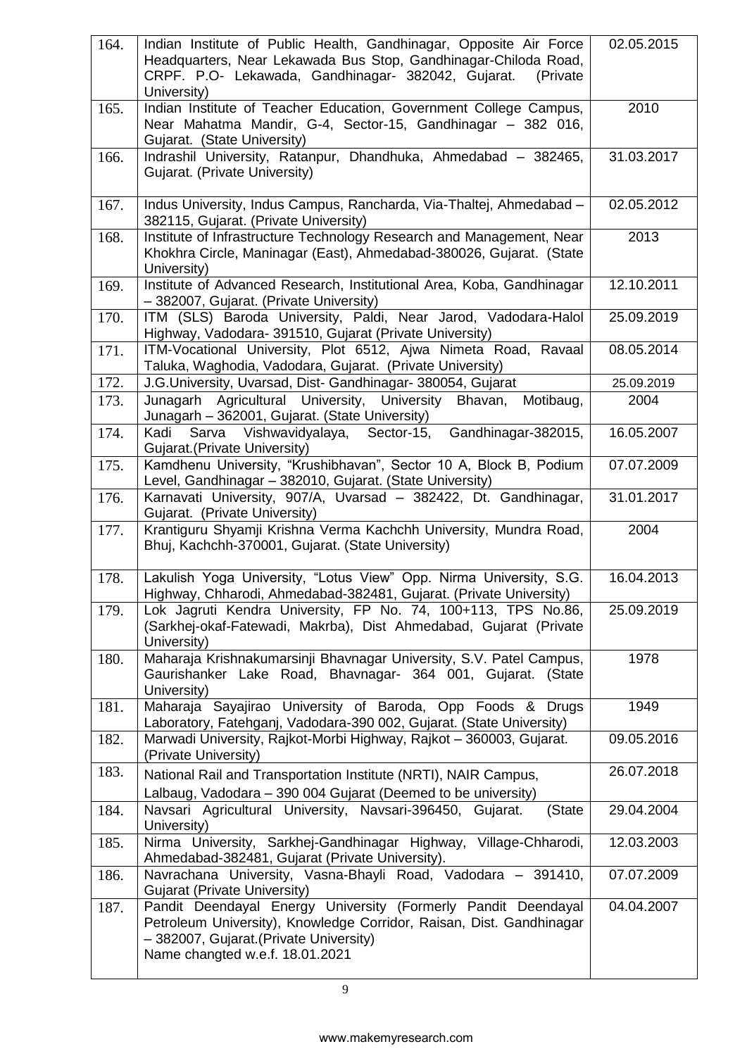| 164. | Indian Institute of Public Health, Gandhinagar, Opposite Air Force Headquarters, Near Lekawada Bus Stop, Gandhinagar-Chiloda Road, CRPF. P.O- Lekawada, Gandhinagar- 382042, Gujarat. (Private University) | 02.05.2015 |
|---|---|---|
| 165. | Indian Institute of Teacher Education, Government College Campus, Near Mahatma Mandir, G-4, Sector-15, Gandhinagar – 382 016, Gujarat. (State University) | 2010 |
| 166. | Indrashil University, Ratanpur, Dhandhuka, Ahmedabad – 382465, Gujarat. (Private University) | 31.03.2017 |
| 167. | Indus University, Indus Campus, Rancharda, Via-Thaltej, Ahmedabad – 382115, Gujarat. (Private University) | 02.05.2012 |
| 168. | Institute of Infrastructure Technology Research and Management, Near Khokhra Circle, Maninagar (East), Ahmedabad-380026, Gujarat. (State University) | 2013 |
| 169. | Institute of Advanced Research, Institutional Area, Koba, Gandhinagar – 382007, Gujarat. (Private University) | 12.10.2011 |
| 170. | ITM (SLS) Baroda University, Paldi, Near Jarod, Vadodara-Halol Highway, Vadodara- 391510, Gujarat (Private University) | 25.09.2019 |
| 171. | ITM-Vocational University, Plot 6512, Ajwa Nimeta Road, Ravaal Taluka, Waghodia, Vadodara, Gujarat. (Private University) | 08.05.2014 |
| 172. | J.G.University, Uvarsad, Dist- Gandhinagar- 380054, Gujarat | 25.09.2019 |
| 173. | Junagarh Agricultural University, University Bhavan, Motibaug, Junagarh – 362001, Gujarat. (State University) | 2004 |
| 174. | Kadi Sarva Vishwavidyalaya, Sector-15, Gandhinagar-382015, Gujarat.(Private University) | 16.05.2007 |
| 175. | Kamdhenu University, "Krushibhavan", Sector 10 A, Block B, Podium Level, Gandhinagar – 382010, Gujarat. (State University) | 07.07.2009 |
| 176. | Karnavati University, 907/A, Uvarsad – 382422, Dt. Gandhinagar, Gujarat. (Private University) | 31.01.2017 |
| 177. | Krantiguru Shyamji Krishna Verma Kachchh University, Mundra Road, Bhuj, Kachchh-370001, Gujarat. (State University) | 2004 |
| 178. | Lakulish Yoga University, "Lotus View" Opp. Nirma University, S.G. Highway, Chharodi, Ahmedabad-382481, Gujarat. (Private University) | 16.04.2013 |
| 179. | Lok Jagruti Kendra University, FP No. 74, 100+113, TPS No.86, (Sarkhej-okaf-Fatewadi, Makrba), Dist Ahmedabad, Gujarat (Private University) | 25.09.2019 |
| 180. | Maharaja Krishnakumarsinji Bhavnagar University, S.V. Patel Campus, Gaurishanker Lake Road, Bhavnagar- 364 001, Gujarat. (State University) | 1978 |
| 181. | Maharaja Sayajirao University of Baroda, Opp Foods & Drugs Laboratory, Fatehganj, Vadodara-390 002, Gujarat. (State University) | 1949 |
| 182. | Marwadi University, Rajkot-Morbi Highway, Rajkot – 360003, Gujarat. (Private University) | 09.05.2016 |
| 183. | National Rail and Transportation Institute (NRTI), NAIR Campus, Lalbaug, Vadodara – 390 004 Gujarat (Deemed to be university) | 26.07.2018 |
| 184. | Navsari Agricultural University, Navsari-396450, Gujarat. (State University) | 29.04.2004 |
| 185. | Nirma University, Sarkhej-Gandhinagar Highway, Village-Chharodi, Ahmedabad-382481, Gujarat (Private University). | 12.03.2003 |
| 186. | Navrachana University, Vasna-Bhayli Road, Vadodara – 391410, Gujarat (Private University) | 07.07.2009 |
| 187. | Pandit Deendayal Energy University (Formerly Pandit Deendayal Petroleum University), Knowledge Corridor, Raisan, Dist. Gandhinagar – 382007, Gujarat.(Private University) Name changted w.e.f. 18.01.2021 | 04.04.2007 |

www.makemyresearch.com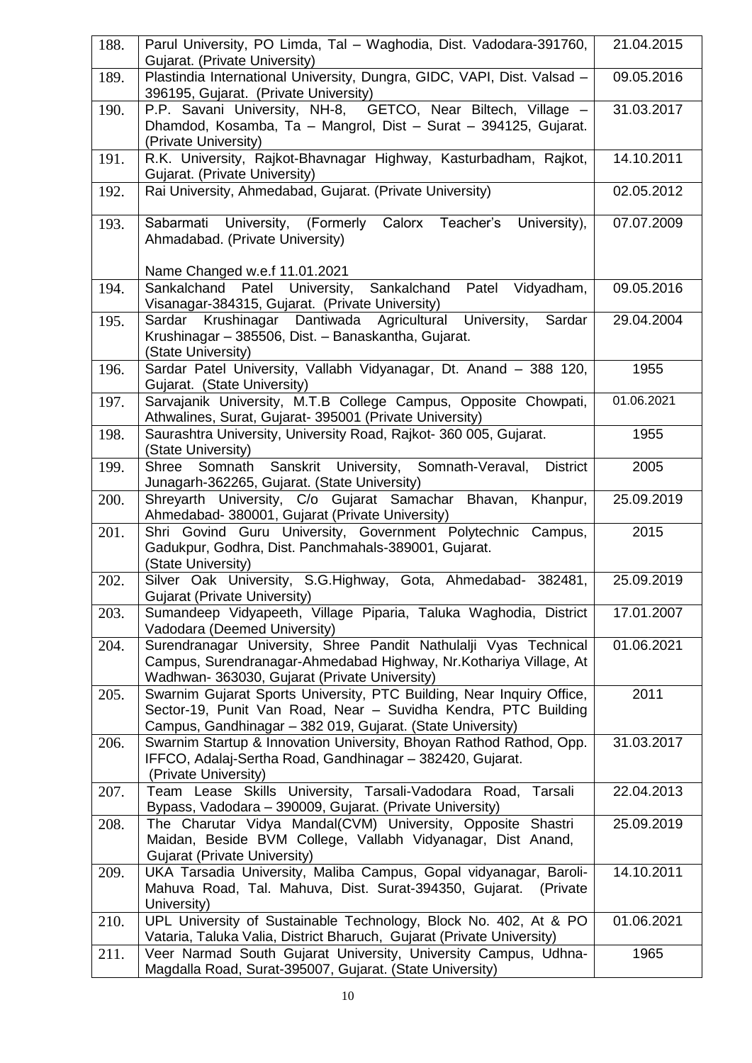| | | |
|---|---|---|
| 188. | Parul University, PO Limda, Tal – Waghodia, Dist. Vadodara-391760, Gujarat. (Private University) | 21.04.2015 |
| 189. | Plastindia International University, Dungra, GIDC, VAPI, Dist. Valsad – 396195, Gujarat. (Private University) | 09.05.2016 |
| 190. | P.P. Savani University, NH-8, GETCO, Near Biltech, Village – Dhamdod, Kosamba, Ta – Mangrol, Dist – Surat – 394125, Gujarat. (Private University) | 31.03.2017 |
| 191. | R.K. University, Rajkot-Bhavnagar Highway, Kasturbadham, Rajkot, Gujarat. (Private University) | 14.10.2011 |
| 192. | Rai University, Ahmedabad, Gujarat. (Private University) | 02.05.2012 |
| 193. | Sabarmati University, (Formerly Calorx Teacher's University), Ahmadabad. (Private University)<br><br>Name Changed w.e.f 11.01.2021 | 07.07.2009 |
| 194. | Sankalchand Patel University, Sankalchand Patel Vidyadham, Visanagar-384315, Gujarat. (Private University) | 09.05.2016 |
| 195. | Sardar Krushinagar Dantiwada Agricultural University, Sardar Krushinagar – 385506, Dist. – Banaskantha, Gujarat. (State University) | 29.04.2004 |
| 196. | Sardar Patel University, Vallabh Vidyanagar, Dt. Anand – 388 120, Gujarat. (State University) | 1955 |
| 197. | Sarvajanik University, M.T.B College Campus, Opposite Chowpati, Athwalines, Surat, Gujarat- 395001 (Private University) | 01.06.2021 |
| 198. | Saurashtra University, University Road, Rajkot- 360 005, Gujarat. (State University) | 1955 |
| 199. | Shree Somnath Sanskrit University, Somnath-Veraval, District Junagarh-362265, Gujarat. (State University) | 2005 |
| 200. | Shreyarth University, C/o Gujarat Samachar Bhavan, Khanpur, Ahmedabad- 380001, Gujarat (Private University) | 25.09.2019 |
| 201. | Shri Govind Guru University, Government Polytechnic Campus, Gadukpur, Godhra, Dist. Panchmahals-389001, Gujarat. (State University) | 2015 |
| 202. | Silver Oak University, S.G.Highway, Gota, Ahmedabad- 382481, Gujarat (Private University) | 25.09.2019 |
| 203. | Sumandeep Vidyapeeth, Village Piparia, Taluka Waghodia, District Vadodara (Deemed University) | 17.01.2007 |
| 204. | Surendranagar University, Shree Pandit Nathulalji Vyas Technical Campus, Surendranagar-Ahmedabad Highway, Nr.Kothariya Village, At Wadhwan- 363030, Gujarat (Private University) | 01.06.2021 |
| 205. | Swarnim Gujarat Sports University, PTC Building, Near Inquiry Office, Sector-19, Punit Van Road, Near – Suvidha Kendra, PTC Building Campus, Gandhinagar – 382 019, Gujarat. (State University) | 2011 |
| 206. | Swarnim Startup & Innovation University, Bhoyan Rathod Rathod, Opp. IFFCO, Adalaj-Sertha Road, Gandhinagar – 382420, Gujarat. (Private University) | 31.03.2017 |
| 207. | Team Lease Skills University, Tarsali-Vadodara Road, Tarsali Bypass, Vadodara – 390009, Gujarat. (Private University) | 22.04.2013 |
| 208. | The Charutar Vidya Mandal(CVM) University, Opposite Shastri Maidan, Beside BVM College, Vallabh Vidyanagar, Dist Anand, Gujarat (Private University) | 25.09.2019 |
| 209. | UKA Tarsadia University, Maliba Campus, Gopal vidyanagar, Baroli-Mahuva Road, Tal. Mahuva, Dist. Surat-394350, Gujarat. (Private University) | 14.10.2011 |
| 210. | UPL University of Sustainable Technology, Block No. 402, At & PO Vataria, Taluka Valia, District Bharuch, Gujarat (Private University) | 01.06.2021 |
| 211. | Veer Narmad South Gujarat University, University Campus, Udhna-Magdalla Road, Surat-395007, Gujarat. (State University) | 1965 |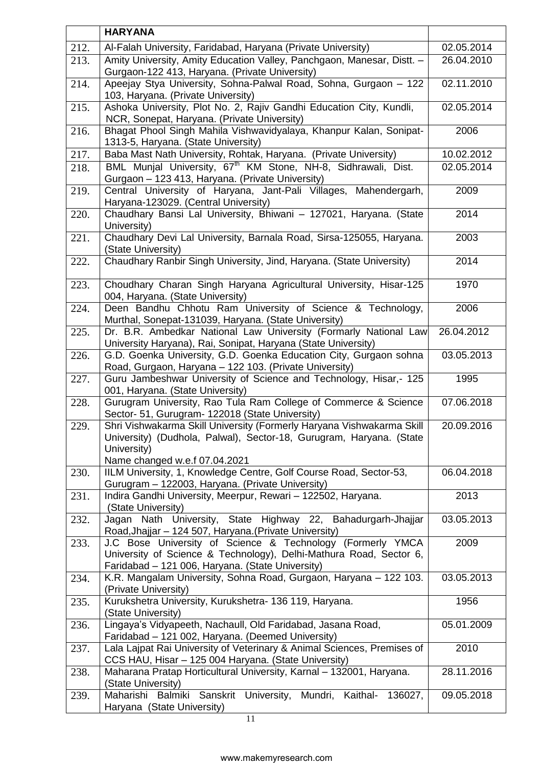| | HARYANA | |
|---|---|---|
| 212. | Al-Falah University, Faridabad, Haryana (Private University) | 02.05.2014 |
| 213. | Amity University, Amity Education Valley, Panchgaon, Manesar, Distt. – Gurgaon-122 413, Haryana. (Private University) | 26.04.2010 |
| 214. | Apeejay Stya University, Sohna-Palwal Road, Sohna, Gurgaon – 122 103, Haryana. (Private University) | 02.11.2010 |
| 215. | Ashoka University, Plot No. 2, Rajiv Gandhi Education City, Kundli, NCR, Sonepat, Haryana. (Private University) | 02.05.2014 |
| 216. | Bhagat Phool Singh Mahila Vishwavidyalaya, Khanpur Kalan, Sonipat-1313-5, Haryana. (State University) | 2006 |
| 217. | Baba Mast Nath University, Rohtak, Haryana. (Private University) | 10.02.2012 |
| 218. | BML Munjal University, 67th KM Stone, NH-8, Sidhrawali, Dist. Gurgaon – 123 413, Haryana. (Private University) | 02.05.2014 |
| 219. | Central University of Haryana, Jant-Pali Villages, Mahendergarh, Haryana-123029. (Central University) | 2009 |
| 220. | Chaudhary Bansi Lal University, Bhiwani – 127021, Haryana. (State University) | 2014 |
| 221. | Chaudhary Devi Lal University, Barnala Road, Sirsa-125055, Haryana. (State University) | 2003 |
| 222. | Chaudhary Ranbir Singh University, Jind, Haryana. (State University) | 2014 |
| 223. | Choudhary Charan Singh Haryana Agricultural University, Hisar-125 004, Haryana. (State University) | 1970 |
| 224. | Deen Bandhu Chhotu Ram University of Science & Technology, Murthal, Sonepat-131039, Haryana. (State University) | 2006 |
| 225. | Dr. B.R. Ambedkar National Law University (Formarly National Law University Haryana), Rai, Sonipat, Haryana (State University) | 26.04.2012 |
| 226. | G.D. Goenka University, G.D. Goenka Education City, Gurgaon sohna Road, Gurgaon, Haryana – 122 103. (Private University) | 03.05.2013 |
| 227. | Guru Jambeshwar University of Science and Technology, Hisar,- 125 001, Haryana. (State University) | 1995 |
| 228. | Gurugram University, Rao Tula Ram College of Commerce & Science Sector- 51, Gurugram- 122018 (State University) | 07.06.2018 |
| 229. | Shri Vishwakarma Skill University (Formerly Haryana Vishwakarma Skill University) (Dudhola, Palwal), Sector-18, Gurugram, Haryana. (State University)<br>Name changed w.e.f 07.04.2021 | 20.09.2016 |
| 230. | IILM University, 1, Knowledge Centre, Golf Course Road, Sector-53, Gurugram – 122003, Haryana. (Private University) | 06.04.2018 |
| 231. | Indira Gandhi University, Meerpur, Rewari – 122502, Haryana. (State University) | 2013 |
| 232. | Jagan Nath University, State Highway 22, Bahadurgarh-Jhajjar Road,Jhajjar – 124 507, Haryana.(Private University) | 03.05.2013 |
| 233. | J.C Bose University of Science & Technology (Formerly YMCA University of Science & Technology), Delhi-Mathura Road, Sector 6, Faridabad – 121 006, Haryana. (State University) | 2009 |
| 234. | K.R. Mangalam University, Sohna Road, Gurgaon, Haryana – 122 103. (Private University) | 03.05.2013 |
| 235. | Kurukshetra University, Kurukshetra- 136 119, Haryana. (State University) | 1956 |
| 236. | Lingaya's Vidyapeeth, Nachaull, Old Faridabad, Jasana Road, Faridabad – 121 002, Haryana. (Deemed University) | 05.01.2009 |
| 237. | Lala Lajpat Rai University of Veterinary & Animal Sciences, Premises of CCS HAU, Hisar – 125 004 Haryana. (State University) | 2010 |
| 238. | Maharana Pratap Horticultural University, Karnal – 132001, Haryana. (State University) | 28.11.2016 |
| 239. | Maharishi Balmiki Sanskrit University, Mundri, Kaithal- 136027, Haryana (State University) | 09.05.2018 |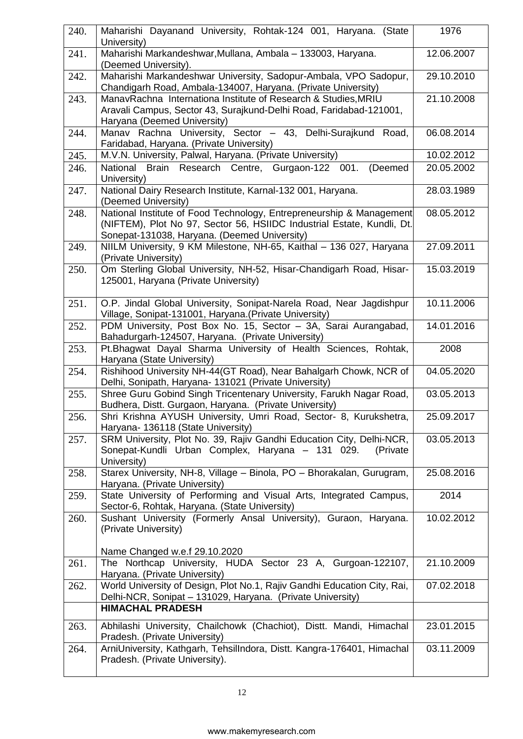| | | |
|---|---|---|
| 240. | Maharishi Dayanand University, Rohtak-124 001, Haryana. (State University) | 1976 |
| 241. | Maharishi Markandeshwar,Mullana, Ambala – 133003, Haryana. (Deemed University). | 12.06.2007 |
| 242. | Maharishi Markandeshwar University, Sadopur-Ambala, VPO Sadopur, Chandigarh Road, Ambala-134007, Haryana. (Private University) | 29.10.2010 |
| 243. | ManavRachna Internationa Institute of Research & Studies,MRIU Aravali Campus, Sector 43, Surajkund-Delhi Road, Faridabad-121001, Haryana (Deemed University) | 21.10.2008 |
| 244. | Manav Rachna University, Sector – 43, Delhi-Surajkund Road, Faridabad, Haryana. (Private University) | 06.08.2014 |
| 245. | M.V.N. University, Palwal, Haryana. (Private University) | 10.02.2012 |
| 246. | National Brain Research Centre, Gurgaon-122 001. (Deemed University) | 20.05.2002 |
| 247. | National Dairy Research Institute, Karnal-132 001, Haryana. (Deemed University) | 28.03.1989 |
| 248. | National Institute of Food Technology, Entrepreneurship & Management (NIFTEM), Plot No 97, Sector 56, HSIIDC Industrial Estate, Kundli, Dt. Sonepat-131038, Haryana. (Deemed University) | 08.05.2012 |
| 249. | NIILM University, 9 KM Milestone, NH-65, Kaithal – 136 027, Haryana (Private University) | 27.09.2011 |
| 250. | Om Sterling Global University, NH-52, Hisar-Chandigarh Road, Hisar-125001, Haryana (Private University) | 15.03.2019 |
| 251. | O.P. Jindal Global University, Sonipat-Narela Road, Near Jagdishpur Village, Sonipat-131001, Haryana.(Private University) | 10.11.2006 |
| 252. | PDM University, Post Box No. 15, Sector – 3A, Sarai Aurangabad, Bahadurgarh-124507, Haryana. (Private University) | 14.01.2016 |
| 253. | Pt.Bhagwat Dayal Sharma University of Health Sciences, Rohtak, Haryana (State University) | 2008 |
| 254. | Rishihood University NH-44(GT Road), Near Bahalgarh Chowk, NCR of Delhi, Sonipath, Haryana- 131021 (Private University) | 04.05.2020 |
| 255. | Shree Guru Gobind Singh Tricentenary University, Farukh Nagar Road, Budhera, Distt. Gurgaon, Haryana. (Private University) | 03.05.2013 |
| 256. | Shri Krishna AYUSH University, Umri Road, Sector- 8, Kurukshetra, Haryana- 136118 (State University) | 25.09.2017 |
| 257. | SRM University, Plot No. 39, Rajiv Gandhi Education City, Delhi-NCR, Sonepat-Kundli Urban Complex, Haryana – 131 029. (Private University) | 03.05.2013 |
| 258. | Starex University, NH-8, Village – Binola, PO – Bhorakalan, Gurugram, Haryana. (Private University) | 25.08.2016 |
| 259. | State University of Performing and Visual Arts, Integrated Campus, Sector-6, Rohtak, Haryana. (State University) | 2014 |
| 260. | Sushant University (Formerly Ansal University), Guraon, Haryana. (Private University)<br><br>Name Changed w.e.f 29.10.2020 | 10.02.2012 |
| 261. | The Northcap University, HUDA Sector 23 A, Gurgoan-122107, Haryana. (Private University) | 21.10.2009 |
| 262. | World University of Design, Plot No.1, Rajiv Gandhi Education City, Rai, Delhi-NCR, Sonipat – 131029, Haryana. (Private University) | 07.02.2018 |
| | **HIMACHAL PRADESH** | |
| 263. | Abhilashi University, Chailchowk (Chachiot), Distt. Mandi, Himachal Pradesh. (Private University) | 23.01.2015 |
| 264. | ArniUniversity, Kathgarh, TehsilIndora, Distt. Kangra-176401, Himachal Pradesh. (Private University). | 03.11.2009 |

www.makemyresearch.com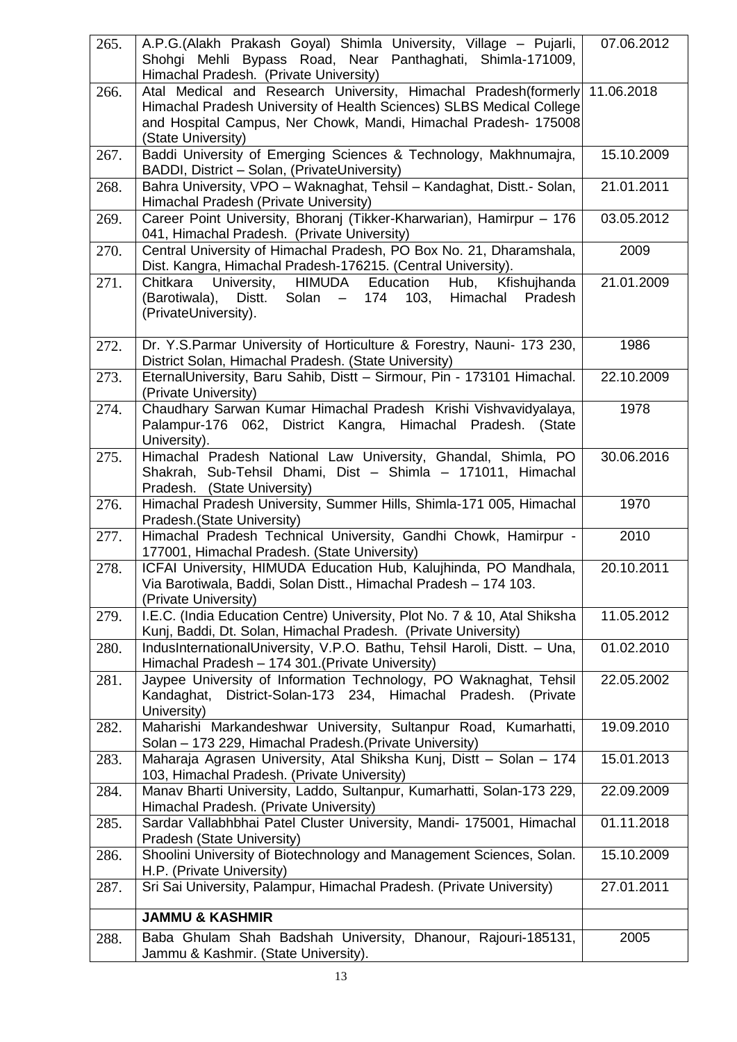| | | |
|---|---|---|
| 265. | A.P.G.(Alakh Prakash Goyal) Shimla University, Village – Pujarli, Shohgi Mehli Bypass Road, Near Panthaghati, Shimla-171009, Himachal Pradesh. (Private University) | 07.06.2012 |
| 266. | Atal Medical and Research University, Himachal Pradesh(formerly Himachal Pradesh University of Health Sciences) SLBS Medical College and Hospital Campus, Ner Chowk, Mandi, Himachal Pradesh- 175008 (State University) | 11.06.2018 |
| 267. | Baddi University of Emerging Sciences & Technology, Makhnumajra, BADDI, District – Solan, (PrivateUniversity) | 15.10.2009 |
| 268. | Bahra University, VPO – Waknaghat, Tehsil – Kandaghat, Distt.- Solan, Himachal Pradesh (Private University) | 21.01.2011 |
| 269. | Career Point University, Bhoranj (Tikker-Kharwarian), Hamirpur – 176 041, Himachal Pradesh. (Private University) | 03.05.2012 |
| 270. | Central University of Himachal Pradesh, PO Box No. 21, Dharamshala, Dist. Kangra, Himachal Pradesh-176215. (Central University). | 2009 |
| 271. | Chitkara University, HIMUDA Education Hub, Kfishujhanda (Barotiwala), Distt. Solan – 174 103, Himachal Pradesh (PrivateUniversity). | 21.01.2009 |
| 272. | Dr. Y.S.Parmar University of Horticulture & Forestry, Nauni- 173 230, District Solan, Himachal Pradesh. (State University) | 1986 |
| 273. | EternalUniversity, Baru Sahib, Distt – Sirmour, Pin - 173101 Himachal. (Private University) | 22.10.2009 |
| 274. | Chaudhary Sarwan Kumar Himachal Pradesh Krishi Vishvavidyalaya, Palampur-176 062, District Kangra, Himachal Pradesh. (State University). | 1978 |
| 275. | Himachal Pradesh National Law University, Ghandal, Shimla, PO Shakrah, Sub-Tehsil Dhami, Dist – Shimla – 171011, Himachal Pradesh. (State University) | 30.06.2016 |
| 276. | Himachal Pradesh University, Summer Hills, Shimla-171 005, Himachal Pradesh.(State University) | 1970 |
| 277. | Himachal Pradesh Technical University, Gandhi Chowk, Hamirpur - 177001, Himachal Pradesh. (State University) | 2010 |
| 278. | ICFAI University, HIMUDA Education Hub, Kalujhinda, PO Mandhala, Via Barotiwala, Baddi, Solan Distt., Himachal Pradesh – 174 103. (Private University) | 20.10.2011 |
| 279. | I.E.C. (India Education Centre) University, Plot No. 7 & 10, Atal Shiksha Kunj, Baddi, Dt. Solan, Himachal Pradesh. (Private University) | 11.05.2012 |
| 280. | IndusInternationalUniversity, V.P.O. Bathu, Tehsil Haroli, Distt. – Una, Himachal Pradesh – 174 301.(Private University) | 01.02.2010 |
| 281. | Jaypee University of Information Technology, PO Waknaghat, Tehsil Kandaghat, District-Solan-173 234, Himachal Pradesh. (Private University) | 22.05.2002 |
| 282. | Maharishi Markandeshwar University, Sultanpur Road, Kumarhatti, Solan – 173 229, Himachal Pradesh.(Private University) | 19.09.2010 |
| 283. | Maharaja Agrasen University, Atal Shiksha Kunj, Distt – Solan – 174 103, Himachal Pradesh. (Private University) | 15.01.2013 |
| 284. | Manav Bharti University, Laddo, Sultanpur, Kumarhatti, Solan-173 229, Himachal Pradesh. (Private University) | 22.09.2009 |
| 285. | Sardar Vallabhbhai Patel Cluster University, Mandi- 175001, Himachal Pradesh (State University) | 01.11.2018 |
| 286. | Shoolini University of Biotechnology and Management Sciences, Solan. H.P. (Private University) | 15.10.2009 |
| 287. | Sri Sai University, Palampur, Himachal Pradesh. (Private University) | 27.01.2011 |
| | **JAMMU & KASHMIR** | |
| 288. | Baba Ghulam Shah Badshah University, Dhanour, Rajouri-185131, Jammu & Kashmir. (State University). | 2005 |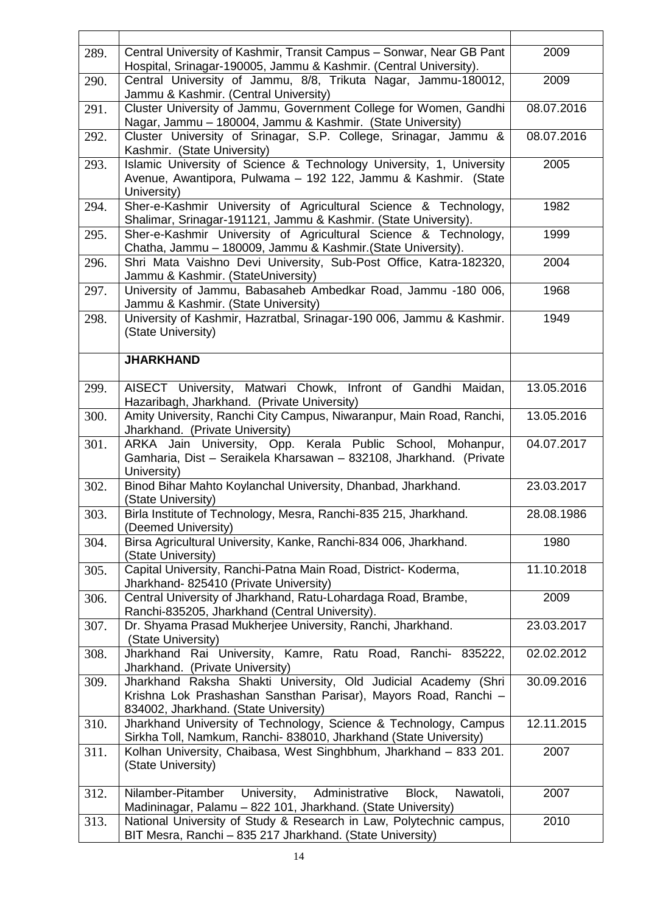| | | |
|---|---|---|
| 289. | Central University of Kashmir, Transit Campus – Sonwar, Near GB Pant Hospital, Srinagar-190005, Jammu & Kashmir. (Central University). | 2009 |
| 290. | Central University of Jammu, 8/8, Trikuta Nagar, Jammu-180012, Jammu & Kashmir. (Central University) | 2009 |
| 291. | Cluster University of Jammu, Government College for Women, Gandhi Nagar, Jammu – 180004, Jammu & Kashmir. (State University) | 08.07.2016 |
| 292. | Cluster University of Srinagar, S.P. College, Srinagar, Jammu & Kashmir. (State University) | 08.07.2016 |
| 293. | Islamic University of Science & Technology University, 1, University Avenue, Awantipora, Pulwama – 192 122, Jammu & Kashmir. (State University) | 2005 |
| 294. | Sher-e-Kashmir University of Agricultural Science & Technology, Shalimar, Srinagar-191121, Jammu & Kashmir. (State University). | 1982 |
| 295. | Sher-e-Kashmir University of Agricultural Science & Technology, Chatha, Jammu – 180009, Jammu & Kashmir.(State University). | 1999 |
| 296. | Shri Mata Vaishno Devi University, Sub-Post Office, Katra-182320, Jammu & Kashmir. (StateUniversity) | 2004 |
| 297. | University of Jammu, Babasaheb Ambedkar Road, Jammu -180 006, Jammu & Kashmir. (State University) | 1968 |
| 298. | University of Kashmir, Hazratbal, Srinagar-190 006, Jammu & Kashmir. (State University) | 1949 |
| | **JHARKHAND** | |
| 299. | AISECT University, Matwari Chowk, Infront of Gandhi Maidan, Hazaribagh, Jharkhand. (Private University) | 13.05.2016 |
| 300. | Amity University, Ranchi City Campus, Niwaranpur, Main Road, Ranchi, Jharkhand. (Private University) | 13.05.2016 |
| 301. | ARKA Jain University, Opp. Kerala Public School, Mohanpur, Gamharia, Dist – Seraikela Kharsawan – 832108, Jharkhand. (Private University) | 04.07.2017 |
| 302. | Binod Bihar Mahto Koylanchal University, Dhanbad, Jharkhand. (State University) | 23.03.2017 |
| 303. | Birla Institute of Technology, Mesra, Ranchi-835 215, Jharkhand. (Deemed University) | 28.08.1986 |
| 304. | Birsa Agricultural University, Kanke, Ranchi-834 006, Jharkhand. (State University) | 1980 |
| 305. | Capital University, Ranchi-Patna Main Road, District- Koderma, Jharkhand- 825410 (Private University) | 11.10.2018 |
| 306. | Central University of Jharkhand, Ratu-Lohardaga Road, Brambe, Ranchi-835205, Jharkhand (Central University). | 2009 |
| 307. | Dr. Shyama Prasad Mukherjee University, Ranchi, Jharkhand. (State University) | 23.03.2017 |
| 308. | Jharkhand Rai University, Kamre, Ratu Road, Ranchi- 835222, Jharkhand. (Private University) | 02.02.2012 |
| 309. | Jharkhand Raksha Shakti University, Old Judicial Academy (Shri Krishna Lok Prashashan Sansthan Parisar), Mayors Road, Ranchi – 834002, Jharkhand. (State University) | 30.09.2016 |
| 310. | Jharkhand University of Technology, Science & Technology, Campus Sirkha Toll, Namkum, Ranchi- 838010, Jharkhand (State University) | 12.11.2015 |
| 311. | Kolhan University, Chaibasa, West Singhbhum, Jharkhand – 833 201. (State University) | 2007 |
| 312. | Nilamber-Pitamber University, Administrative Block, Nawatoli, Madininagar, Palamu – 822 101, Jharkhand. (State University) | 2007 |
| 313. | National University of Study & Research in Law, Polytechnic campus, BIT Mesra, Ranchi – 835 217 Jharkhand. (State University) | 2010 |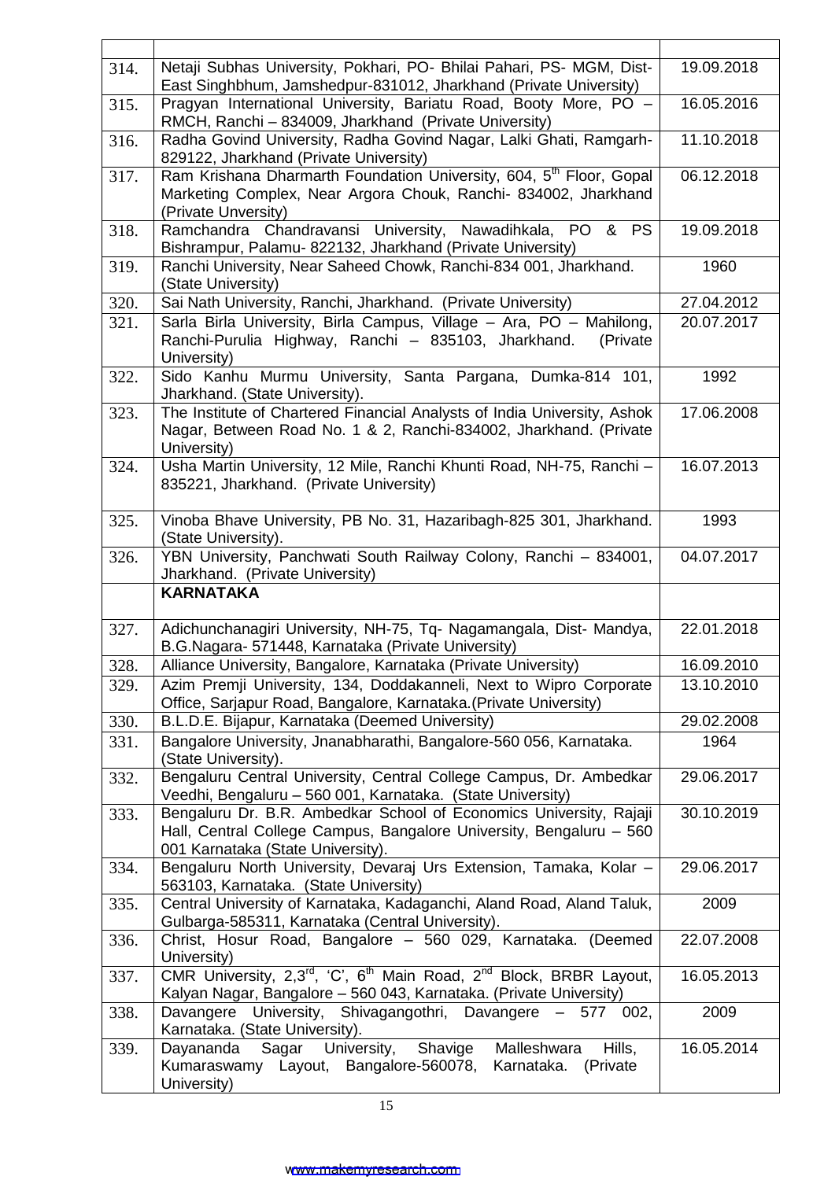| | | |
|---|---|---|
| 314. | Netaji Subhas University, Pokhari, PO- Bhilai Pahari, PS- MGM, Dist- East Singhbhum, Jamshedpur-831012, Jharkhand (Private University) | 19.09.2018 |
| 315. | Pragyan International University, Bariatu Road, Booty More, PO – RMCH, Ranchi – 834009, Jharkhand (Private University) | 16.05.2016 |
| 316. | Radha Govind University, Radha Govind Nagar, Lalki Ghati, Ramgarh-829122, Jharkhand (Private University) | 11.10.2018 |
| 317. | Ram Krishana Dharmarth Foundation University, 604, 5th Floor, Gopal Marketing Complex, Near Argora Chouk, Ranchi- 834002, Jharkhand (Private Unversity) | 06.12.2018 |
| 318. | Ramchandra Chandravansi University, Nawadihkala, PO & PS Bishrampur, Palamu- 822132, Jharkhand (Private University) | 19.09.2018 |
| 319. | Ranchi University, Near Saheed Chowk, Ranchi-834 001, Jharkhand. (State University) | 1960 |
| 320. | Sai Nath University, Ranchi, Jharkhand. (Private University) | 27.04.2012 |
| 321. | Sarla Birla University, Birla Campus, Village – Ara, PO – Mahilong, Ranchi-Purulia Highway, Ranchi – 835103, Jharkhand. (Private University) | 20.07.2017 |
| 322. | Sido Kanhu Murmu University, Santa Pargana, Dumka-814 101, Jharkhand. (State University). | 1992 |
| 323. | The Institute of Chartered Financial Analysts of India University, Ashok Nagar, Between Road No. 1 & 2, Ranchi-834002, Jharkhand. (Private University) | 17.06.2008 |
| 324. | Usha Martin University, 12 Mile, Ranchi Khunti Road, NH-75, Ranchi – 835221, Jharkhand. (Private University) | 16.07.2013 |
| 325. | Vinoba Bhave University, PB No. 31, Hazaribagh-825 301, Jharkhand. (State University). | 1993 |
| 326. | YBN University, Panchwati South Railway Colony, Ranchi – 834001, Jharkhand. (Private University) | 04.07.2017 |
| | **KARNATAKA** | |
| 327. | Adichunchanagiri University, NH-75, Tq- Nagamangala, Dist- Mandya, B.G.Nagara- 571448, Karnataka (Private University) | 22.01.2018 |
| 328. | Alliance University, Bangalore, Karnataka (Private University) | 16.09.2010 |
| 329. | Azim Premji University, 134, Doddakanneli, Next to Wipro Corporate Office, Sarjapur Road, Bangalore, Karnataka.(Private University) | 13.10.2010 |
| 330. | B.L.D.E. Bijapur, Karnataka (Deemed University) | 29.02.2008 |
| 331. | Bangalore University, Jnanabharathi, Bangalore-560 056, Karnataka. (State University). | 1964 |
| 332. | Bengaluru Central University, Central College Campus, Dr. Ambedkar Veedhi, Bengaluru – 560 001, Karnataka. (State University) | 29.06.2017 |
| 333. | Bengaluru Dr. B.R. Ambedkar School of Economics University, Rajaji Hall, Central College Campus, Bangalore University, Bengaluru – 560 001 Karnataka (State University). | 30.10.2019 |
| 334. | Bengaluru North University, Devaraj Urs Extension, Tamaka, Kolar – 563103, Karnataka. (State University) | 29.06.2017 |
| 335. | Central University of Karnataka, Kadaganchi, Aland Road, Aland Taluk, Gulbarga-585311, Karnataka (Central University). | 2009 |
| 336. | Christ, Hosur Road, Bangalore – 560 029, Karnataka. (Deemed University) | 22.07.2008 |
| 337. | CMR University, 2,3rd, 'C', 6th Main Road, 2nd Block, BRBR Layout, Kalyan Nagar, Bangalore – 560 043, Karnataka. (Private University) | 16.05.2013 |
| 338. | Davangere University, Shivagangothri, Davangere – 577 002, Karnataka. (State University). | 2009 |
| 339. | Dayananda Sagar University, Shavige Malleshwara Hills, Kumaraswamy Layout, Bangalore-560078, Karnataka. (Private University) | 16.05.2014 |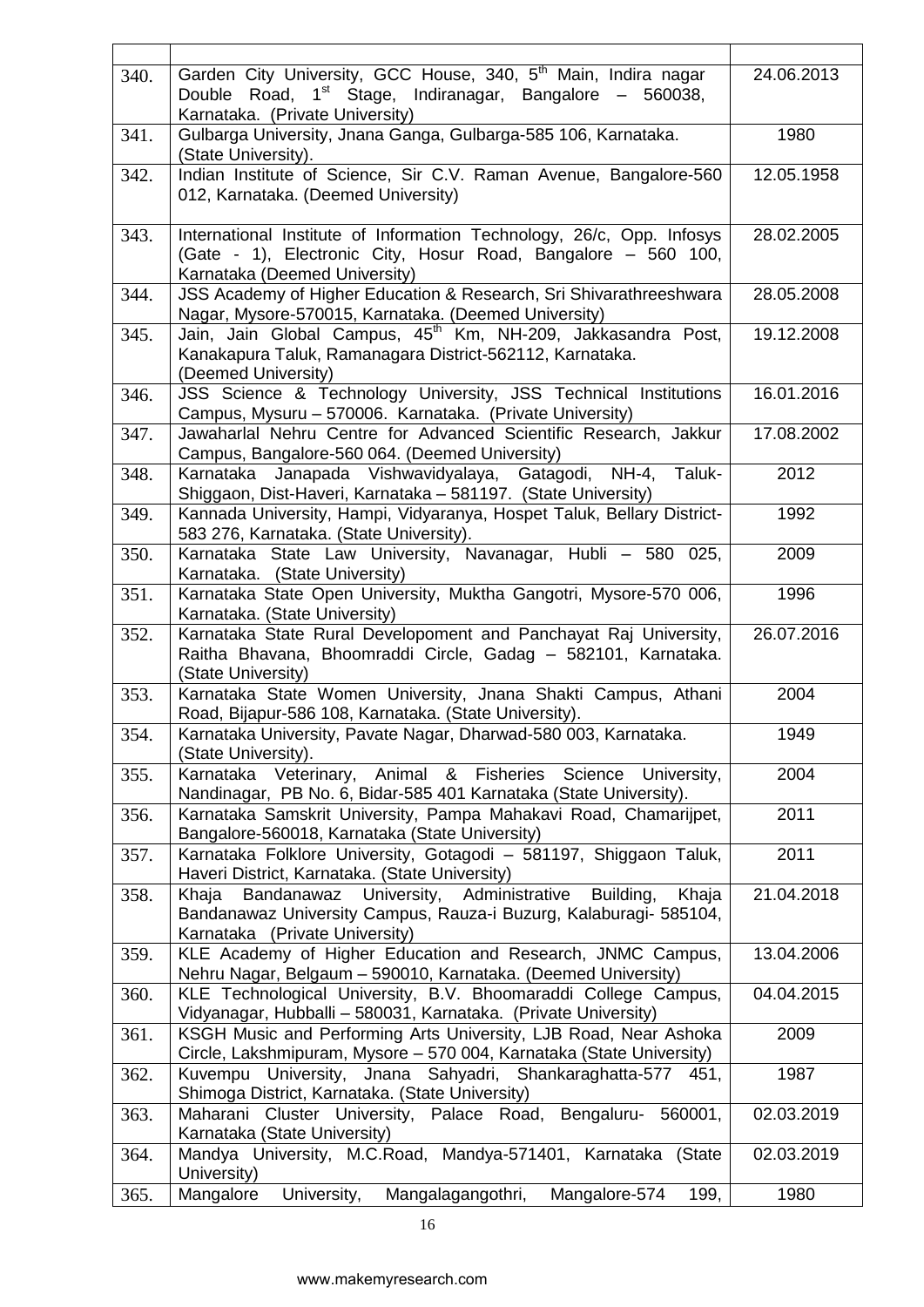| | | |
|---|---|---|
| 340. | Garden City University, GCC House, 340, 5th Main, Indira nagar Double Road, 1st Stage, Indiranagar, Bangalore – 560038, Karnataka. (Private University) | 24.06.2013 |
| 341. | Gulbarga University, Jnana Ganga, Gulbarga-585 106, Karnataka. (State University). | 1980 |
| 342. | Indian Institute of Science, Sir C.V. Raman Avenue, Bangalore-560 012, Karnataka. (Deemed University) | 12.05.1958 |
| 343. | International Institute of Information Technology, 26/c, Opp. Infosys (Gate - 1), Electronic City, Hosur Road, Bangalore – 560 100, Karnataka (Deemed University) | 28.02.2005 |
| 344. | JSS Academy of Higher Education & Research, Sri Shivarathreeshwara Nagar, Mysore-570015, Karnataka. (Deemed University) | 28.05.2008 |
| 345. | Jain, Jain Global Campus, 45th Km, NH-209, Jakkasandra Post, Kanakapura Taluk, Ramanagara District-562112, Karnataka. (Deemed University) | 19.12.2008 |
| 346. | JSS Science & Technology University, JSS Technical Institutions Campus, Mysuru – 570006. Karnataka. (Private University) | 16.01.2016 |
| 347. | Jawaharlal Nehru Centre for Advanced Scientific Research, Jakkur Campus, Bangalore-560 064. (Deemed University) | 17.08.2002 |
| 348. | Karnataka Janapada Vishwavidyalaya, Gatagodi, NH-4, Taluk-Shiggaon, Dist-Haveri, Karnataka – 581197. (State University) | 2012 |
| 349. | Kannada University, Hampi, Vidyaranya, Hospet Taluk, Bellary District-583 276, Karnataka. (State University). | 1992 |
| 350. | Karnataka State Law University, Navanagar, Hubli – 580 025, Karnataka. (State University) | 2009 |
| 351. | Karnataka State Open University, Muktha Gangotri, Mysore-570 006, Karnataka. (State University) | 1996 |
| 352. | Karnataka State Rural Developoment and Panchayat Raj University, Raitha Bhavana, Bhoomraddi Circle, Gadag – 582101, Karnataka. (State University) | 26.07.2016 |
| 353. | Karnataka State Women University, Jnana Shakti Campus, Athani Road, Bijapur-586 108, Karnataka. (State University). | 2004 |
| 354. | Karnataka University, Pavate Nagar, Dharwad-580 003, Karnataka. (State University). | 1949 |
| 355. | Karnataka Veterinary, Animal & Fisheries Science University, Nandinagar, PB No. 6, Bidar-585 401 Karnataka (State University). | 2004 |
| 356. | Karnataka Samskrit University, Pampa Mahakavi Road, Chamarijpet, Bangalore-560018, Karnataka (State University) | 2011 |
| 357. | Karnataka Folklore University, Gotagodi – 581197, Shiggaon Taluk, Haveri District, Karnataka. (State University) | 2011 |
| 358. | Khaja Bandanawaz University, Administrative Building, Khaja Bandanawaz University Campus, Rauza-i Buzurg, Kalaburagi- 585104, Karnataka (Private University) | 21.04.2018 |
| 359. | KLE Academy of Higher Education and Research, JNMC Campus, Nehru Nagar, Belgaum – 590010, Karnataka. (Deemed University) | 13.04.2006 |
| 360. | KLE Technological University, B.V. Bhoomaraddi College Campus, Vidyanagar, Hubballi – 580031, Karnataka. (Private University) | 04.04.2015 |
| 361. | KSGH Music and Performing Arts University, LJB Road, Near Ashoka Circle, Lakshmipuram, Mysore – 570 004, Karnataka (State University) | 2009 |
| 362. | Kuvempu University, Jnana Sahyadri, Shankaraghatta-577 451, Shimoga District, Karnataka. (State University) | 1987 |
| 363. | Maharani Cluster University, Palace Road, Bengaluru- 560001, Karnataka (State University) | 02.03.2019 |
| 364. | Mandya University, M.C.Road, Mandya-571401, Karnataka (State University) | 02.03.2019 |
| 365. | Mangalore University, Mangalagangothri, Mangalore-574 199, | 1980 |

www.makemyresearch.com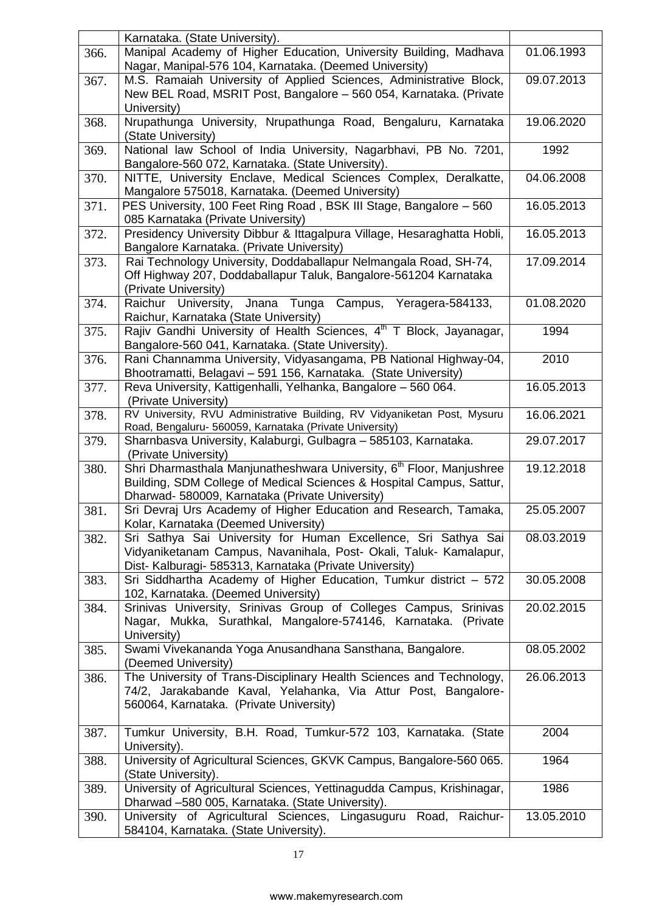|  |  |  |
|---|---|---|
|  | Karnataka. (State University). |  |
| 366. | Manipal Academy of Higher Education, University Building, Madhava Nagar, Manipal-576 104, Karnataka. (Deemed University) | 01.06.1993 |
| 367. | M.S. Ramaiah University of Applied Sciences, Administrative Block, New BEL Road, MSRIT Post, Bangalore – 560 054, Karnataka. (Private University) | 09.07.2013 |
| 368. | Nrupathunga University, Nrupathunga Road, Bengaluru, Karnataka (State University) | 19.06.2020 |
| 369. | National law School of India University, Nagarbhavi, PB No. 7201, Bangalore-560 072, Karnataka. (State University). | 1992 |
| 370. | NITTE, University Enclave, Medical Sciences Complex, Deralkatte, Mangalore 575018, Karnataka. (Deemed University) | 04.06.2008 |
| 371. | PES University, 100 Feet Ring Road , BSK III Stage, Bangalore – 560 085 Karnataka (Private University) | 16.05.2013 |
| 372. | Presidency University Dibbur & Ittagalpura Village, Hesaraghatta Hobli, Bangalore Karnataka. (Private University) | 16.05.2013 |
| 373. | Rai Technology University, Doddaballapur Nelmangala Road, SH-74, Off Highway 207, Doddaballapur Taluk, Bangalore-561204 Karnataka (Private University) | 17.09.2014 |
| 374. | Raichur University, Jnana Tunga Campus, Yeragera-584133, Raichur, Karnataka (State University) | 01.08.2020 |
| 375. | Rajiv Gandhi University of Health Sciences, 4th T Block, Jayanagar, Bangalore-560 041, Karnataka. (State University). | 1994 |
| 376. | Rani Channamma University, Vidyasangama, PB National Highway-04, Bhootramatti, Belagavi – 591 156, Karnataka. (State University) | 2010 |
| 377. | Reva University, Kattigenhalli, Yelhanka, Bangalore – 560 064. (Private University) | 16.05.2013 |
| 378. | RV University, RVU Administrative Building, RV Vidyaniketan Post, Mysuru Road, Bengaluru- 560059, Karnataka (Private University) | 16.06.2021 |
| 379. | Sharnbasva University, Kalaburgi, Gulbagra – 585103, Karnataka. (Private University) | 29.07.2017 |
| 380. | Shri Dharmasthala Manjunatheshwara University, 6th Floor, Manjushree Building, SDM College of Medical Sciences & Hospital Campus, Sattur, Dharwad- 580009, Karnataka (Private University) | 19.12.2018 |
| 381. | Sri Devraj Urs Academy of Higher Education and Research, Tamaka, Kolar, Karnataka (Deemed University) | 25.05.2007 |
| 382. | Sri Sathya Sai University for Human Excellence, Sri Sathya Sai Vidyaniketanam Campus, Navanihala, Post- Okali, Taluk- Kamalapur, Dist- Kalburagi- 585313, Karnataka (Private University) | 08.03.2019 |
| 383. | Sri Siddhartha Academy of Higher Education, Tumkur district – 572 102, Karnataka. (Deemed University) | 30.05.2008 |
| 384. | Srinivas University, Srinivas Group of Colleges Campus, Srinivas Nagar, Mukka, Surathkal, Mangalore-574146, Karnataka. (Private University) | 20.02.2015 |
| 385. | Swami Vivekananda Yoga Anusandhana Sansthana, Bangalore. (Deemed University) | 08.05.2002 |
| 386. | The University of Trans-Disciplinary Health Sciences and Technology, 74/2, Jarakabande Kaval, Yelahanka, Via Attur Post, Bangalore-560064, Karnataka. (Private University) | 26.06.2013 |
| 387. | Tumkur University, B.H. Road, Tumkur-572 103, Karnataka. (State University). | 2004 |
| 388. | University of Agricultural Sciences, GKVK Campus, Bangalore-560 065. (State University). | 1964 |
| 389. | University of Agricultural Sciences, Yettinagudda Campus, Krishinagar, Dharwad –580 005, Karnataka. (State University). | 1986 |
| 390. | University of Agricultural Sciences, Lingasuguru Road, Raichur-584104, Karnataka. (State University). | 13.05.2010 |

www.makemyresearch.com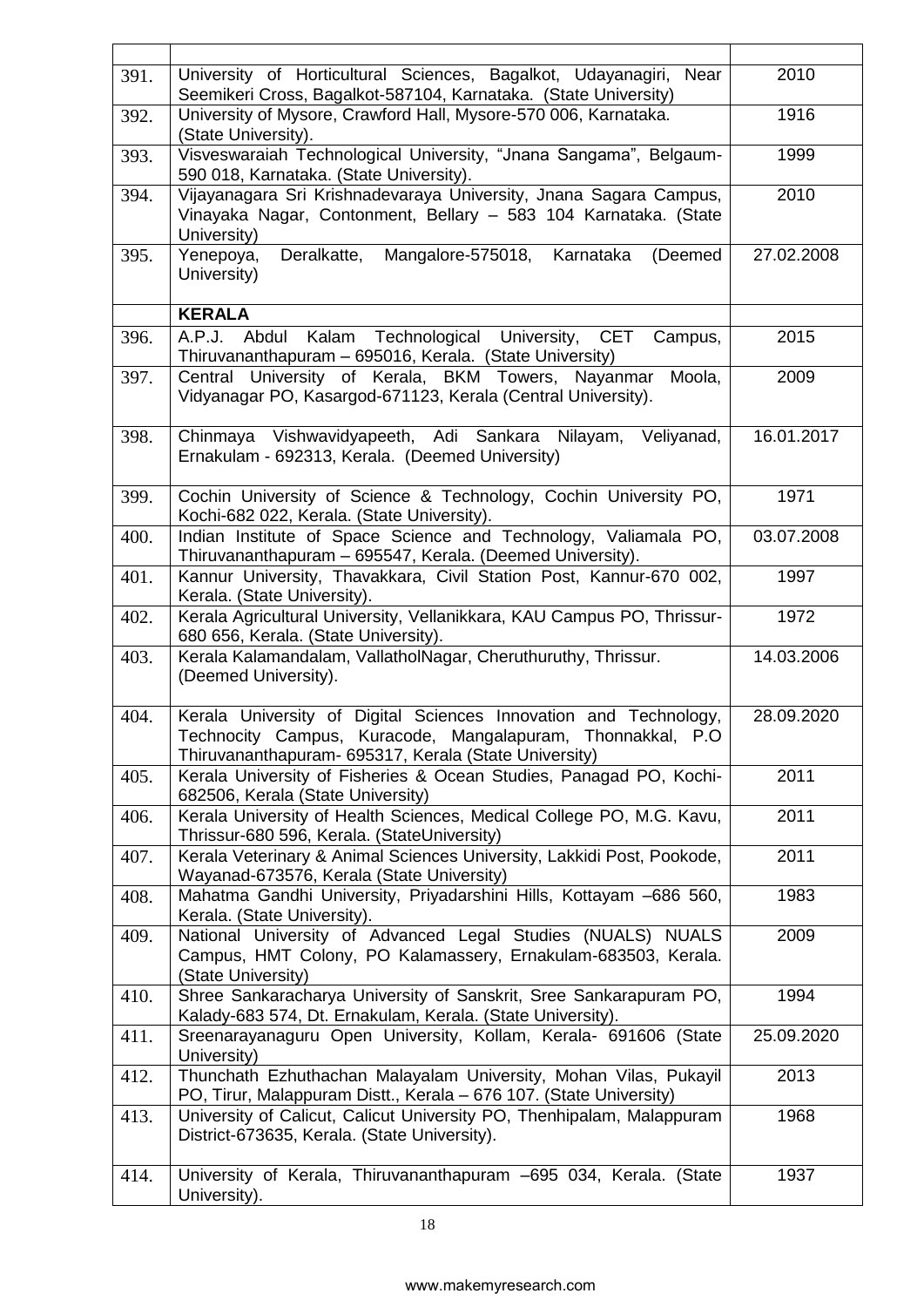|  |  |  |
| --- | --- | --- |
| 391. | University of Horticultural Sciences, Bagalkot, Udayanagiri, Near Seemikeri Cross, Bagalkot-587104, Karnataka. (State University) | 2010 |
| 392. | University of Mysore, Crawford Hall, Mysore-570 006, Karnataka. (State University). | 1916 |
| 393. | Visveswaraiah Technological University, "Jnana Sangama", Belgaum-590 018, Karnataka. (State University). | 1999 |
| 394. | Vijayanagara Sri Krishnadevaraya University, Jnana Sagara Campus, Vinayaka Nagar, Contonment, Bellary – 583 104 Karnataka. (State University) | 2010 |
| 395. | Yenepoya, Deralkatte, Mangalore-575018, Karnataka (Deemed University) | 27.02.2008 |
|  | **KERALA** |  |
| 396. | A.P.J. Abdul Kalam Technological University, CET Campus, Thiruvananthapuram – 695016, Kerala. (State University) | 2015 |
| 397. | Central University of Kerala, BKM Towers, Nayanmar Moola, Vidyanagar PO, Kasargod-671123, Kerala (Central University). | 2009 |
| 398. | Chinmaya Vishwavidyapeeth, Adi Sankara Nilayam, Veliyanad, Ernakulam - 692313, Kerala. (Deemed University) | 16.01.2017 |
| 399. | Cochin University of Science & Technology, Cochin University PO, Kochi-682 022, Kerala. (State University). | 1971 |
| 400. | Indian Institute of Space Science and Technology, Valiamala PO, Thiruvananthapuram – 695547, Kerala. (Deemed University). | 03.07.2008 |
| 401. | Kannur University, Thavakkara, Civil Station Post, Kannur-670 002, Kerala. (State University). | 1997 |
| 402. | Kerala Agricultural University, Vellanikkara, KAU Campus PO, Thrissur-680 656, Kerala. (State University). | 1972 |
| 403. | Kerala Kalamandalam, VallatholNagar, Cheruthuruthy, Thrissur. (Deemed University). | 14.03.2006 |
| 404. | Kerala University of Digital Sciences Innovation and Technology, Technocity Campus, Kuracode, Mangalapuram, Thonnakkal, P.O Thiruvananthapuram- 695317, Kerala (State University) | 28.09.2020 |
| 405. | Kerala University of Fisheries & Ocean Studies, Panagad PO, Kochi-682506, Kerala (State University) | 2011 |
| 406. | Kerala University of Health Sciences, Medical College PO, M.G. Kavu, Thrissur-680 596, Kerala. (StateUniversity) | 2011 |
| 407. | Kerala Veterinary & Animal Sciences University, Lakkidi Post, Pookode, Wayanad-673576, Kerala (State University) | 2011 |
| 408. | Mahatma Gandhi University, Priyadarshini Hills, Kottayam –686 560, Kerala. (State University). | 1983 |
| 409. | National University of Advanced Legal Studies (NUALS) NUALS Campus, HMT Colony, PO Kalamassery, Ernakulam-683503, Kerala. (State University) | 2009 |
| 410. | Shree Sankaracharya University of Sanskrit, Sree Sankarapuram PO, Kalady-683 574, Dt. Ernakulam, Kerala. (State University). | 1994 |
| 411. | Sreenarayanaguru Open University, Kollam, Kerala- 691606 (State University) | 25.09.2020 |
| 412. | Thunchath Ezhuthachan Malayalam University, Mohan Vilas, Pukayil PO, Tirur, Malappuram Distt., Kerala – 676 107. (State University) | 2013 |
| 413. | University of Calicut, Calicut University PO, Thenhipalam, Malappuram District-673635, Kerala. (State University). | 1968 |
| 414. | University of Kerala, Thiruvananthapuram –695 034, Kerala. (State University). | 1937 |

www.makemyresearch.com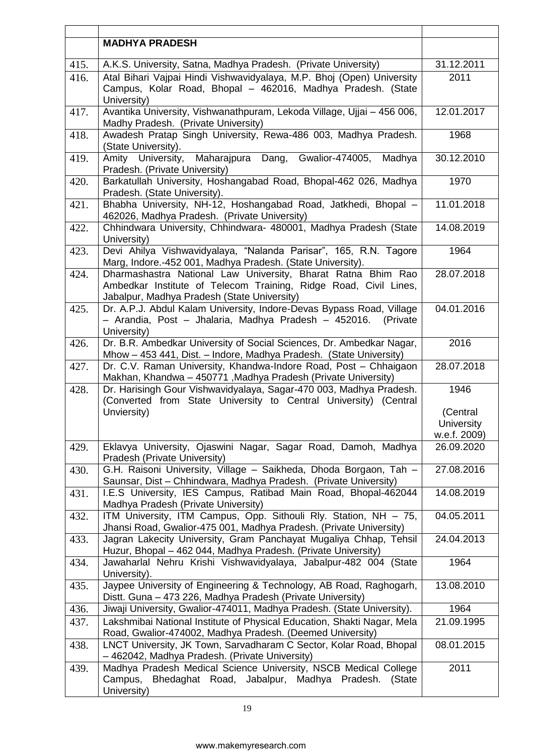| | | |
|---|---|---|
| | **MADHYA PRADESH** | |
| 415. | A.K.S. University, Satna, Madhya Pradesh. (Private University) | 31.12.2011 |
| 416. | Atal Bihari Vajpai Hindi Vishwavidyalaya, M.P. Bhoj (Open) University Campus, Kolar Road, Bhopal – 462016, Madhya Pradesh. (State University) | 2011 |
| 417. | Avantika University, Vishwanathpuram, Lekoda Village, Ujjai – 456 006, Madhy Pradesh. (Private University) | 12.01.2017 |
| 418. | Awadesh Pratap Singh University, Rewa-486 003, Madhya Pradesh. (State University). | 1968 |
| 419. | Amity University, Maharajpura Dang, Gwalior-474005, Madhya Pradesh. (Private University) | 30.12.2010 |
| 420. | Barkatullah University, Hoshangabad Road, Bhopal-462 026, Madhya Pradesh. (State University). | 1970 |
| 421. | Bhabha University, NH-12, Hoshangabad Road, Jatkhedi, Bhopal – 462026, Madhya Pradesh. (Private University) | 11.01.2018 |
| 422. | Chhindwara University, Chhindwara- 480001, Madhya Pradesh (State University) | 14.08.2019 |
| 423. | Devi Ahilya Vishwavidyalaya, "Nalanda Parisar", 165, R.N. Tagore Marg, Indore.-452 001, Madhya Pradesh. (State University). | 1964 |
| 424. | Dharmashastra National Law University, Bharat Ratna Bhim Rao Ambedkar Institute of Telecom Training, Ridge Road, Civil Lines, Jabalpur, Madhya Pradesh (State University) | 28.07.2018 |
| 425. | Dr. A.P.J. Abdul Kalam University, Indore-Devas Bypass Road, Village – Arandia, Post – Jhalaria, Madhya Pradesh – 452016. (Private University) | 04.01.2016 |
| 426. | Dr. B.R. Ambedkar University of Social Sciences, Dr. Ambedkar Nagar, Mhow – 453 441, Dist. – Indore, Madhya Pradesh. (State University) | 2016 |
| 427. | Dr. C.V. Raman University, Khandwa-Indore Road, Post – Chhaigaon Makhan, Khandwa – 450771 ,Madhya Pradesh (Private University) | 28.07.2018 |
| 428. | Dr. Harisingh Gour Vishwavidyalaya, Sagar-470 003, Madhya Pradesh. (Converted from State University to Central University) (Central Unviersity) | 1946 (Central University w.e.f. 2009) |
| 429. | Eklavya University, Ojaswini Nagar, Sagar Road, Damoh, Madhya Pradesh (Private University) | 26.09.2020 |
| 430. | G.H. Raisoni University, Village – Saikheda, Dhoda Borgaon, Tah – Saunsar, Dist – Chhindwara, Madhya Pradesh. (Private University) | 27.08.2016 |
| 431. | I.E.S University, IES Campus, Ratibad Main Road, Bhopal-462044 Madhya Pradesh (Private University) | 14.08.2019 |
| 432. | ITM University, ITM Campus, Opp. Sithouli Rly. Station, NH – 75, Jhansi Road, Gwalior-475 001, Madhya Pradesh. (Private University) | 04.05.2011 |
| 433. | Jagran Lakecity University, Gram Panchayat Mugaliya Chhap, Tehsil Huzur, Bhopal – 462 044, Madhya Pradesh. (Private University) | 24.04.2013 |
| 434. | Jawaharlal Nehru Krishi Vishwavidyalaya, Jabalpur-482 004 (State University). | 1964 |
| 435. | Jaypee University of Engineering & Technology, AB Road, Raghogarh, Distt. Guna – 473 226, Madhya Pradesh (Private University) | 13.08.2010 |
| 436. | Jiwaji University, Gwalior-474011, Madhya Pradesh. (State University). | 1964 |
| 437. | Lakshmibai National Institute of Physical Education, Shakti Nagar, Mela Road, Gwalior-474002, Madhya Pradesh. (Deemed University) | 21.09.1995 |
| 438. | LNCT University, JK Town, Sarvadharam C Sector, Kolar Road, Bhopal – 462042, Madhya Pradesh. (Private University) | 08.01.2015 |
| 439. | Madhya Pradesh Medical Science University, NSCB Medical College Campus, Bhedaghat Road, Jabalpur, Madhya Pradesh. (State University) | 2011 |

www.makemyresearch.com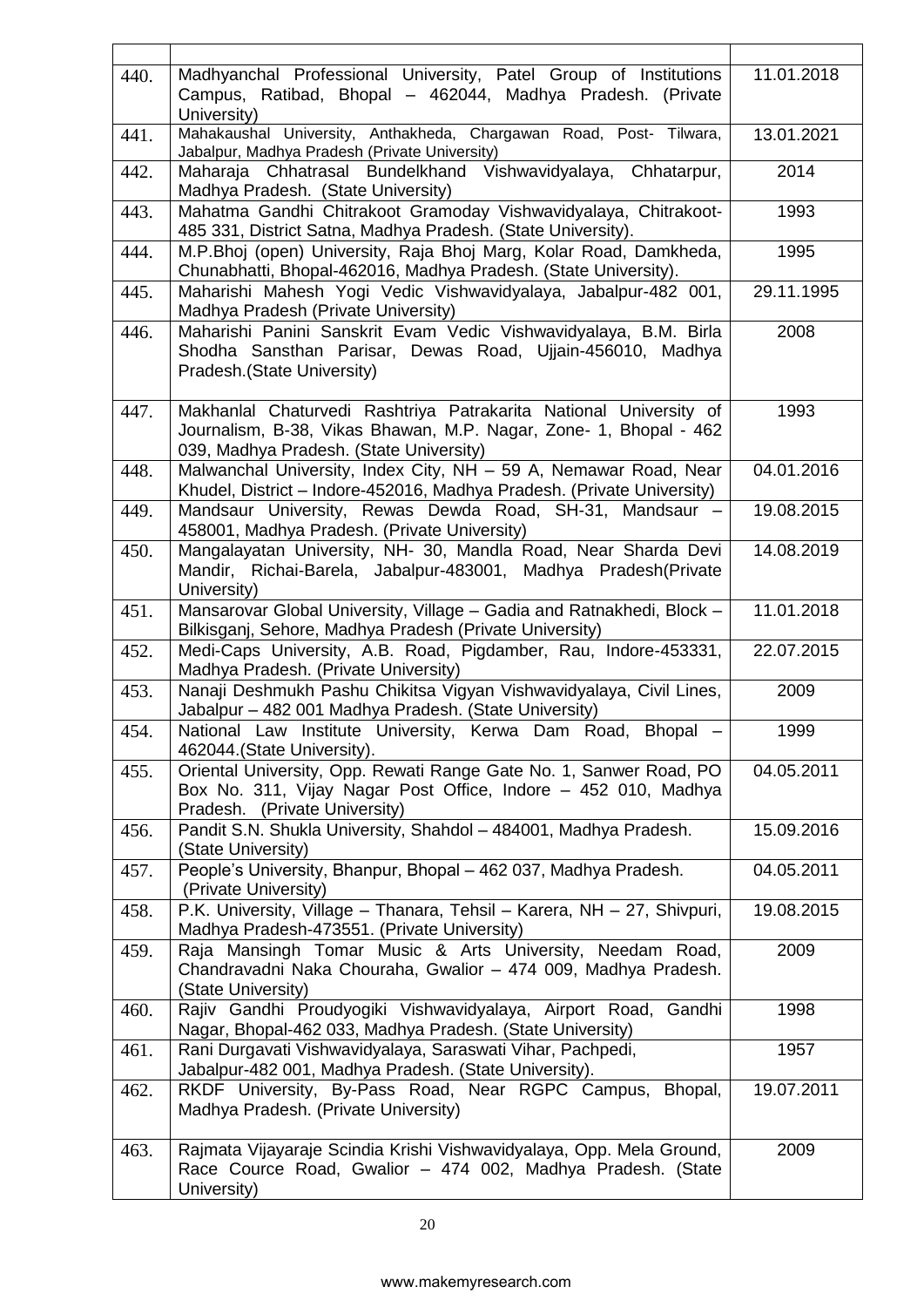|  |  |  |
|---|---|---|
| 440. | Madhyanchal Professional University, Patel Group of Institutions Campus, Ratibad, Bhopal – 462044, Madhya Pradesh. (Private University) | 11.01.2018 |
| 441. | Mahakaushal University, Anthakheda, Chargawan Road, Post- Tilwara, Jabalpur, Madhya Pradesh (Private University) | 13.01.2021 |
| 442. | Maharaja Chhatrasal Bundelkhand Vishwavidyalaya, Chhatarpur, Madhya Pradesh. (State University) | 2014 |
| 443. | Mahatma Gandhi Chitrakoot Gramoday Vishwavidyalaya, Chitrakoot-485 331, District Satna, Madhya Pradesh. (State University). | 1993 |
| 444. | M.P.Bhoj (open) University, Raja Bhoj Marg, Kolar Road, Damkheda, Chunabhatti, Bhopal-462016, Madhya Pradesh. (State University). | 1995 |
| 445. | Maharishi Mahesh Yogi Vedic Vishwavidyalaya, Jabalpur-482 001, Madhya Pradesh (Private University) | 29.11.1995 |
| 446. | Maharishi Panini Sanskrit Evam Vedic Vishwavidyalaya, B.M. Birla Shodha Sansthan Parisar, Dewas Road, Ujjain-456010, Madhya Pradesh.(State University) | 2008 |
| 447. | Makhanlal Chaturvedi Rashtriya Patrakarita National University of Journalism, B-38, Vikas Bhawan, M.P. Nagar, Zone- 1, Bhopal - 462 039, Madhya Pradesh. (State University) | 1993 |
| 448. | Malwanchal University, Index City, NH – 59 A, Nemawar Road, Near Khudel, District – Indore-452016, Madhya Pradesh. (Private University) | 04.01.2016 |
| 449. | Mandsaur University, Rewas Dewda Road, SH-31, Mandsaur – 458001, Madhya Pradesh. (Private University) | 19.08.2015 |
| 450. | Mangalayatan University, NH- 30, Mandla Road, Near Sharda Devi Mandir, Richai-Barela, Jabalpur-483001, Madhya Pradesh(Private University) | 14.08.2019 |
| 451. | Mansarovar Global University, Village – Gadia and Ratnakhedi, Block – Bilkisganj, Sehore, Madhya Pradesh (Private University) | 11.01.2018 |
| 452. | Medi-Caps University, A.B. Road, Pigdamber, Rau, Indore-453331, Madhya Pradesh. (Private University) | 22.07.2015 |
| 453. | Nanaji Deshmukh Pashu Chikitsa Vigyan Vishwavidyalaya, Civil Lines, Jabalpur – 482 001 Madhya Pradesh. (State University) | 2009 |
| 454. | National Law Institute University, Kerwa Dam Road, Bhopal – 462044.(State University). | 1999 |
| 455. | Oriental University, Opp. Rewati Range Gate No. 1, Sanwer Road, PO Box No. 311, Vijay Nagar Post Office, Indore – 452 010, Madhya Pradesh. (Private University) | 04.05.2011 |
| 456. | Pandit S.N. Shukla University, Shahdol – 484001, Madhya Pradesh. (State University) | 15.09.2016 |
| 457. | People's University, Bhanpur, Bhopal – 462 037, Madhya Pradesh. (Private University) | 04.05.2011 |
| 458. | P.K. University, Village – Thanara, Tehsil – Karera, NH – 27, Shivpuri, Madhya Pradesh-473551. (Private University) | 19.08.2015 |
| 459. | Raja Mansingh Tomar Music & Arts University, Needam Road, Chandravadni Naka Chouraha, Gwalior – 474 009, Madhya Pradesh. (State University) | 2009 |
| 460. | Rajiv Gandhi Proudyogiki Vishwavidyalaya, Airport Road, Gandhi Nagar, Bhopal-462 033, Madhya Pradesh. (State University) | 1998 |
| 461. | Rani Durgavati Vishwavidyalaya, Saraswati Vihar, Pachpedi, Jabalpur-482 001, Madhya Pradesh. (State University). | 1957 |
| 462. | RKDF University, By-Pass Road, Near RGPC Campus, Bhopal, Madhya Pradesh. (Private University) | 19.07.2011 |
| 463. | Rajmata Vijayaraje Scindia Krishi Vishwavidyalaya, Opp. Mela Ground, Race Cource Road, Gwalior – 474 002, Madhya Pradesh. (State University) | 2009 |

www.makemyresearch.com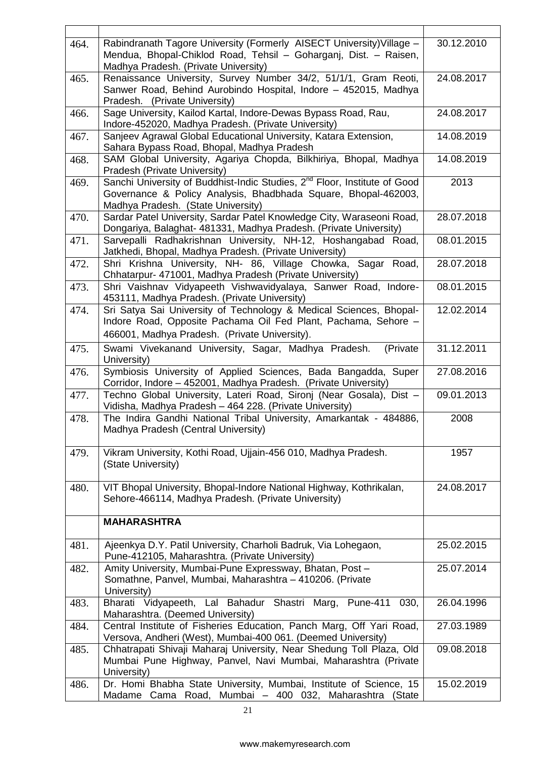| | | |
|---|---|---|
| 464. | Rabindranath Tagore University (Formerly AISECT University)Village – Mendua, Bhopal-Chiklod Road, Tehsil – Goharganj, Dist. – Raisen, Madhya Pradesh. (Private University) | 30.12.2010 |
| 465. | Renaissance University, Survey Number 34/2, 51/1/1, Gram Reoti, Sanwer Road, Behind Aurobindo Hospital, Indore – 452015, Madhya Pradesh. (Private University) | 24.08.2017 |
| 466. | Sage University, Kailod Kartal, Indore-Dewas Bypass Road, Rau, Indore-452020, Madhya Pradesh. (Private University) | 24.08.2017 |
| 467. | Sanjeev Agrawal Global Educational University, Katara Extension, Sahara Bypass Road, Bhopal, Madhya Pradesh | 14.08.2019 |
| 468. | SAM Global University, Agariya Chopda, Bilkhiriya, Bhopal, Madhya Pradesh (Private University) | 14.08.2019 |
| 469. | Sanchi University of Buddhist-Indic Studies, 2nd Floor, Institute of Good Governance & Policy Analysis, Bhadbhada Square, Bhopal-462003, Madhya Pradesh. (State University) | 2013 |
| 470. | Sardar Patel University, Sardar Patel Knowledge City, Waraseoni Road, Dongariya, Balaghat- 481331, Madhya Pradesh. (Private University) | 28.07.2018 |
| 471. | Sarvepalli Radhakrishnan University, NH-12, Hoshangabad Road, Jatkhedi, Bhopal, Madhya Pradesh. (Private University) | 08.01.2015 |
| 472. | Shri Krishna University, NH- 86, Village Chowka, Sagar Road, Chhatarpur- 471001, Madhya Pradesh (Private University) | 28.07.2018 |
| 473. | Shri Vaishnav Vidyapeeth Vishwavidyalaya, Sanwer Road, Indore-453111, Madhya Pradesh. (Private University) | 08.01.2015 |
| 474. | Sri Satya Sai University of Technology & Medical Sciences, Bhopal-Indore Road, Opposite Pachama Oil Fed Plant, Pachama, Sehore – 466001, Madhya Pradesh. (Private University). | 12.02.2014 |
| 475. | Swami Vivekanand University, Sagar, Madhya Pradesh. (Private University) | 31.12.2011 |
| 476. | Symbiosis University of Applied Sciences, Bada Bangadda, Super Corridor, Indore – 452001, Madhya Pradesh. (Private University) | 27.08.2016 |
| 477. | Techno Global University, Lateri Road, Sironj (Near Gosala), Dist – Vidisha, Madhya Pradesh – 464 228. (Private University) | 09.01.2013 |
| 478. | The Indira Gandhi National Tribal University, Amarkantak - 484886, Madhya Pradesh (Central University) | 2008 |
| 479. | Vikram University, Kothi Road, Ujjain-456 010, Madhya Pradesh. (State University) | 1957 |
| 480. | VIT Bhopal University, Bhopal-Indore National Highway, Kothrikalan, Sehore-466114, Madhya Pradesh. (Private University) | 24.08.2017 |
| | **MAHARASHTRA** | |
| 481. | Ajeenkya D.Y. Patil University, Charholi Badruk, Via Lohegaon, Pune-412105, Maharashtra. (Private University) | 25.02.2015 |
| 482. | Amity University, Mumbai-Pune Expressway, Bhatan, Post – Somathne, Panvel, Mumbai, Maharashtra – 410206. (Private University) | 25.07.2014 |
| 483. | Bharati Vidyapeeth, Lal Bahadur Shastri Marg, Pune-411 030, Maharashtra. (Deemed University) | 26.04.1996 |
| 484. | Central Institute of Fisheries Education, Panch Marg, Off Yari Road, Versova, Andheri (West), Mumbai-400 061. (Deemed University) | 27.03.1989 |
| 485. | Chhatrapati Shivaji Maharaj University, Near Shedung Toll Plaza, Old Mumbai Pune Highway, Panvel, Navi Mumbai, Maharashtra (Private University) | 09.08.2018 |
| 486. | Dr. Homi Bhabha State University, Mumbai, Institute of Science, 15 Madame Cama Road, Mumbai – 400 032, Maharashtra (State | 15.02.2019 |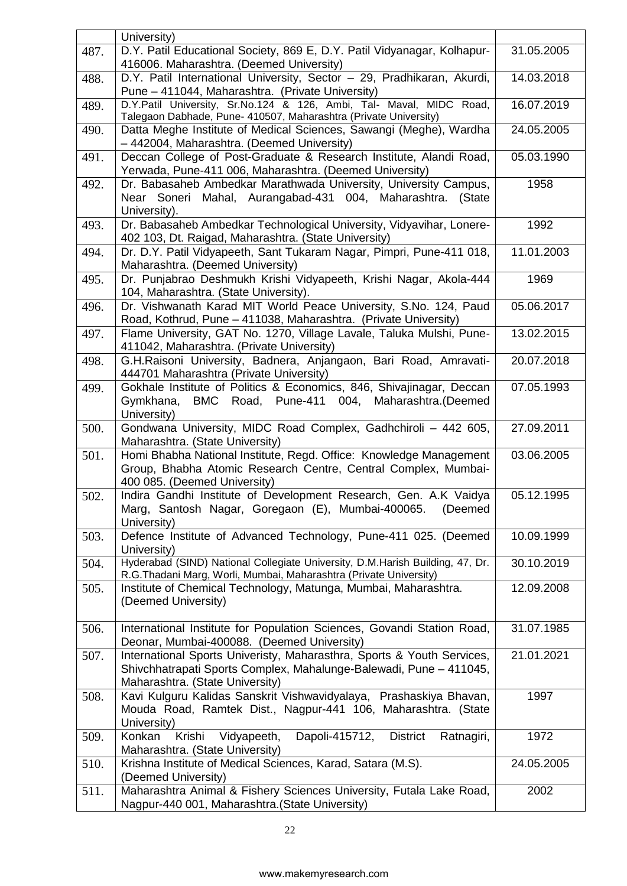|  |  |  |
|---|---|---|
|  | University) |  |
| 487. | D.Y. Patil Educational Society, 869 E, D.Y. Patil Vidyanagar, Kolhapur-416006. Maharashtra. (Deemed University) | 31.05.2005 |
| 488. | D.Y. Patil International University, Sector – 29, Pradhikaran, Akurdi, Pune – 411044, Maharashtra. (Private University) | 14.03.2018 |
| 489. | D.Y.Patil University, Sr.No.124 & 126, Ambi, Tal- Maval, MIDC Road, Talegaon Dabhade, Pune- 410507, Maharashtra (Private University) | 16.07.2019 |
| 490. | Datta Meghe Institute of Medical Sciences, Sawangi (Meghe), Wardha – 442004, Maharashtra. (Deemed University) | 24.05.2005 |
| 491. | Deccan College of Post-Graduate & Research Institute, Alandi Road, Yerwada, Pune-411 006, Maharashtra. (Deemed University) | 05.03.1990 |
| 492. | Dr. Babasaheb Ambedkar Marathwada University, University Campus, Near Soneri Mahal, Aurangabad-431 004, Maharashtra. (State University). | 1958 |
| 493. | Dr. Babasaheb Ambedkar Technological University, Vidyavihar, Lonere-402 103, Dt. Raigad, Maharashtra. (State University) | 1992 |
| 494. | Dr. D.Y. Patil Vidyapeeth, Sant Tukaram Nagar, Pimpri, Pune-411 018, Maharashtra. (Deemed University) | 11.01.2003 |
| 495. | Dr. Punjabrao Deshmukh Krishi Vidyapeeth, Krishi Nagar, Akola-444 104, Maharashtra. (State University). | 1969 |
| 496. | Dr. Vishwanath Karad MIT World Peace University, S.No. 124, Paud Road, Kothrud, Pune – 411038, Maharashtra. (Private University) | 05.06.2017 |
| 497. | Flame University, GAT No. 1270, Village Lavale, Taluka Mulshi, Pune-411042, Maharashtra. (Private University) | 13.02.2015 |
| 498. | G.H.Raisoni University, Badnera, Anjangaon, Bari Road, Amravati-444701 Maharashtra (Private University) | 20.07.2018 |
| 499. | Gokhale Institute of Politics & Economics, 846, Shivajinagar, Deccan Gymkhana, BMC Road, Pune-411 004, Maharashtra.(Deemed University) | 07.05.1993 |
| 500. | Gondwana University, MIDC Road Complex, Gadhchiroli – 442 605, Maharashtra. (State University) | 27.09.2011 |
| 501. | Homi Bhabha National Institute, Regd. Office: Knowledge Management Group, Bhabha Atomic Research Centre, Central Complex, Mumbai-400 085. (Deemed University) | 03.06.2005 |
| 502. | Indira Gandhi Institute of Development Research, Gen. A.K Vaidya Marg, Santosh Nagar, Goregaon (E), Mumbai-400065. (Deemed University) | 05.12.1995 |
| 503. | Defence Institute of Advanced Technology, Pune-411 025. (Deemed University) | 10.09.1999 |
| 504. | Hyderabad (SIND) National Collegiate University, D.M.Harish Building, 47, Dr. R.G.Thadani Marg, Worli, Mumbai, Maharashtra (Private University) | 30.10.2019 |
| 505. | Institute of Chemical Technology, Matunga, Mumbai, Maharashtra. (Deemed University) | 12.09.2008 |
| 506. | International Institute for Population Sciences, Govandi Station Road, Deonar, Mumbai-400088. (Deemed University) | 31.07.1985 |
| 507. | International Sports Univeristy, Maharasthra, Sports & Youth Services, Shivchhatrapati Sports Complex, Mahalunge-Balewadi, Pune – 411045, Maharashtra. (State University) | 21.01.2021 |
| 508. | Kavi Kulguru Kalidas Sanskrit Vishwavidyalaya, Prashaskiya Bhavan, Mouda Road, Ramtek Dist., Nagpur-441 106, Maharashtra. (State University) | 1997 |
| 509. | Konkan Krishi Vidyapeeth, Dapoli-415712, District Ratnagiri, Maharashtra. (State University) | 1972 |
| 510. | Krishna Institute of Medical Sciences, Karad, Satara (M.S). (Deemed University) | 24.05.2005 |
| 511. | Maharashtra Animal & Fishery Sciences University, Futala Lake Road, Nagpur-440 001, Maharashtra.(State University) | 2002 |

www.makemyresearch.com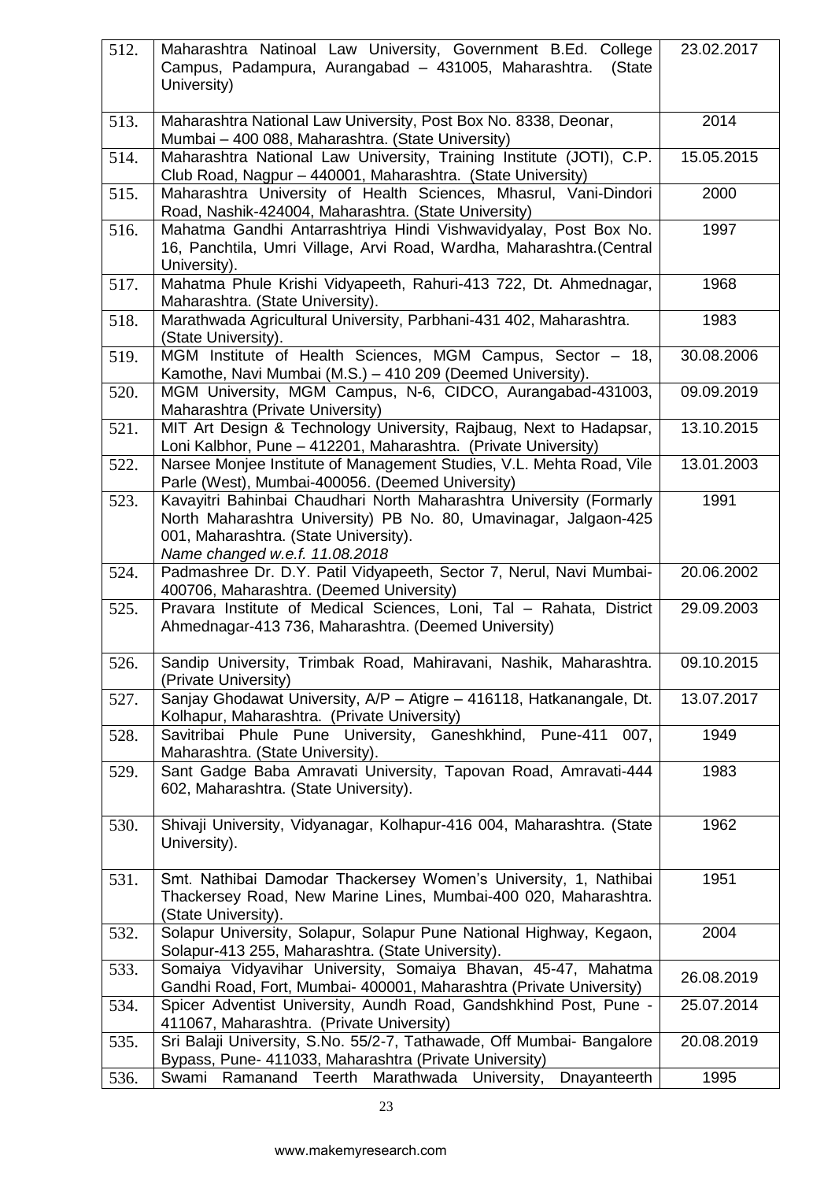| 512. | Maharashtra Natinoal Law University, Government B.Ed. College Campus, Padampura, Aurangabad – 431005, Maharashtra. (State University) | 23.02.2017 |
|---|---|---|
| 513. | Maharashtra National Law University, Post Box No. 8338, Deonar, Mumbai – 400 088, Maharashtra. (State University) | 2014 |
| 514. | Maharashtra National Law University, Training Institute (JOTI), C.P. Club Road, Nagpur – 440001, Maharashtra. (State University) | 15.05.2015 |
| 515. | Maharashtra University of Health Sciences, Mhasrul, Vani-Dindori Road, Nashik-424004, Maharashtra. (State University) | 2000 |
| 516. | Mahatma Gandhi Antarrashtriya Hindi Vishwavidyalay, Post Box No. 16, Panchtila, Umri Village, Arvi Road, Wardha, Maharashtra.(Central University). | 1997 |
| 517. | Mahatma Phule Krishi Vidyapeeth, Rahuri-413 722, Dt. Ahmednagar, Maharashtra. (State University). | 1968 |
| 518. | Marathwada Agricultural University, Parbhani-431 402, Maharashtra. (State University). | 1983 |
| 519. | MGM Institute of Health Sciences, MGM Campus, Sector – 18, Kamothe, Navi Mumbai (M.S.) – 410 209 (Deemed University). | 30.08.2006 |
| 520. | MGM University, MGM Campus, N-6, CIDCO, Aurangabad-431003, Maharashtra (Private University) | 09.09.2019 |
| 521. | MIT Art Design & Technology University, Rajbaug, Next to Hadapsar, Loni Kalbhor, Pune – 412201, Maharashtra. (Private University) | 13.10.2015 |
| 522. | Narsee Monjee Institute of Management Studies, V.L. Mehta Road, Vile Parle (West), Mumbai-400056. (Deemed University) | 13.01.2003 |
| 523. | Kavayitri Bahinbai Chaudhari North Maharashtra University (Formarly North Maharashtra University) PB No. 80, Umavinagar, Jalgaon-425 001, Maharashtra. (State University). *Name changed w.e.f. 11.08.2018* | 1991 |
| 524. | Padmashree Dr. D.Y. Patil Vidyapeeth, Sector 7, Nerul, Navi Mumbai-400706, Maharashtra. (Deemed University) | 20.06.2002 |
| 525. | Pravara Institute of Medical Sciences, Loni, Tal – Rahata, District Ahmednagar-413 736, Maharashtra. (Deemed University) | 29.09.2003 |
| 526. | Sandip University, Trimbak Road, Mahiravani, Nashik, Maharashtra. (Private University) | 09.10.2015 |
| 527. | Sanjay Ghodawat University, A/P – Atigre – 416118, Hatkanangale, Dt. Kolhapur, Maharashtra. (Private University) | 13.07.2017 |
| 528. | Savitribai Phule Pune University, Ganeshkhind, Pune-411 007, Maharashtra. (State University). | 1949 |
| 529. | Sant Gadge Baba Amravati University, Tapovan Road, Amravati-444 602, Maharashtra. (State University). | 1983 |
| 530. | Shivaji University, Vidyanagar, Kolhapur-416 004, Maharashtra. (State University). | 1962 |
| 531. | Smt. Nathibai Damodar Thackersey Women's University, 1, Nathibai Thackersey Road, New Marine Lines, Mumbai-400 020, Maharashtra. (State University). | 1951 |
| 532. | Solapur University, Solapur, Solapur Pune National Highway, Kegaon, Solapur-413 255, Maharashtra. (State University). | 2004 |
| 533. | Somaiya Vidyavihar University, Somaiya Bhavan, 45-47, Mahatma Gandhi Road, Fort, Mumbai- 400001, Maharashtra (Private University) | 26.08.2019 |
| 534. | Spicer Adventist University, Aundh Road, Gandshkhind Post, Pune - 411067, Maharashtra. (Private University) | 25.07.2014 |
| 535. | Sri Balaji University, S.No. 55/2-7, Tathawade, Off Mumbai- Bangalore Bypass, Pune- 411033, Maharashtra (Private University) | 20.08.2019 |
| 536. | Swami Ramanand Teerth Marathwada University, Dnayanteerth | 1995 |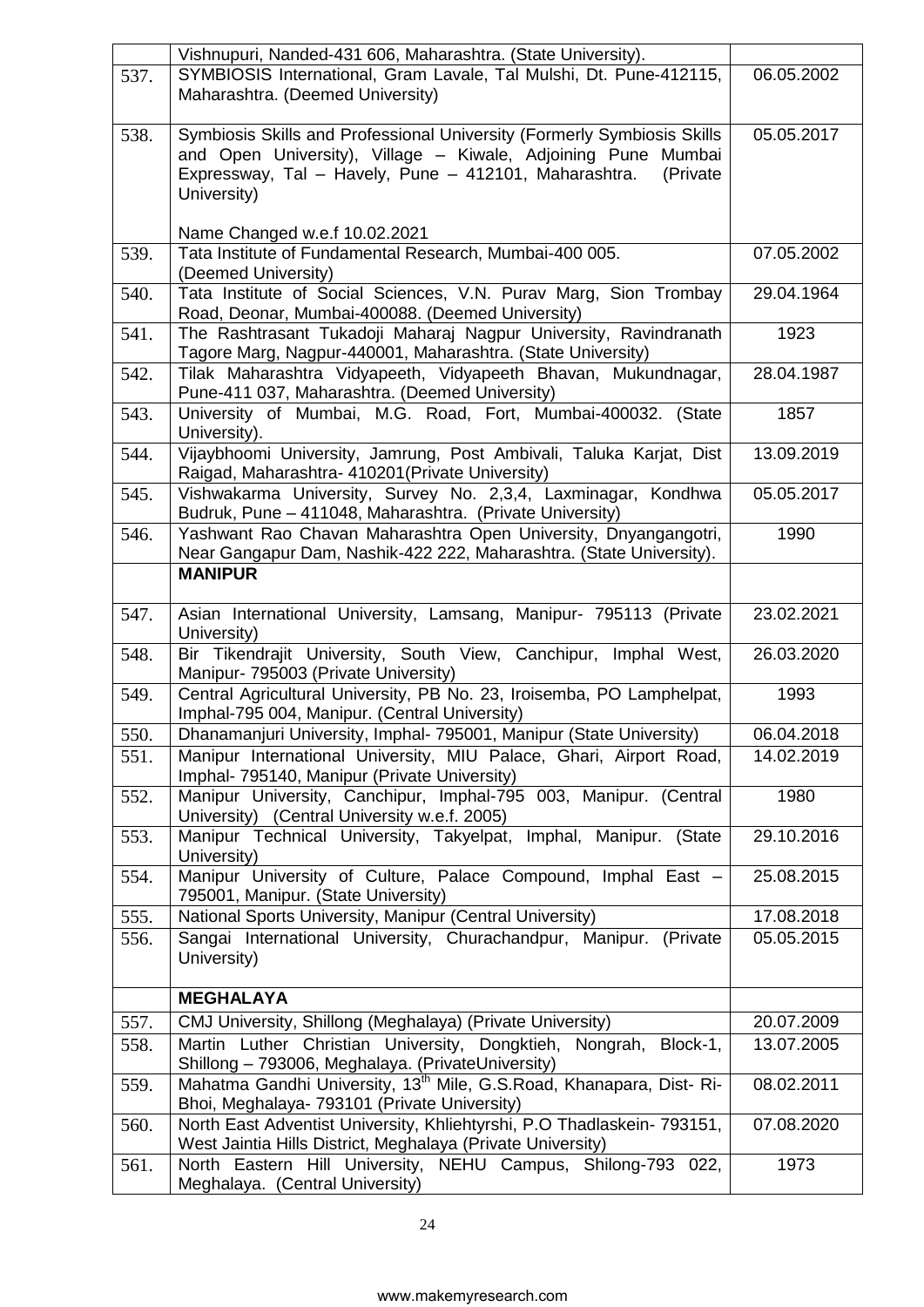|  | Vishnupuri, Nanded-431 606, Maharashtra. (State University). |  |
|---|---|---|
| 537. | SYMBIOSIS International, Gram Lavale, Tal Mulshi, Dt. Pune-412115, Maharashtra. (Deemed University) | 06.05.2002 |
| 538. | Symbiosis Skills and Professional University (Formerly Symbiosis Skills and Open University), Village – Kiwale, Adjoining Pune Mumbai Expressway, Tal – Havely, Pune – 412101, Maharashtra. (Private University)<br><br>Name Changed w.e.f 10.02.2021 | 05.05.2017 |
| 539. | Tata Institute of Fundamental Research, Mumbai-400 005. (Deemed University) | 07.05.2002 |
| 540. | Tata Institute of Social Sciences, V.N. Purav Marg, Sion Trombay Road, Deonar, Mumbai-400088. (Deemed University) | 29.04.1964 |
| 541. | The Rashtrasant Tukadoji Maharaj Nagpur University, Ravindranath Tagore Marg, Nagpur-440001, Maharashtra. (State University) | 1923 |
| 542. | Tilak Maharashtra Vidyapeeth, Vidyapeeth Bhavan, Mukundnagar, Pune-411 037, Maharashtra. (Deemed University) | 28.04.1987 |
| 543. | University of Mumbai, M.G. Road, Fort, Mumbai-400032. (State University). | 1857 |
| 544. | Vijaybhoomi University, Jamrung, Post Ambivali, Taluka Karjat, Dist Raigad, Maharashtra- 410201(Private University) | 13.09.2019 |
| 545. | Vishwakarma University, Survey No. 2,3,4, Laxminagar, Kondhwa Budruk, Pune – 411048, Maharashtra. (Private University) | 05.05.2017 |
| 546. | Yashwant Rao Chavan Maharashtra Open University, Dnyangangotri, Near Gangapur Dam, Nashik-422 222, Maharashtra. (State University). | 1990 |
|  | **MANIPUR** |  |
| 547. | Asian International University, Lamsang, Manipur- 795113 (Private University) | 23.02.2021 |
| 548. | Bir Tikendrajit University, South View, Canchipur, Imphal West, Manipur- 795003 (Private University) | 26.03.2020 |
| 549. | Central Agricultural University, PB No. 23, Iroisemba, PO Lamphelpat, Imphal-795 004, Manipur. (Central University) | 1993 |
| 550. | Dhanamanjuri University, Imphal- 795001, Manipur (State University) | 06.04.2018 |
| 551. | Manipur International University, MIU Palace, Ghari, Airport Road, Imphal- 795140, Manipur (Private University) | 14.02.2019 |
| 552. | Manipur University, Canchipur, Imphal-795 003, Manipur. (Central University) (Central University w.e.f. 2005) | 1980 |
| 553. | Manipur Technical University, Takyelpat, Imphal, Manipur. (State University) | 29.10.2016 |
| 554. | Manipur University of Culture, Palace Compound, Imphal East – 795001, Manipur. (State University) | 25.08.2015 |
| 555. | National Sports University, Manipur (Central University) | 17.08.2018 |
| 556. | Sangai International University, Churachandpur, Manipur. (Private University) | 05.05.2015 |
|  | **MEGHALAYA** |  |
| 557. | CMJ University, Shillong (Meghalaya) (Private University) | 20.07.2009 |
| 558. | Martin Luther Christian University, Dongktieh, Nongrah, Block-1, Shillong – 793006, Meghalaya. (PrivateUniversity) | 13.07.2005 |
| 559. | Mahatma Gandhi University, 13th Mile, G.S.Road, Khanapara, Dist- Ri-Bhoi, Meghalaya- 793101 (Private University) | 08.02.2011 |
| 560. | North East Adventist University, Khliehtyrshi, P.O Thadlaskein- 793151, West Jaintia Hills District, Meghalaya (Private University) | 07.08.2020 |
| 561. | North Eastern Hill University, NEHU Campus, Shilong-793 022, Meghalaya. (Central University) | 1973 |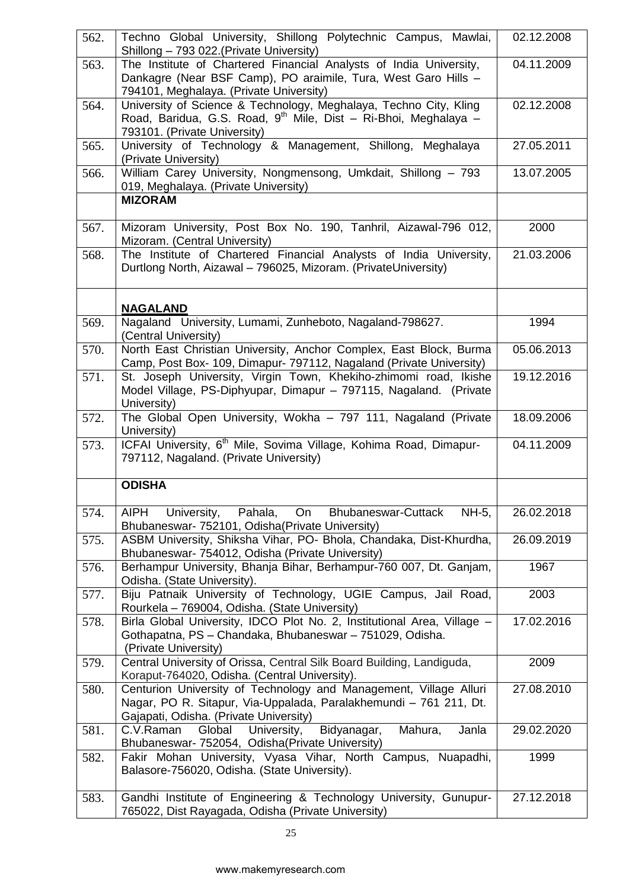| 562. | Techno Global University, Shillong Polytechnic Campus, Mawlai, Shillong – 793 022.(Private University) | 02.12.2008 |
|---|---|---|
| 563. | The Institute of Chartered Financial Analysts of India University, Dankagre (Near BSF Camp), PO araimile, Tura, West Garo Hills – 794101, Meghalaya. (Private University) | 04.11.2009 |
| 564. | University of Science & Technology, Meghalaya, Techno City, Kling Road, Baridua, G.S. Road, 9th Mile, Dist – Ri-Bhoi, Meghalaya – 793101. (Private University) | 02.12.2008 |
| 565. | University of Technology & Management, Shillong, Meghalaya (Private University) | 27.05.2011 |
| 566. | William Carey University, Nongmensong, Umkdait, Shillong – 793 019, Meghalaya. (Private University) | 13.07.2005 |
| | **MIZORAM** | |
| 567. | Mizoram University, Post Box No. 190, Tanhril, Aizawal-796 012, Mizoram. (Central University) | 2000 |
| 568. | The Institute of Chartered Financial Analysts of India University, Durtlong North, Aizawal – 796025, Mizoram. (PrivateUniversity) | 21.03.2006 |
| | **NAGALAND** | |
| 569. | Nagaland University, Lumami, Zunheboto, Nagaland-798627. (Central University) | 1994 |
| 570. | North East Christian University, Anchor Complex, East Block, Burma Camp, Post Box- 109, Dimapur- 797112, Nagaland (Private University) | 05.06.2013 |
| 571. | St. Joseph University, Virgin Town, Khekiho-zhimomi road, Ikishe Model Village, PS-Diphyupar, Dimapur – 797115, Nagaland. (Private University) | 19.12.2016 |
| 572. | The Global Open University, Wokha – 797 111, Nagaland (Private University) | 18.09.2006 |
| 573. | ICFAI University, 6th Mile, Sovima Village, Kohima Road, Dimapur-797112, Nagaland. (Private University) | 04.11.2009 |
| | **ODISHA** | |
| 574. | AIPH University, Pahala, On Bhubaneswar-Cuttack NH-5, Bhubaneswar- 752101, Odisha(Private University) | 26.02.2018 |
| 575. | ASBM University, Shiksha Vihar, PO- Bhola, Chandaka, Dist-Khurdha, Bhubaneswar- 754012, Odisha (Private University) | 26.09.2019 |
| 576. | Berhampur University, Bhanja Bihar, Berhampur-760 007, Dt. Ganjam, Odisha. (State University). | 1967 |
| 577. | Biju Patnaik University of Technology, UGIE Campus, Jail Road, Rourkela – 769004, Odisha. (State University) | 2003 |
| 578. | Birla Global University, IDCO Plot No. 2, Institutional Area, Village – Gothapatna, PS – Chandaka, Bhubaneswar – 751029, Odisha. (Private University) | 17.02.2016 |
| 579. | Central University of Orissa, Central Silk Board Building, Landiguda, Koraput-764020, Odisha. (Central University). | 2009 |
| 580. | Centurion University of Technology and Management, Village Alluri Nagar, PO R. Sitapur, Via-Uppalada, Paralakhemundi – 761 211, Dt. Gajapati, Odisha. (Private University) | 27.08.2010 |
| 581. | C.V.Raman Global University, Bidyanagar, Mahura, Janla Bhubaneswar- 752054, Odisha(Private University) | 29.02.2020 |
| 582. | Fakir Mohan University, Vyasa Vihar, North Campus, Nuapadhi, Balasore-756020, Odisha. (State University). | 1999 |
| 583. | Gandhi Institute of Engineering & Technology University, Gunupur-765022, Dist Rayagada, Odisha (Private University) | 27.12.2018 |

www.makemyresearch.com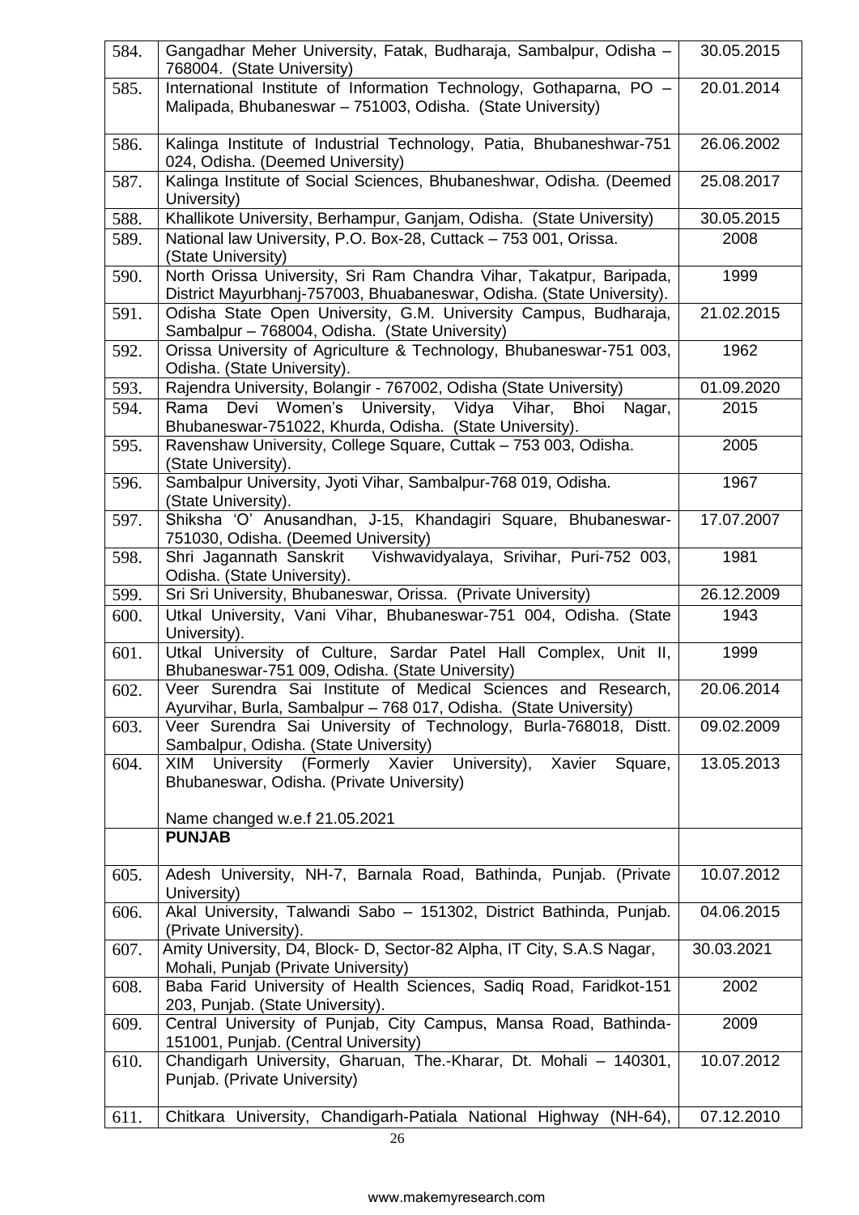| | | |
|---|---|---|
| 584. | Gangadhar Meher University, Fatak, Budharaja, Sambalpur, Odisha – 768004. (State University) | 30.05.2015 |
| 585. | International Institute of Information Technology, Gothaparna, PO – Malipada, Bhubaneswar – 751003, Odisha. (State University) | 20.01.2014 |
| 586. | Kalinga Institute of Industrial Technology, Patia, Bhubaneshwar-751 024, Odisha. (Deemed University) | 26.06.2002 |
| 587. | Kalinga Institute of Social Sciences, Bhubaneshwar, Odisha. (Deemed University) | 25.08.2017 |
| 588. | Khallikote University, Berhampur, Ganjam, Odisha. (State University) | 30.05.2015 |
| 589. | National law University, P.O. Box-28, Cuttack – 753 001, Orissa. (State University) | 2008 |
| 590. | North Orissa University, Sri Ram Chandra Vihar, Takatpur, Baripada, District Mayurbhanj-757003, Bhuabaneswar, Odisha. (State University). | 1999 |
| 591. | Odisha State Open University, G.M. University Campus, Budharaja, Sambalpur – 768004, Odisha. (State University) | 21.02.2015 |
| 592. | Orissa University of Agriculture & Technology, Bhubaneswar-751 003, Odisha. (State University). | 1962 |
| 593. | Rajendra University, Bolangir - 767002, Odisha (State University) | 01.09.2020 |
| 594. | Rama Devi Women's University, Vidya Vihar, Bhoi Nagar, Bhubaneswar-751022, Khurda, Odisha. (State University). | 2015 |
| 595. | Ravenshaw University, College Square, Cuttak – 753 003, Odisha. (State University). | 2005 |
| 596. | Sambalpur University, Jyoti Vihar, Sambalpur-768 019, Odisha. (State University). | 1967 |
| 597. | Shiksha 'O' Anusandhan, J-15, Khandagiri Square, Bhubaneswar-751030, Odisha. (Deemed University) | 17.07.2007 |
| 598. | Shri Jagannath Sanskrit Vishwavidyalaya, Srivihar, Puri-752 003, Odisha. (State University). | 1981 |
| 599. | Sri Sri University, Bhubaneswar, Orissa. (Private University) | 26.12.2009 |
| 600. | Utkal University, Vani Vihar, Bhubaneswar-751 004, Odisha. (State University). | 1943 |
| 601. | Utkal University of Culture, Sardar Patel Hall Complex, Unit II, Bhubaneswar-751 009, Odisha. (State University) | 1999 |
| 602. | Veer Surendra Sai Institute of Medical Sciences and Research, Ayurvihar, Burla, Sambalpur – 768 017, Odisha. (State University) | 20.06.2014 |
| 603. | Veer Surendra Sai University of Technology, Burla-768018, Distt. Sambalpur, Odisha. (State University) | 09.02.2009 |
| 604. | XIM University (Formerly Xavier University), Xavier Square, Bhubaneswar, Odisha. (Private University)<br><br>Name changed w.e.f 21.05.2021 | 13.05.2013 |
| | **PUNJAB** | |
| 605. | Adesh University, NH-7, Barnala Road, Bathinda, Punjab. (Private University) | 10.07.2012 |
| 606. | Akal University, Talwandi Sabo – 151302, District Bathinda, Punjab. (Private University). | 04.06.2015 |
| 607. | Amity University, D4, Block- D, Sector-82 Alpha, IT City, S.A.S Nagar, Mohali, Punjab (Private University) | 30.03.2021 |
| 608. | Baba Farid University of Health Sciences, Sadiq Road, Faridkot-151 203, Punjab. (State University). | 2002 |
| 609. | Central University of Punjab, City Campus, Mansa Road, Bathinda-151001, Punjab. (Central University) | 2009 |
| 610. | Chandigarh University, Gharuan, The.-Kharar, Dt. Mohali – 140301, Punjab. (Private University) | 10.07.2012 |
| 611. | Chitkara University, Chandigarh-Patiala National Highway (NH-64), | 07.12.2010 |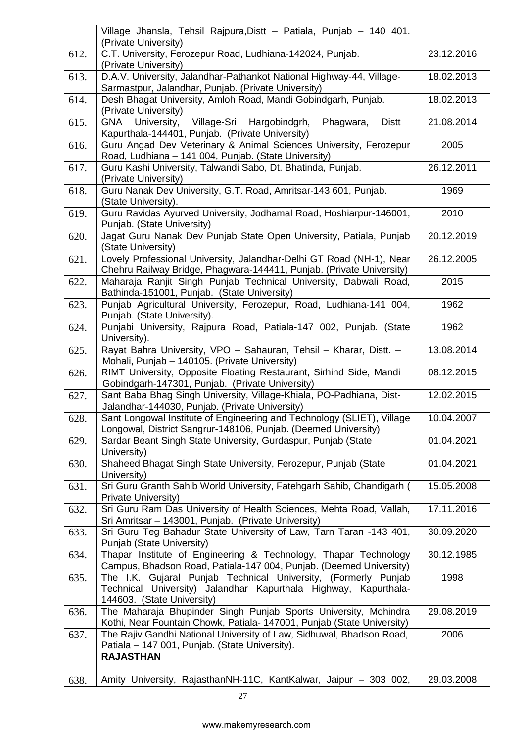|  | Village Jhansla, Tehsil Rajpura,Distt – Patiala, Punjab – 140 401. (Private University) |  |
|---|---|---|
| 612. | C.T. University, Ferozepur Road, Ludhiana-142024, Punjab. (Private University) | 23.12.2016 |
| 613. | D.A.V. University, Jalandhar-Pathankot National Highway-44, Village-Sarmastpur, Jalandhar, Punjab. (Private University) | 18.02.2013 |
| 614. | Desh Bhagat University, Amloh Road, Mandi Gobindgarh, Punjab. (Private University) | 18.02.2013 |
| 615. | GNA University, Village-Sri Hargobindgrh, Phagwara, Distt Kapurthala-144401, Punjab. (Private University) | 21.08.2014 |
| 616. | Guru Angad Dev Veterinary & Animal Sciences University, Ferozepur Road, Ludhiana – 141 004, Punjab. (State University) | 2005 |
| 617. | Guru Kashi University, Talwandi Sabo, Dt. Bhatinda, Punjab. (Private University) | 26.12.2011 |
| 618. | Guru Nanak Dev University, G.T. Road, Amritsar-143 601, Punjab. (State University). | 1969 |
| 619. | Guru Ravidas Ayurved University, Jodhamal Road, Hoshiarpur-146001, Punjab. (State University) | 2010 |
| 620. | Jagat Guru Nanak Dev Punjab State Open University, Patiala, Punjab (State University) | 20.12.2019 |
| 621. | Lovely Professional University, Jalandhar-Delhi GT Road (NH-1), Near Chehru Railway Bridge, Phagwara-144411, Punjab. (Private University) | 26.12.2005 |
| 622. | Maharaja Ranjit Singh Punjab Technical University, Dabwali Road, Bathinda-151001, Punjab. (State University) | 2015 |
| 623. | Punjab Agricultural University, Ferozepur, Road, Ludhiana-141 004, Punjab. (State University). | 1962 |
| 624. | Punjabi University, Rajpura Road, Patiala-147 002, Punjab. (State University). | 1962 |
| 625. | Rayat Bahra University, VPO – Sahauran, Tehsil – Kharar, Distt. – Mohali, Punjab – 140105. (Private University) | 13.08.2014 |
| 626. | RIMT University, Opposite Floating Restaurant, Sirhind Side, Mandi Gobindgarh-147301, Punjab. (Private University) | 08.12.2015 |
| 627. | Sant Baba Bhag Singh University, Village-Khiala, PO-Padhiana, Dist-Jalandhar-144030, Punjab. (Private University) | 12.02.2015 |
| 628. | Sant Longowal Institute of Engineering and Technology (SLIET), Village Longowal, District Sangrur-148106, Punjab. (Deemed University) | 10.04.2007 |
| 629. | Sardar Beant Singh State University, Gurdaspur, Punjab (State University) | 01.04.2021 |
| 630. | Shaheed Bhagat Singh State University, Ferozepur, Punjab (State University) | 01.04.2021 |
| 631. | Sri Guru Granth Sahib World University, Fatehgarh Sahib, Chandigarh ( Private University) | 15.05.2008 |
| 632. | Sri Guru Ram Das University of Health Sciences, Mehta Road, Vallah, Sri Amritsar – 143001, Punjab. (Private University) | 17.11.2016 |
| 633. | Sri Guru Teg Bahadur State University of Law, Tarn Taran -143 401, Punjab (State University) | 30.09.2020 |
| 634. | Thapar Institute of Engineering & Technology, Thapar Technology Campus, Bhadson Road, Patiala-147 004, Punjab. (Deemed University) | 30.12.1985 |
| 635. | The I.K. Gujaral Punjab Technical University, (Formerly Punjab Technical University) Jalandhar Kapurthala Highway, Kapurthala-144603. (State University) | 1998 |
| 636. | The Maharaja Bhupinder Singh Punjab Sports University, Mohindra Kothi, Near Fountain Chowk, Patiala- 147001, Punjab (State University) | 29.08.2019 |
| 637. | The Rajiv Gandhi National University of Law, Sidhuwal, Bhadson Road, Patiala – 147 001, Punjab. (State University). | 2006 |
|  | **RAJASTHAN** |  |
| 638. | Amity University, RajasthanNH-11C, KantKalwar, Jaipur – 303 002, | 29.03.2008 |

www.makemyresearch.com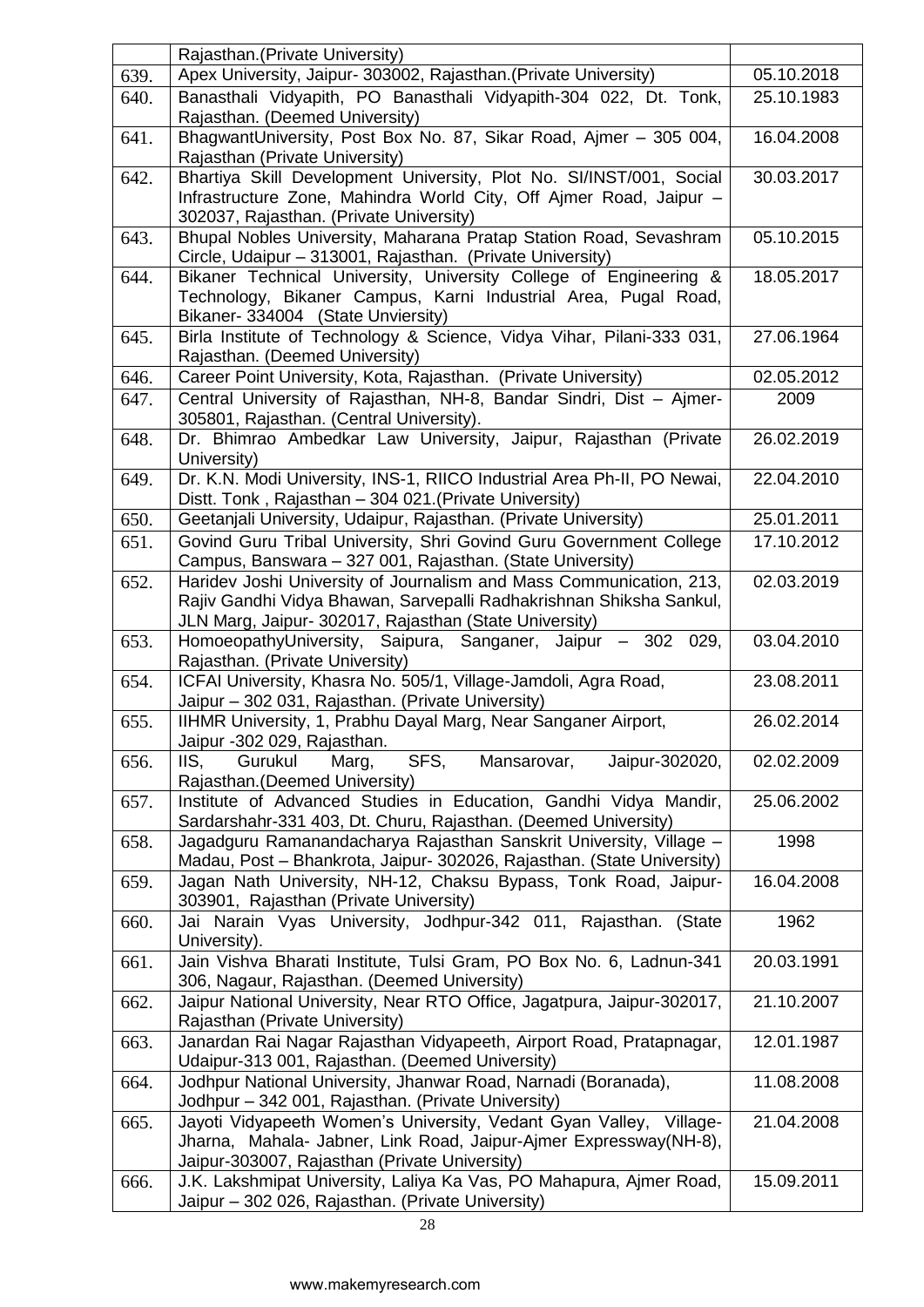|  | Rajasthan.(Private University) |  |
|---|---|---|
| 639. | Apex University, Jaipur- 303002, Rajasthan.(Private University) | 05.10.2018 |
| 640. | Banasthali Vidyapith, PO Banasthali Vidyapith-304 022, Dt. Tonk, Rajasthan. (Deemed University) | 25.10.1983 |
| 641. | BhagwantUniversity, Post Box No. 87, Sikar Road, Ajmer – 305 004, Rajasthan (Private University) | 16.04.2008 |
| 642. | Bhartiya Skill Development University, Plot No. SI/INST/001, Social Infrastructure Zone, Mahindra World City, Off Ajmer Road, Jaipur – 302037, Rajasthan. (Private University) | 30.03.2017 |
| 643. | Bhupal Nobles University, Maharana Pratap Station Road, Sevashram Circle, Udaipur – 313001, Rajasthan. (Private University) | 05.10.2015 |
| 644. | Bikaner Technical University, University College of Engineering & Technology, Bikaner Campus, Karni Industrial Area, Pugal Road, Bikaner- 334004 (State Unviersity) | 18.05.2017 |
| 645. | Birla Institute of Technology & Science, Vidya Vihar, Pilani-333 031, Rajasthan. (Deemed University) | 27.06.1964 |
| 646. | Career Point University, Kota, Rajasthan. (Private University) | 02.05.2012 |
| 647. | Central University of Rajasthan, NH-8, Bandar Sindri, Dist – Ajmer-305801, Rajasthan. (Central University). | 2009 |
| 648. | Dr. Bhimrao Ambedkar Law University, Jaipur, Rajasthan (Private University) | 26.02.2019 |
| 649. | Dr. K.N. Modi University, INS-1, RIICO Industrial Area Ph-II, PO Newai, Distt. Tonk , Rajasthan – 304 021.(Private University) | 22.04.2010 |
| 650. | Geetanjali University, Udaipur, Rajasthan. (Private University) | 25.01.2011 |
| 651. | Govind Guru Tribal University, Shri Govind Guru Government College Campus, Banswara – 327 001, Rajasthan. (State University) | 17.10.2012 |
| 652. | Haridev Joshi University of Journalism and Mass Communication, 213, Rajiv Gandhi Vidya Bhawan, Sarvepalli Radhakrishnan Shiksha Sankul, JLN Marg, Jaipur- 302017, Rajasthan (State University) | 02.03.2019 |
| 653. | HomoeopathyUniversity, Saipura, Sanganer, Jaipur – 302 029, Rajasthan. (Private University) | 03.04.2010 |
| 654. | ICFAI University, Khasra No. 505/1, Village-Jamdoli, Agra Road, Jaipur – 302 031, Rajasthan. (Private University) | 23.08.2011 |
| 655. | IIHMR University, 1, Prabhu Dayal Marg, Near Sanganer Airport, Jaipur -302 029, Rajasthan. | 26.02.2014 |
| 656. | IIS, Gurukul Marg, SFS, Mansarovar, Jaipur-302020, Rajasthan.(Deemed University) | 02.02.2009 |
| 657. | Institute of Advanced Studies in Education, Gandhi Vidya Mandir, Sardarshahr-331 403, Dt. Churu, Rajasthan. (Deemed University) | 25.06.2002 |
| 658. | Jagadguru Ramanandacharya Rajasthan Sanskrit University, Village – Madau, Post – Bhankrota, Jaipur- 302026, Rajasthan. (State University) | 1998 |
| 659. | Jagan Nath University, NH-12, Chaksu Bypass, Tonk Road, Jaipur-303901, Rajasthan (Private University) | 16.04.2008 |
| 660. | Jai Narain Vyas University, Jodhpur-342 011, Rajasthan. (State University). | 1962 |
| 661. | Jain Vishva Bharati Institute, Tulsi Gram, PO Box No. 6, Ladnun-341 306, Nagaur, Rajasthan. (Deemed University) | 20.03.1991 |
| 662. | Jaipur National University, Near RTO Office, Jagatpura, Jaipur-302017, Rajasthan (Private University) | 21.10.2007 |
| 663. | Janardan Rai Nagar Rajasthan Vidyapeeth, Airport Road, Pratapnagar, Udaipur-313 001, Rajasthan. (Deemed University) | 12.01.1987 |
| 664. | Jodhpur National University, Jhanwar Road, Narnadi (Boranada), Jodhpur – 342 001, Rajasthan. (Private University) | 11.08.2008 |
| 665. | Jayoti Vidyapeeth Women's University, Vedant Gyan Valley, Village-Jharna, Mahala- Jabner, Link Road, Jaipur-Ajmer Expressway(NH-8), Jaipur-303007, Rajasthan (Private University) | 21.04.2008 |
| 666. | J.K. Lakshmipat University, Laliya Ka Vas, PO Mahapura, Ajmer Road, Jaipur – 302 026, Rajasthan. (Private University) | 15.09.2011 |

www.makemyresearch.com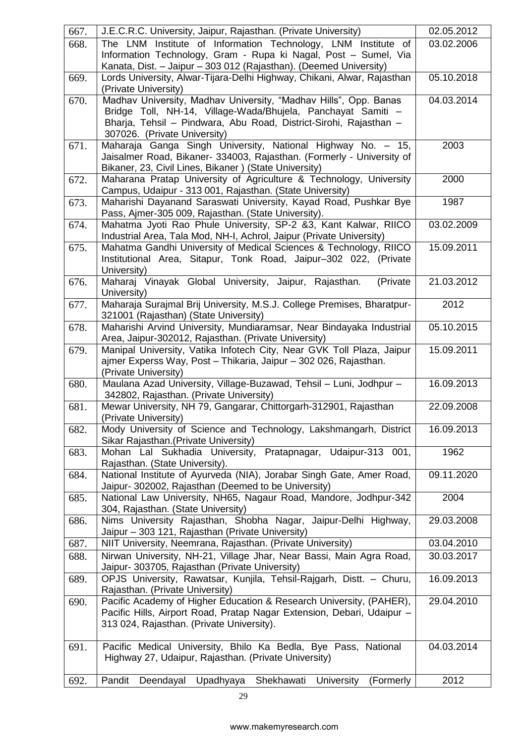| 667. | J.E.C.R.C. University, Jaipur, Rajasthan. (Private University) | 02.05.2012 |
|---|---|---|
| 668. | The LNM Institute of Information Technology, LNM Institute of Information Technology, Gram - Rupa ki Nagal, Post – Sumel, Via Kanata, Dist. – Jaipur – 303 012 (Rajasthan). (Deemed University) | 03.02.2006 |
| 669. | Lords University, Alwar-Tijara-Delhi Highway, Chikani, Alwar, Rajasthan (Private University) | 05.10.2018 |
| 670. | Madhav University, Madhav University, "Madhav Hills", Opp. Banas Bridge Toll, NH-14, Village-Wada/Bhujela, Panchayat Samiti – Bharja, Tehsil – Pindwara, Abu Road, District-Sirohi, Rajasthan – 307026. (Private University) | 04.03.2014 |
| 671. | Maharaja Ganga Singh University, National Highway No. – 15, Jaisalmer Road, Bikaner- 334003, Rajasthan. (Formerly - University of Bikaner, 23, Civil Lines, Bikaner ) (State University) | 2003 |
| 672. | Maharana Pratap University of Agriculture & Technology, University Campus, Udaipur - 313 001, Rajasthan. (State University) | 2000 |
| 673. | Maharishi Dayanand Saraswati University, Kayad Road, Pushkar Bye Pass, Ajmer-305 009, Rajasthan. (State University). | 1987 |
| 674. | Mahatma Jyoti Rao Phule University, SP-2 &3, Kant Kalwar, RIICO Industrial Area, Tala Mod, NH-I, Achrol, Jaipur (Private University) | 03.02.2009 |
| 675. | Mahatma Gandhi University of Medical Sciences & Technology, RIICO Institutional Area, Sitapur, Tonk Road, Jaipur–302 022, (Private University) | 15.09.2011 |
| 676. | Maharaj Vinayak Global University, Jaipur, Rajasthan. (Private University) | 21.03.2012 |
| 677. | Maharaja Surajmal Brij University, M.S.J. College Premises, Bharatpur-321001 (Rajasthan) (State University) | 2012 |
| 678. | Maharishi Arvind University, Mundiaramsar, Near Bindayaka Industrial Area, Jaipur-302012, Rajasthan. (Private University) | 05.10.2015 |
| 679. | Manipal University, Vatika Infotech City, Near GVK Toll Plaza, Jaipur ajmer Experss Way, Post – Thikaria, Jaipur – 302 026, Rajasthan. (Private University) | 15.09.2011 |
| 680. | Maulana Azad University, Village-Buzawad, Tehsil – Luni, Jodhpur – 342802, Rajasthan. (Private University) | 16.09.2013 |
| 681. | Mewar University, NH 79, Gangarar, Chittorgarh-312901, Rajasthan (Private University) | 22.09.2008 |
| 682. | Mody University of Science and Technology, Lakshmangarh, District Sikar Rajasthan.(Private University) | 16.09.2013 |
| 683. | Mohan Lal Sukhadia University, Pratapnagar, Udaipur-313 001, Rajasthan. (State University). | 1962 |
| 684. | National Institute of Ayurveda (NIA), Jorabar Singh Gate, Amer Road, Jaipur- 302002, Rajasthan (Deemed to be University) | 09.11.2020 |
| 685. | National Law University, NH65, Nagaur Road, Mandore, Jodhpur-342 304, Rajasthan. (State University) | 2004 |
| 686. | Nims University Rajasthan, Shobha Nagar, Jaipur-Delhi Highway, Jaipur – 303 121, Rajasthan (Private University) | 29.03.2008 |
| 687. | NIIT University, Neemrana, Rajasthan. (Private University) | 03.04.2010 |
| 688. | Nirwan University, NH-21, Village Jhar, Near Bassi, Main Agra Road, Jaipur- 303705, Rajasthan (Private University) | 30.03.2017 |
| 689. | OPJS University, Rawatsar, Kunjila, Tehsil-Rajgarh, Distt. – Churu, Rajasthan. (Private University) | 16.09.2013 |
| 690. | Pacific Academy of Higher Education & Research University, (PAHER), Pacific Hills, Airport Road, Pratap Nagar Extension, Debari, Udaipur – 313 024, Rajasthan. (Private University). | 29.04.2010 |
| 691. | Pacific Medical University, Bhilo Ka Bedla, Bye Pass, National Highway 27, Udaipur, Rajasthan. (Private University) | 04.03.2014 |
| 692. | Pandit Deendayal Upadhyaya Shekhawati University (Formerly | 2012 |

www.makemyresearch.com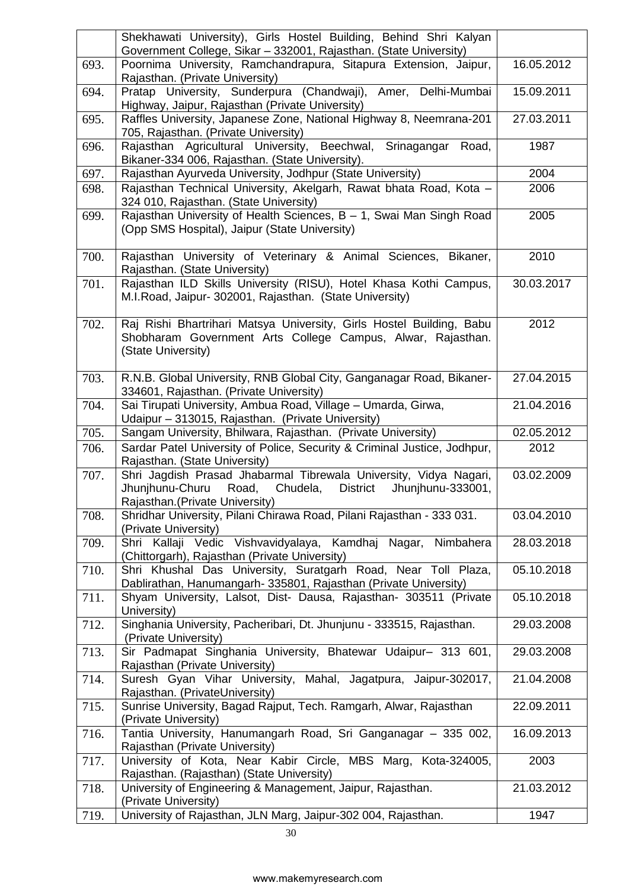| | | |
|---|---|---|
| | Shekhawati University), Girls Hostel Building, Behind Shri Kalyan Government College, Sikar – 332001, Rajasthan. (State University) | |
| 693. | Poornima University, Ramchandrapura, Sitapura Extension, Jaipur, Rajasthan. (Private University) | 16.05.2012 |
| 694. | Pratap University, Sunderpura (Chandwaji), Amer, Delhi-Mumbai Highway, Jaipur, Rajasthan (Private University) | 15.09.2011 |
| 695. | Raffles University, Japanese Zone, National Highway 8, Neemrana-201 705, Rajasthan. (Private University) | 27.03.2011 |
| 696. | Rajasthan Agricultural University, Beechwal, Srinagangar Road, Bikaner-334 006, Rajasthan. (State University). | 1987 |
| 697. | Rajasthan Ayurveda University, Jodhpur (State University) | 2004 |
| 698. | Rajasthan Technical University, Akelgarh, Rawat bhata Road, Kota – 324 010, Rajasthan. (State University) | 2006 |
| 699. | Rajasthan University of Health Sciences, B – 1, Swai Man Singh Road (Opp SMS Hospital), Jaipur (State University) | 2005 |
| 700. | Rajasthan University of Veterinary & Animal Sciences, Bikaner, Rajasthan. (State University) | 2010 |
| 701. | Rajasthan ILD Skills University (RISU), Hotel Khasa Kothi Campus, M.I.Road, Jaipur- 302001, Rajasthan. (State University) | 30.03.2017 |
| 702. | Raj Rishi Bhartrihari Matsya University, Girls Hostel Building, Babu Shobharam Government Arts College Campus, Alwar, Rajasthan. (State University) | 2012 |
| 703. | R.N.B. Global University, RNB Global City, Ganganagar Road, Bikaner-334601, Rajasthan. (Private University) | 27.04.2015 |
| 704. | Sai Tirupati University, Ambua Road, Village – Umarda, Girwa, Udaipur – 313015, Rajasthan. (Private University) | 21.04.2016 |
| 705. | Sangam University, Bhilwara, Rajasthan. (Private University) | 02.05.2012 |
| 706. | Sardar Patel University of Police, Security & Criminal Justice, Jodhpur, Rajasthan. (State University) | 2012 |
| 707. | Shri Jagdish Prasad Jhabarmal Tibrewala University, Vidya Nagari, Jhunjhunu-Churu Road, Chudela, District Jhunjhunu-333001, Rajasthan.(Private University) | 03.02.2009 |
| 708. | Shridhar University, Pilani Chirawa Road, Pilani Rajasthan - 333 031. (Private University) | 03.04.2010 |
| 709. | Shri Kallaji Vedic Vishvavidyalaya, Kamdhaj Nagar, Nimbahera (Chittorgarh), Rajasthan (Private University) | 28.03.2018 |
| 710. | Shri Khushal Das University, Suratgarh Road, Near Toll Plaza, Dablirathan, Hanumangarh- 335801, Rajasthan (Private University) | 05.10.2018 |
| 711. | Shyam University, Lalsot, Dist- Dausa, Rajasthan- 303511 (Private University) | 05.10.2018 |
| 712. | Singhania University, Pacheribari, Dt. Jhunjunu - 333515, Rajasthan. (Private University) | 29.03.2008 |
| 713. | Sir Padmapat Singhania University, Bhatewar Udaipur– 313 601, Rajasthan (Private University) | 29.03.2008 |
| 714. | Suresh Gyan Vihar University, Mahal, Jagatpura, Jaipur-302017, Rajasthan. (PrivateUniversity) | 21.04.2008 |
| 715. | Sunrise University, Bagad Rajput, Tech. Ramgarh, Alwar, Rajasthan (Private University) | 22.09.2011 |
| 716. | Tantia University, Hanumangarh Road, Sri Ganganagar – 335 002, Rajasthan (Private University) | 16.09.2013 |
| 717. | University of Kota, Near Kabir Circle, MBS Marg, Kota-324005, Rajasthan. (Rajasthan) (State University) | 2003 |
| 718. | University of Engineering & Management, Jaipur, Rajasthan. (Private University) | 21.03.2012 |
| 719. | University of Rajasthan, JLN Marg, Jaipur-302 004, Rajasthan. | 1947 |

www.makemyresearch.com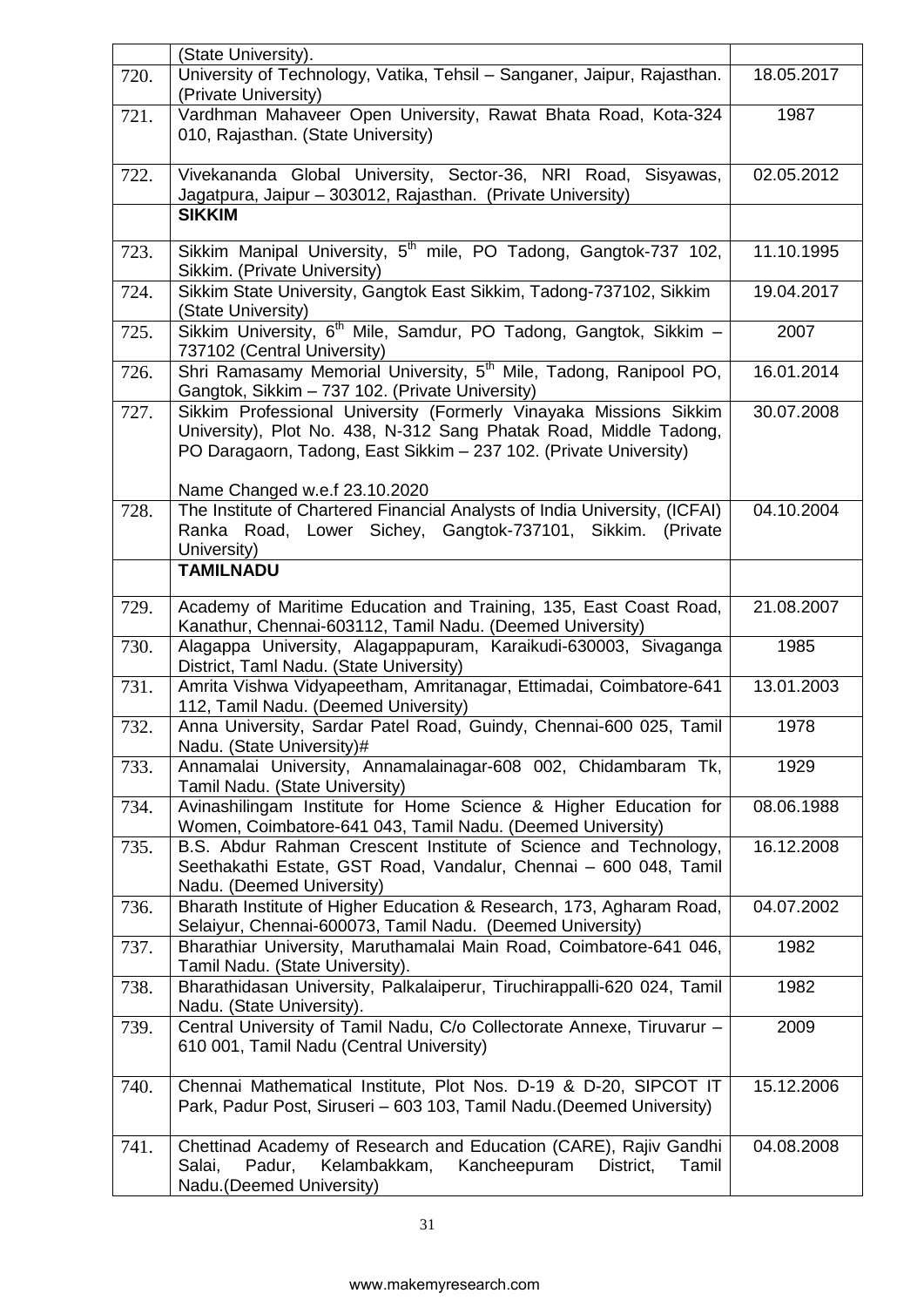| | | |
|---|---|---|
| | (State University). | |
| 720. | University of Technology, Vatika, Tehsil – Sanganer, Jaipur, Rajasthan. (Private University) | 18.05.2017 |
| 721. | Vardhman Mahaveer Open University, Rawat Bhata Road, Kota-324 010, Rajasthan. (State University) | 1987 |
| 722. | Vivekananda Global University, Sector-36, NRI Road, Sisyawas, Jagatpura, Jaipur – 303012, Rajasthan. (Private University) | 02.05.2012 |
| | **SIKKIM** | |
| 723. | Sikkim Manipal University, 5th mile, PO Tadong, Gangtok-737 102, Sikkim. (Private University) | 11.10.1995 |
| 724. | Sikkim State University, Gangtok East Sikkim, Tadong-737102, Sikkim (State University) | 19.04.2017 |
| 725. | Sikkim University, 6th Mile, Samdur, PO Tadong, Gangtok, Sikkim – 737102 (Central University) | 2007 |
| 726. | Shri Ramasamy Memorial University, 5th Mile, Tadong, Ranipool PO, Gangtok, Sikkim – 737 102. (Private University) | 16.01.2014 |
| 727. | Sikkim Professional University (Formerly Vinayaka Missions Sikkim University), Plot No. 438, N-312 Sang Phatak Road, Middle Tadong, PO Daragaorn, Tadong, East Sikkim – 237 102. (Private University)<br><br>Name Changed w.e.f 23.10.2020 | 30.07.2008 |
| 728. | The Institute of Chartered Financial Analysts of India University, (ICFAI) Ranka Road, Lower Sichey, Gangtok-737101, Sikkim. (Private University) | 04.10.2004 |
| | **TAMILNADU** | |
| 729. | Academy of Maritime Education and Training, 135, East Coast Road, Kanathur, Chennai-603112, Tamil Nadu. (Deemed University) | 21.08.2007 |
| 730. | Alagappa University, Alagappapuram, Karaikudi-630003, Sivaganga District, Taml Nadu. (State University) | 1985 |
| 731. | Amrita Vishwa Vidyapeetham, Amritanagar, Ettimadai, Coimbatore-641 112, Tamil Nadu. (Deemed University) | 13.01.2003 |
| 732. | Anna University, Sardar Patel Road, Guindy, Chennai-600 025, Tamil Nadu. (State University)# | 1978 |
| 733. | Annamalai University, Annamalainagar-608 002, Chidambaram Tk, Tamil Nadu. (State University) | 1929 |
| 734. | Avinashilingam Institute for Home Science & Higher Education for Women, Coimbatore-641 043, Tamil Nadu. (Deemed University) | 08.06.1988 |
| 735. | B.S. Abdur Rahman Crescent Institute of Science and Technology, Seethakathi Estate, GST Road, Vandalur, Chennai – 600 048, Tamil Nadu. (Deemed University) | 16.12.2008 |
| 736. | Bharath Institute of Higher Education & Research, 173, Agharam Road, Selaiyur, Chennai-600073, Tamil Nadu. (Deemed University) | 04.07.2002 |
| 737. | Bharathiar University, Maruthamalai Main Road, Coimbatore-641 046, Tamil Nadu. (State University). | 1982 |
| 738. | Bharathidasan University, Palkalaiperur, Tiruchirappalli-620 024, Tamil Nadu. (State University). | 1982 |
| 739. | Central University of Tamil Nadu, C/o Collectorate Annexe, Tiruvarur – 610 001, Tamil Nadu (Central University) | 2009 |
| 740. | Chennai Mathematical Institute, Plot Nos. D-19 & D-20, SIPCOT IT Park, Padur Post, Siruseri – 603 103, Tamil Nadu.(Deemed University) | 15.12.2006 |
| 741. | Chettinad Academy of Research and Education (CARE), Rajiv Gandhi Salai, Padur, Kelambakkam, Kancheepuram District, Tamil Nadu.(Deemed University) | 04.08.2008 |

www.makemyresearch.com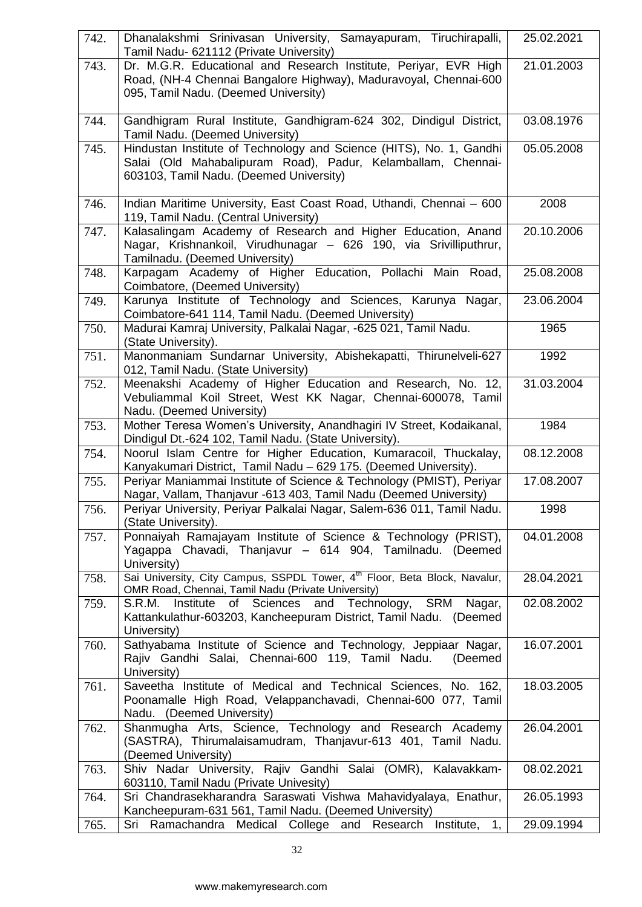| 742. | Dhanalakshmi Srinivasan University, Samayapuram, Tiruchirapalli, Tamil Nadu- 621112 (Private University) | 25.02.2021 |
|---|---|---|
| 743. | Dr. M.G.R. Educational and Research Institute, Periyar, EVR High Road, (NH-4 Chennai Bangalore Highway), Maduravoyal, Chennai-600 095, Tamil Nadu. (Deemed University) | 21.01.2003 |
| 744. | Gandhigram Rural Institute, Gandhigram-624 302, Dindigul District, Tamil Nadu. (Deemed University) | 03.08.1976 |
| 745. | Hindustan Institute of Technology and Science (HITS), No. 1, Gandhi Salai (Old Mahabalipuram Road), Padur, Kelamballam, Chennai-603103, Tamil Nadu. (Deemed University) | 05.05.2008 |
| 746. | Indian Maritime University, East Coast Road, Uthandi, Chennai – 600 119, Tamil Nadu. (Central University) | 2008 |
| 747. | Kalasalingam Academy of Research and Higher Education, Anand Nagar, Krishnankoil, Virudhunagar – 626 190, via Srivilliputhrur, Tamilnadu. (Deemed University) | 20.10.2006 |
| 748. | Karpagam Academy of Higher Education, Pollachi Main Road, Coimbatore, (Deemed University) | 25.08.2008 |
| 749. | Karunya Institute of Technology and Sciences, Karunya Nagar, Coimbatore-641 114, Tamil Nadu. (Deemed University) | 23.06.2004 |
| 750. | Madurai Kamraj University, Palkalai Nagar, -625 021, Tamil Nadu. (State University). | 1965 |
| 751. | Manonmaniam Sundarnar University, Abishekapatti, Thirunelveli-627 012, Tamil Nadu. (State University) | 1992 |
| 752. | Meenakshi Academy of Higher Education and Research, No. 12, Vebuliammal Koil Street, West KK Nagar, Chennai-600078, Tamil Nadu. (Deemed University) | 31.03.2004 |
| 753. | Mother Teresa Women's University, Anandhagiri IV Street, Kodaikanal, Dindigul Dt.-624 102, Tamil Nadu. (State University). | 1984 |
| 754. | Noorul Islam Centre for Higher Education, Kumaracoil, Thuckalay, Kanyakumari District, Tamil Nadu – 629 175. (Deemed University). | 08.12.2008 |
| 755. | Periyar Maniammai Institute of Science & Technology (PMIST), Periyar Nagar, Vallam, Thanjavur -613 403, Tamil Nadu (Deemed University) | 17.08.2007 |
| 756. | Periyar University, Periyar Palkalai Nagar, Salem-636 011, Tamil Nadu. (State University). | 1998 |
| 757. | Ponnaiyah Ramajayam Institute of Science & Technology (PRIST), Yagappa Chavadi, Thanjavur – 614 904, Tamilnadu. (Deemed University) | 04.01.2008 |
| 758. | Sai University, City Campus, SSPDL Tower, 4th Floor, Beta Block, Navalur, OMR Road, Chennai, Tamil Nadu (Private University) | 28.04.2021 |
| 759. | S.R.M. Institute of Sciences and Technology, SRM Nagar, Kattankulathur-603203, Kancheepuram District, Tamil Nadu. (Deemed University) | 02.08.2002 |
| 760. | Sathyabama Institute of Science and Technology, Jeppiaar Nagar, Rajiv Gandhi Salai, Chennai-600 119, Tamil Nadu. (Deemed University) | 16.07.2001 |
| 761. | Saveetha Institute of Medical and Technical Sciences, No. 162, Poonamalle High Road, Velappanchavadi, Chennai-600 077, Tamil Nadu. (Deemed University) | 18.03.2005 |
| 762. | Shanmugha Arts, Science, Technology and Research Academy (SASTRA), Thirumalaisamudram, Thanjavur-613 401, Tamil Nadu. (Deemed University) | 26.04.2001 |
| 763. | Shiv Nadar University, Rajiv Gandhi Salai (OMR), Kalavakkam-603110, Tamil Nadu (Private Univesity) | 08.02.2021 |
| 764. | Sri Chandrasekharandra Saraswati Vishwa Mahavidyalaya, Enathur, Kancheepuram-631 561, Tamil Nadu. (Deemed University) | 26.05.1993 |
| 765. | Sri Ramachandra Medical College and Research Institute, 1, | 29.09.1994 |

www.makemyresearch.com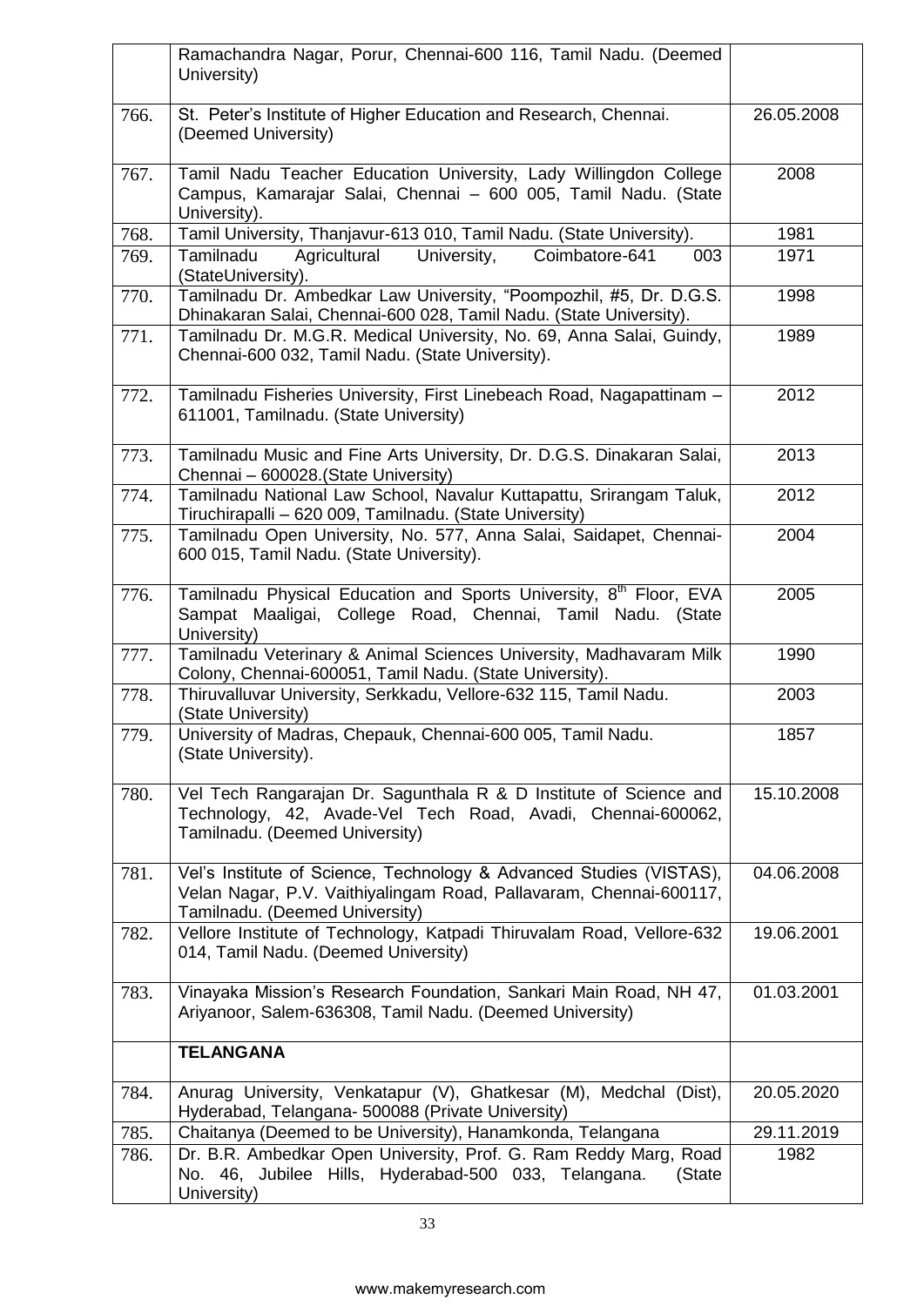| | | |
|---|---|---|
| | Ramachandra Nagar, Porur, Chennai-600 116, Tamil Nadu. (Deemed University) | |
| 766. | St. Peter's Institute of Higher Education and Research, Chennai. (Deemed University) | 26.05.2008 |
| 767. | Tamil Nadu Teacher Education University, Lady Willingdon College Campus, Kamarajar Salai, Chennai – 600 005, Tamil Nadu. (State University). | 2008 |
| 768. | Tamil University, Thanjavur-613 010, Tamil Nadu. (State University). | 1981 |
| 769. | Tamilnadu Agricultural University, Coimbatore-641 003 (StateUniversity). | 1971 |
| 770. | Tamilnadu Dr. Ambedkar Law University, "Poompozhil, #5, Dr. D.G.S. Dhinakaran Salai, Chennai-600 028, Tamil Nadu. (State University). | 1998 |
| 771. | Tamilnadu Dr. M.G.R. Medical University, No. 69, Anna Salai, Guindy, Chennai-600 032, Tamil Nadu. (State University). | 1989 |
| 772. | Tamilnadu Fisheries University, First Linebeach Road, Nagapattinam – 611001, Tamilnadu. (State University) | 2012 |
| 773. | Tamilnadu Music and Fine Arts University, Dr. D.G.S. Dinakaran Salai, Chennai – 600028.(State University) | 2013 |
| 774. | Tamilnadu National Law School, Navalur Kuttapattu, Srirangam Taluk, Tiruchirapalli – 620 009, Tamilnadu. (State University) | 2012 |
| 775. | Tamilnadu Open University, No. 577, Anna Salai, Saidapet, Chennai-600 015, Tamil Nadu. (State University). | 2004 |
| 776. | Tamilnadu Physical Education and Sports University, 8th Floor, EVA Sampat Maaligai, College Road, Chennai, Tamil Nadu. (State University) | 2005 |
| 777. | Tamilnadu Veterinary & Animal Sciences University, Madhavaram Milk Colony, Chennai-600051, Tamil Nadu. (State University). | 1990 |
| 778. | Thiruvalluvar University, Serkkadu, Vellore-632 115, Tamil Nadu. (State University) | 2003 |
| 779. | University of Madras, Chepauk, Chennai-600 005, Tamil Nadu. (State University). | 1857 |
| 780. | Vel Tech Rangarajan Dr. Sagunthala R & D Institute of Science and Technology, 42, Avade-Vel Tech Road, Avadi, Chennai-600062, Tamilnadu. (Deemed University) | 15.10.2008 |
| 781. | Vel's Institute of Science, Technology & Advanced Studies (VISTAS), Velan Nagar, P.V. Vaithiyalingam Road, Pallavaram, Chennai-600117, Tamilnadu. (Deemed University) | 04.06.2008 |
| 782. | Vellore Institute of Technology, Katpadi Thiruvalam Road, Vellore-632 014, Tamil Nadu. (Deemed University) | 19.06.2001 |
| 783. | Vinayaka Mission's Research Foundation, Sankari Main Road, NH 47, Ariyanoor, Salem-636308, Tamil Nadu. (Deemed University) | 01.03.2001 |
| | **TELANGANA** | |
| 784. | Anurag University, Venkatapur (V), Ghatkesar (M), Medchal (Dist), Hyderabad, Telangana- 500088 (Private University) | 20.05.2020 |
| 785. | Chaitanya (Deemed to be University), Hanamkonda, Telangana | 29.11.2019 |
| 786. | Dr. B.R. Ambedkar Open University, Prof. G. Ram Reddy Marg, Road No. 46, Jubilee Hills, Hyderabad-500 033, Telangana. (State University) | 1982 |

www.makemyresearch.com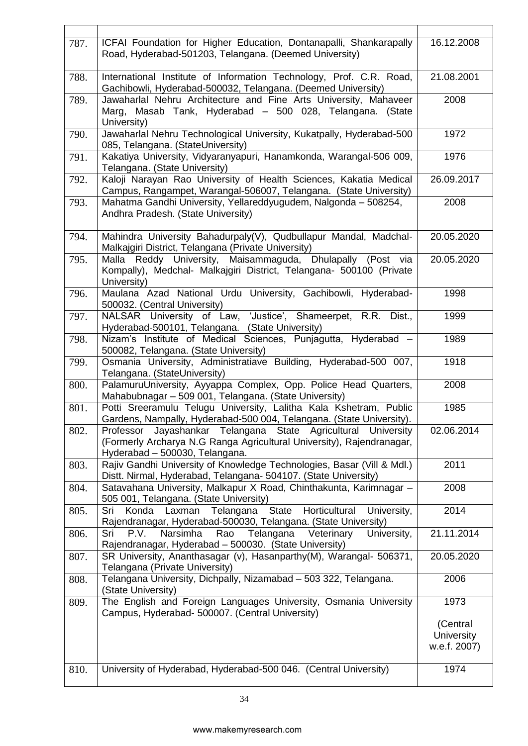| | | |
|---|---|---|
| 787. | ICFAI Foundation for Higher Education, Dontanapalli, Shankarapally Road, Hyderabad-501203, Telangana. (Deemed University) | 16.12.2008 |
| 788. | International Institute of Information Technology, Prof. C.R. Road, Gachibowli, Hyderabad-500032, Telangana. (Deemed University) | 21.08.2001 |
| 789. | Jawaharlal Nehru Architecture and Fine Arts University, Mahaveer Marg, Masab Tank, Hyderabad – 500 028, Telangana. (State University) | 2008 |
| 790. | Jawaharlal Nehru Technological University, Kukatpally, Hyderabad-500 085, Telangana. (StateUniversity) | 1972 |
| 791. | Kakatiya University, Vidyaranyapuri, Hanamkonda, Warangal-506 009, Telangana. (State University) | 1976 |
| 792. | Kaloji Narayan Rao University of Health Sciences, Kakatia Medical Campus, Rangampet, Warangal-506007, Telangana. (State University) | 26.09.2017 |
| 793. | Mahatma Gandhi University, Yellareddyugudem, Nalgonda – 508254, Andhra Pradesh. (State University) | 2008 |
| 794. | Mahindra University Bahadurpaly(V), Qudbullapur Mandal, Madchal-Malkajgiri District, Telangana (Private University) | 20.05.2020 |
| 795. | Malla Reddy University, Maisammaguda, Dhulapally (Post via Kompally), Medchal- Malkajgiri District, Telangana- 500100 (Private University) | 20.05.2020 |
| 796. | Maulana Azad National Urdu University, Gachibowli, Hyderabad-500032. (Central University) | 1998 |
| 797. | NALSAR University of Law, 'Justice', Shameerpet, R.R. Dist., Hyderabad-500101, Telangana. (State University) | 1999 |
| 798. | Nizam's Institute of Medical Sciences, Punjagutta, Hyderabad – 500082, Telangana. (State University) | 1989 |
| 799. | Osmania University, Administratiave Building, Hyderabad-500 007, Telangana. (StateUniversity) | 1918 |
| 800. | PalamuruUniversity, Ayyappa Complex, Opp. Police Head Quarters, Mahabubnagar – 509 001, Telangana. (State University) | 2008 |
| 801. | Potti Sreeramulu Telugu University, Lalitha Kala Kshetram, Public Gardens, Nampally, Hyderabad-500 004, Telangana. (State University). | 1985 |
| 802. | Professor Jayashankar Telangana State Agricultural University (Formerly Archarya N.G Ranga Agricultural University), Rajendranagar, Hyderabad – 500030, Telangana. | 02.06.2014 |
| 803. | Rajiv Gandhi University of Knowledge Technologies, Basar (Vill & Mdl.) Distt. Nirmal, Hyderabad, Telangana- 504107. (State University) | 2011 |
| 804. | Satavahana University, Malkapur X Road, Chinthakunta, Karimnagar – 505 001, Telangana. (State University) | 2008 |
| 805. | Sri Konda Laxman Telangana State Horticultural University, Rajendranagar, Hyderabad-500030, Telangana. (State University) | 2014 |
| 806. | Sri P.V. Narsimha Rao Telangana Veterinary University, Rajendranagar, Hyderabad – 500030. (State University) | 21.11.2014 |
| 807. | SR University, Ananthasagar (v), Hasanparthy(M), Warangal- 506371, Telangana (Private University) | 20.05.2020 |
| 808. | Telangana University, Dichpally, Nizamabad – 503 322, Telangana. (State University) | 2006 |
| 809. | The English and Foreign Languages University, Osmania University Campus, Hyderabad- 500007. (Central University) | 1973 (Central University w.e.f. 2007) |
| 810. | University of Hyderabad, Hyderabad-500 046. (Central University) | 1974 |

www.makemyresearch.com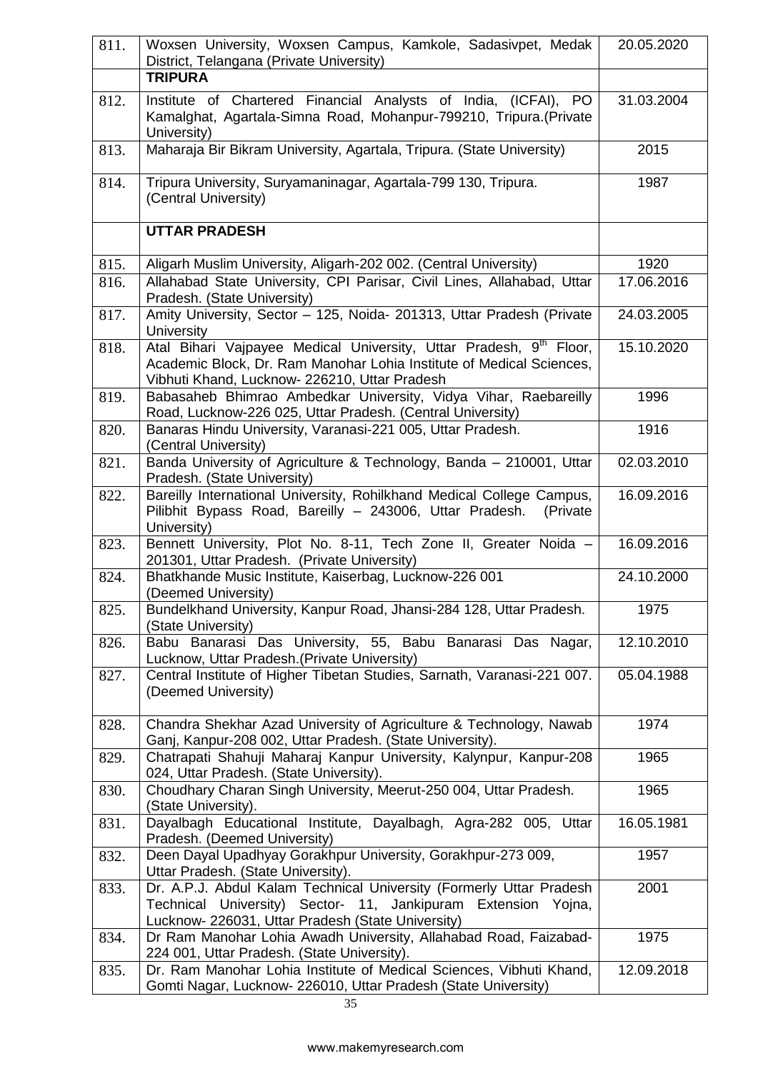| | | |
|---|---|---|
| 811. | Woxsen University, Woxsen Campus, Kamkole, Sadasivpet, Medak District, Telangana (Private University) | 20.05.2020 |
| | **TRIPURA** | |
| 812. | Institute of Chartered Financial Analysts of India, (ICFAI), PO Kamalghat, Agartala-Simna Road, Mohanpur-799210, Tripura.(Private University) | 31.03.2004 |
| 813. | Maharaja Bir Bikram University, Agartala, Tripura. (State University) | 2015 |
| 814. | Tripura University, Suryamaninagar, Agartala-799 130, Tripura. (Central University) | 1987 |
| | **UTTAR PRADESH** | |
| 815. | Aligarh Muslim University, Aligarh-202 002. (Central University) | 1920 |
| 816. | Allahabad State University, CPI Parisar, Civil Lines, Allahabad, Uttar Pradesh. (State University) | 17.06.2016 |
| 817. | Amity University, Sector – 125, Noida- 201313, Uttar Pradesh (Private University | 24.03.2005 |
| 818. | Atal Bihari Vajpayee Medical University, Uttar Pradesh, 9th Floor, Academic Block, Dr. Ram Manohar Lohia Institute of Medical Sciences, Vibhuti Khand, Lucknow- 226210, Uttar Pradesh | 15.10.2020 |
| 819. | Babasaheb Bhimrao Ambedkar University, Vidya Vihar, Raebareilly Road, Lucknow-226 025, Uttar Pradesh. (Central University) | 1996 |
| 820. | Banaras Hindu University, Varanasi-221 005, Uttar Pradesh. (Central University) | 1916 |
| 821. | Banda University of Agriculture & Technology, Banda – 210001, Uttar Pradesh. (State University) | 02.03.2010 |
| 822. | Bareilly International University, Rohilkhand Medical College Campus, Pilibhit Bypass Road, Bareilly – 243006, Uttar Pradesh. (Private University) | 16.09.2016 |
| 823. | Bennett University, Plot No. 8-11, Tech Zone II, Greater Noida – 201301, Uttar Pradesh. (Private University) | 16.09.2016 |
| 824. | Bhatkhande Music Institute, Kaiserbag, Lucknow-226 001 (Deemed University) | 24.10.2000 |
| 825. | Bundelkhand University, Kanpur Road, Jhansi-284 128, Uttar Pradesh. (State University) | 1975 |
| 826. | Babu Banarasi Das University, 55, Babu Banarasi Das Nagar, Lucknow, Uttar Pradesh.(Private University) | 12.10.2010 |
| 827. | Central Institute of Higher Tibetan Studies, Sarnath, Varanasi-221 007. (Deemed University) | 05.04.1988 |
| 828. | Chandra Shekhar Azad University of Agriculture & Technology, Nawab Ganj, Kanpur-208 002, Uttar Pradesh. (State University). | 1974 |
| 829. | Chatrapati Shahuji Maharaj Kanpur University, Kalynpur, Kanpur-208 024, Uttar Pradesh. (State University). | 1965 |
| 830. | Choudhary Charan Singh University, Meerut-250 004, Uttar Pradesh. (State University). | 1965 |
| 831. | Dayalbagh Educational Institute, Dayalbagh, Agra-282 005, Uttar Pradesh. (Deemed University) | 16.05.1981 |
| 832. | Deen Dayal Upadhyay Gorakhpur University, Gorakhpur-273 009, Uttar Pradesh. (State University). | 1957 |
| 833. | Dr. A.P.J. Abdul Kalam Technical University (Formerly Uttar Pradesh Technical University) Sector- 11, Jankipuram Extension Yojna, Lucknow- 226031, Uttar Pradesh (State University) | 2001 |
| 834. | Dr Ram Manohar Lohia Awadh University, Allahabad Road, Faizabad-224 001, Uttar Pradesh. (State University). | 1975 |
| 835. | Dr. Ram Manohar Lohia Institute of Medical Sciences, Vibhuti Khand, Gomti Nagar, Lucknow- 226010, Uttar Pradesh (State University) | 12.09.2018 |

www.makemyresearch.com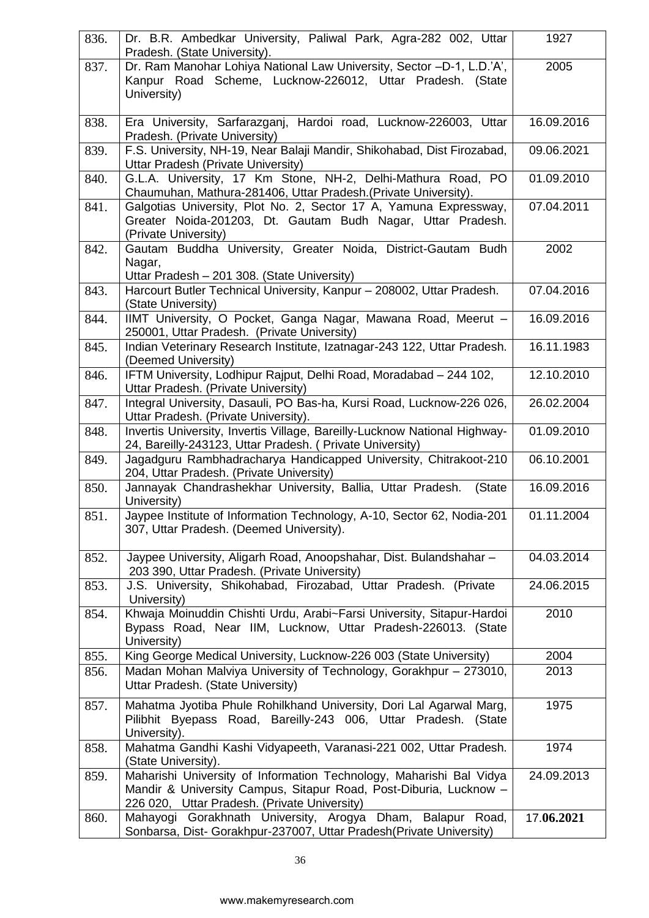| | | |
|---|---|---|
| 836. | Dr. B.R. Ambedkar University, Paliwal Park, Agra-282 002, Uttar Pradesh. (State University). | 1927 |
| 837. | Dr. Ram Manohar Lohiya National Law University, Sector –D-1, L.D.'A', Kanpur Road Scheme, Lucknow-226012, Uttar Pradesh. (State University) | 2005 |
| 838. | Era University, Sarfarazganj, Hardoi road, Lucknow-226003, Uttar Pradesh. (Private University) | 16.09.2016 |
| 839. | F.S. University, NH-19, Near Balaji Mandir, Shikohabad, Dist Firozabad, Uttar Pradesh (Private University) | 09.06.2021 |
| 840. | G.L.A. University, 17 Km Stone, NH-2, Delhi-Mathura Road, PO Chaumuhan, Mathura-281406, Uttar Pradesh.(Private University). | 01.09.2010 |
| 841. | Galgotias University, Plot No. 2, Sector 17 A, Yamuna Expressway, Greater Noida-201203, Dt. Gautam Budh Nagar, Uttar Pradesh. (Private University) | 07.04.2011 |
| 842. | Gautam Buddha University, Greater Noida, District-Gautam Budh Nagar, Uttar Pradesh – 201 308. (State University) | 2002 |
| 843. | Harcourt Butler Technical University, Kanpur – 208002, Uttar Pradesh. (State University) | 07.04.2016 |
| 844. | IIMT University, O Pocket, Ganga Nagar, Mawana Road, Meerut – 250001, Uttar Pradesh. (Private University) | 16.09.2016 |
| 845. | Indian Veterinary Research Institute, Izatnagar-243 122, Uttar Pradesh. (Deemed University) | 16.11.1983 |
| 846. | IFTM University, Lodhipur Rajput, Delhi Road, Moradabad – 244 102, Uttar Pradesh. (Private University) | 12.10.2010 |
| 847. | Integral University, Dasauli, PO Bas-ha, Kursi Road, Lucknow-226 026, Uttar Pradesh. (Private University). | 26.02.2004 |
| 848. | Invertis University, Invertis Village, Bareilly-Lucknow National Highway-24, Bareilly-243123, Uttar Pradesh. ( Private University) | 01.09.2010 |
| 849. | Jagadguru Rambhadracharya Handicapped University, Chitrakoot-210 204, Uttar Pradesh. (Private University) | 06.10.2001 |
| 850. | Jannayak Chandrashekhar University, Ballia, Uttar Pradesh. (State University) | 16.09.2016 |
| 851. | Jaypee Institute of Information Technology, A-10, Sector 62, Nodia-201 307, Uttar Pradesh. (Deemed University). | 01.11.2004 |
| 852. | Jaypee University, Aligarh Road, Anoopshahar, Dist. Bulandshahar – 203 390, Uttar Pradesh. (Private University) | 04.03.2014 |
| 853. | J.S. University, Shikohabad, Firozabad, Uttar Pradesh. (Private University) | 24.06.2015 |
| 854. | Khwaja Moinuddin Chishti Urdu, Arabi~Farsi University, Sitapur-Hardoi Bypass Road, Near IIM, Lucknow, Uttar Pradesh-226013. (State University) | 2010 |
| 855. | King George Medical University, Lucknow-226 003 (State University) | 2004 |
| 856. | Madan Mohan Malviya University of Technology, Gorakhpur – 273010, Uttar Pradesh. (State University) | 2013 |
| 857. | Mahatma Jyotiba Phule Rohilkhand University, Dori Lal Agarwal Marg, Pilibhit Byepass Road, Bareilly-243 006, Uttar Pradesh. (State University). | 1975 |
| 858. | Mahatma Gandhi Kashi Vidyapeeth, Varanasi-221 002, Uttar Pradesh. (State University). | 1974 |
| 859. | Maharishi University of Information Technology, Maharishi Bal Vidya Mandir & University Campus, Sitapur Road, Post-Diburia, Lucknow – 226 020, Uttar Pradesh. (Private University) | 24.09.2013 |
| 860. | Mahayogi Gorakhnath University, Arogya Dham, Balapur Road, Sonbarsa, Dist- Gorakhpur-237007, Uttar Pradesh(Private University) | 17.**06.2021** |

www.makemyresearch.com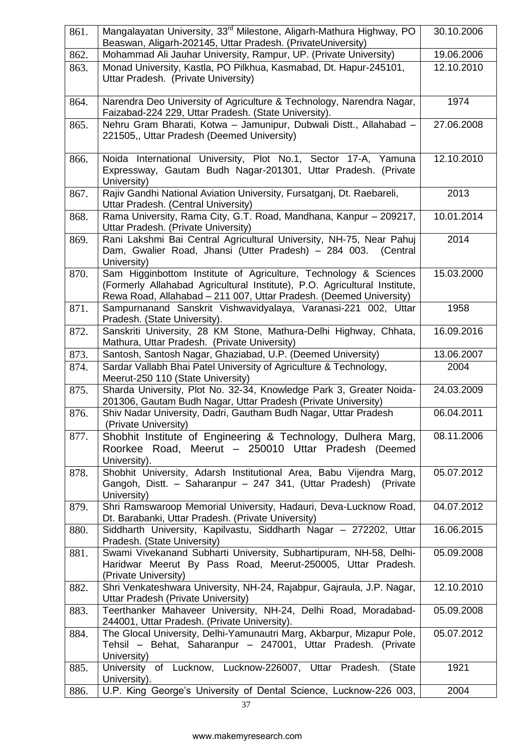| | | |
|---|---|---|
| 861. | Mangalayatan University, 33rd Milestone, Aligarh-Mathura Highway, PO Beaswan, Aligarh-202145, Uttar Pradesh. (PrivateUniversity) | 30.10.2006 |
| 862. | Mohammad Ali Jauhar University, Rampur, UP. (Private University) | 19.06.2006 |
| 863. | Monad University, Kastla, PO Pilkhua, Kasmabad, Dt. Hapur-245101, Uttar Pradesh. (Private University) | 12.10.2010 |
| 864. | Narendra Deo University of Agriculture & Technology, Narendra Nagar, Faizabad-224 229, Uttar Pradesh. (State University). | 1974 |
| 865. | Nehru Gram Bharati, Kotwa – Jamunipur, Dubwali Distt., Allahabad – 221505,, Uttar Pradesh (Deemed University) | 27.06.2008 |
| 866. | Noida International University, Plot No.1, Sector 17-A, Yamuna Expressway, Gautam Budh Nagar-201301, Uttar Pradesh. (Private University) | 12.10.2010 |
| 867. | Rajiv Gandhi National Aviation University, Fursatganj, Dt. Raebareli, Uttar Pradesh. (Central University) | 2013 |
| 868. | Rama University, Rama City, G.T. Road, Mandhana, Kanpur – 209217, Uttar Pradesh. (Private University) | 10.01.2014 |
| 869. | Rani Lakshmi Bai Central Agricultural University, NH-75, Near Pahuj Dam, Gwalier Road, Jhansi (Utter Pradesh) – 284 003. (Central University) | 2014 |
| 870. | Sam Higginbottom Institute of Agriculture, Technology & Sciences (Formerly Allahabad Agricultural Institute), P.O. Agricultural Institute, Rewa Road, Allahabad – 211 007, Uttar Pradesh. (Deemed University) | 15.03.2000 |
| 871. | Sampurnanand Sanskrit Vishwavidyalaya, Varanasi-221 002, Uttar Pradesh. (State University). | 1958 |
| 872. | Sanskriti University, 28 KM Stone, Mathura-Delhi Highway, Chhata, Mathura, Uttar Pradesh. (Private University) | 16.09.2016 |
| 873. | Santosh, Santosh Nagar, Ghaziabad, U.P. (Deemed University) | 13.06.2007 |
| 874. | Sardar Vallabh Bhai Patel University of Agriculture & Technology, Meerut-250 110 (State University) | 2004 |
| 875. | Sharda University, Plot No. 32-34, Knowledge Park 3, Greater Noida-201306, Gautam Budh Nagar, Uttar Pradesh (Private University) | 24.03.2009 |
| 876. | Shiv Nadar University, Dadri, Gautham Budh Nagar, Uttar Pradesh (Private University) | 06.04.2011 |
| 877. | Shobhit Institute of Engineering & Technology, Dulhera Marg, Roorkee Road, Meerut – 250010 Uttar Pradesh (Deemed University). | 08.11.2006 |
| 878. | Shobhit University, Adarsh Institutional Area, Babu Vijendra Marg, Gangoh, Distt. – Saharanpur – 247 341, (Uttar Pradesh) (Private University) | 05.07.2012 |
| 879. | Shri Ramswaroop Memorial University, Hadauri, Deva-Lucknow Road, Dt. Barabanki, Uttar Pradesh. (Private University) | 04.07.2012 |
| 880. | Siddharth University, Kapilvastu, Siddharth Nagar – 272202, Uttar Pradesh. (State University) | 16.06.2015 |
| 881. | Swami Vivekanand Subharti University, Subhartipuram, NH-58, Delhi-Haridwar Meerut By Pass Road, Meerut-250005, Uttar Pradesh. (Private University) | 05.09.2008 |
| 882. | Shri Venkateshwara University, NH-24, Rajabpur, Gajraula, J.P. Nagar, Uttar Pradesh (Private University) | 12.10.2010 |
| 883. | Teerthanker Mahaveer University, NH-24, Delhi Road, Moradabad-244001, Uttar Pradesh. (Private University). | 05.09.2008 |
| 884. | The Glocal University, Delhi-Yamunautri Marg, Akbarpur, Mizapur Pole, Tehsil – Behat, Saharanpur – 247001, Uttar Pradesh. (Private University) | 05.07.2012 |
| 885. | University of Lucknow, Lucknow-226007, Uttar Pradesh. (State University). | 1921 |
| 886. | U.P. King George's University of Dental Science, Lucknow-226 003, | 2004 |

www.makemyresearch.com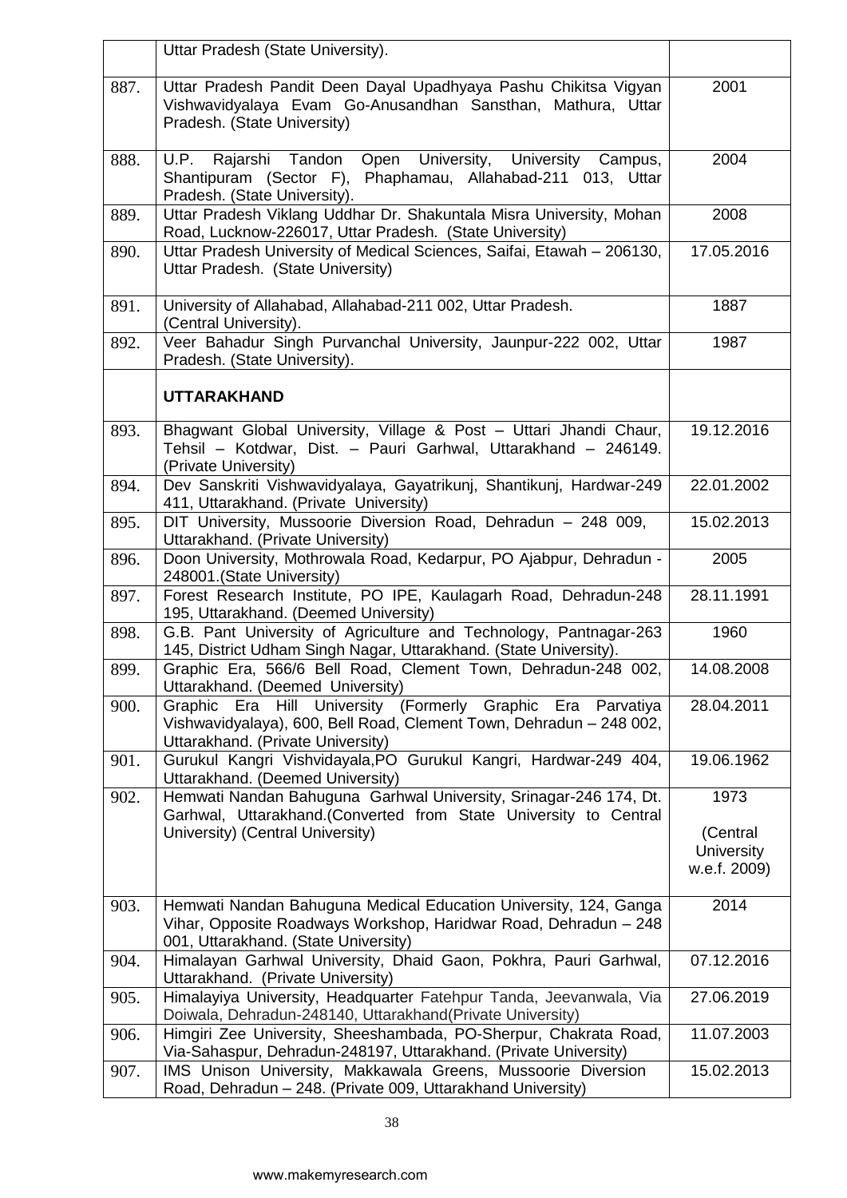|  |  |  |
|---|---|---|
|  | Uttar Pradesh (State University). |  |
| 887. | Uttar Pradesh Pandit Deen Dayal Upadhyaya Pashu Chikitsa Vigyan Vishwavidyalaya Evam Go-Anusandhan Sansthan, Mathura, Uttar Pradesh. (State University) | 2001 |
| 888. | U.P. Rajarshi Tandon Open University, University Campus, Shantipuram (Sector F), Phaphamau, Allahabad-211 013, Uttar Pradesh. (State University). | 2004 |
| 889. | Uttar Pradesh Viklang Uddhar Dr. Shakuntala Misra University, Mohan Road, Lucknow-226017, Uttar Pradesh. (State University) | 2008 |
| 890. | Uttar Pradesh University of Medical Sciences, Saifai, Etawah – 206130, Uttar Pradesh. (State University) | 17.05.2016 |
| 891. | University of Allahabad, Allahabad-211 002, Uttar Pradesh. (Central University). | 1887 |
| 892. | Veer Bahadur Singh Purvanchal University, Jaunpur-222 002, Uttar Pradesh. (State University). | 1987 |
|  | **UTTARAKHAND** |  |
| 893. | Bhagwant Global University, Village & Post – Uttari Jhandi Chaur, Tehsil – Kotdwar, Dist. – Pauri Garhwal, Uttarakhand – 246149. (Private University) | 19.12.2016 |
| 894. | Dev Sanskriti Vishwavidyalaya, Gayatrikunj, Shantikunj, Hardwar-249 411, Uttarakhand. (Private University) | 22.01.2002 |
| 895. | DIT University, Mussoorie Diversion Road, Dehradun – 248 009, Uttarakhand. (Private University) | 15.02.2013 |
| 896. | Doon University, Mothrowala Road, Kedarpur, PO Ajabpur, Dehradun - 248001.(State University) | 2005 |
| 897. | Forest Research Institute, PO IPE, Kaulagarh Road, Dehradun-248 195, Uttarakhand. (Deemed University) | 28.11.1991 |
| 898. | G.B. Pant University of Agriculture and Technology, Pantnagar-263 145, District Udham Singh Nagar, Uttarakhand. (State University). | 1960 |
| 899. | Graphic Era, 566/6 Bell Road, Clement Town, Dehradun-248 002, Uttarakhand. (Deemed University) | 14.08.2008 |
| 900. | Graphic Era Hill University (Formerly Graphic Era Parvatiya Vishwavidyalaya), 600, Bell Road, Clement Town, Dehradun – 248 002, Uttarakhand. (Private University) | 28.04.2011 |
| 901. | Gurukul Kangri Vishvidayala,PO Gurukul Kangri, Hardwar-249 404, Uttarakhand. (Deemed University) | 19.06.1962 |
| 902. | Hemwati Nandan Bahuguna Garhwal University, Srinagar-246 174, Dt. Garhwal, Uttarakhand.(Converted from State University to Central University) (Central University) | 1973 (Central University w.e.f. 2009) |
| 903. | Hemwati Nandan Bahuguna Medical Education University, 124, Ganga Vihar, Opposite Roadways Workshop, Haridwar Road, Dehradun – 248 001, Uttarakhand. (State University) | 2014 |
| 904. | Himalayan Garhwal University, Dhaid Gaon, Pokhra, Pauri Garhwal, Uttarakhand. (Private University) | 07.12.2016 |
| 905. | Himalayiya University, Headquarter Fatehpur Tanda, Jeevanwala, Via Doiwala, Dehradun-248140, Uttarakhand(Private University) | 27.06.2019 |
| 906. | Himgiri Zee University, Sheeshambada, PO-Sherpur, Chakrata Road, Via-Sahaspur, Dehradun-248197, Uttarakhand. (Private University) | 11.07.2003 |
| 907. | IMS Unison University, Makkawala Greens, Mussoorie Diversion Road, Dehradun – 248. (Private 009, Uttarakhand University) | 15.02.2013 |

www.makemyresearch.com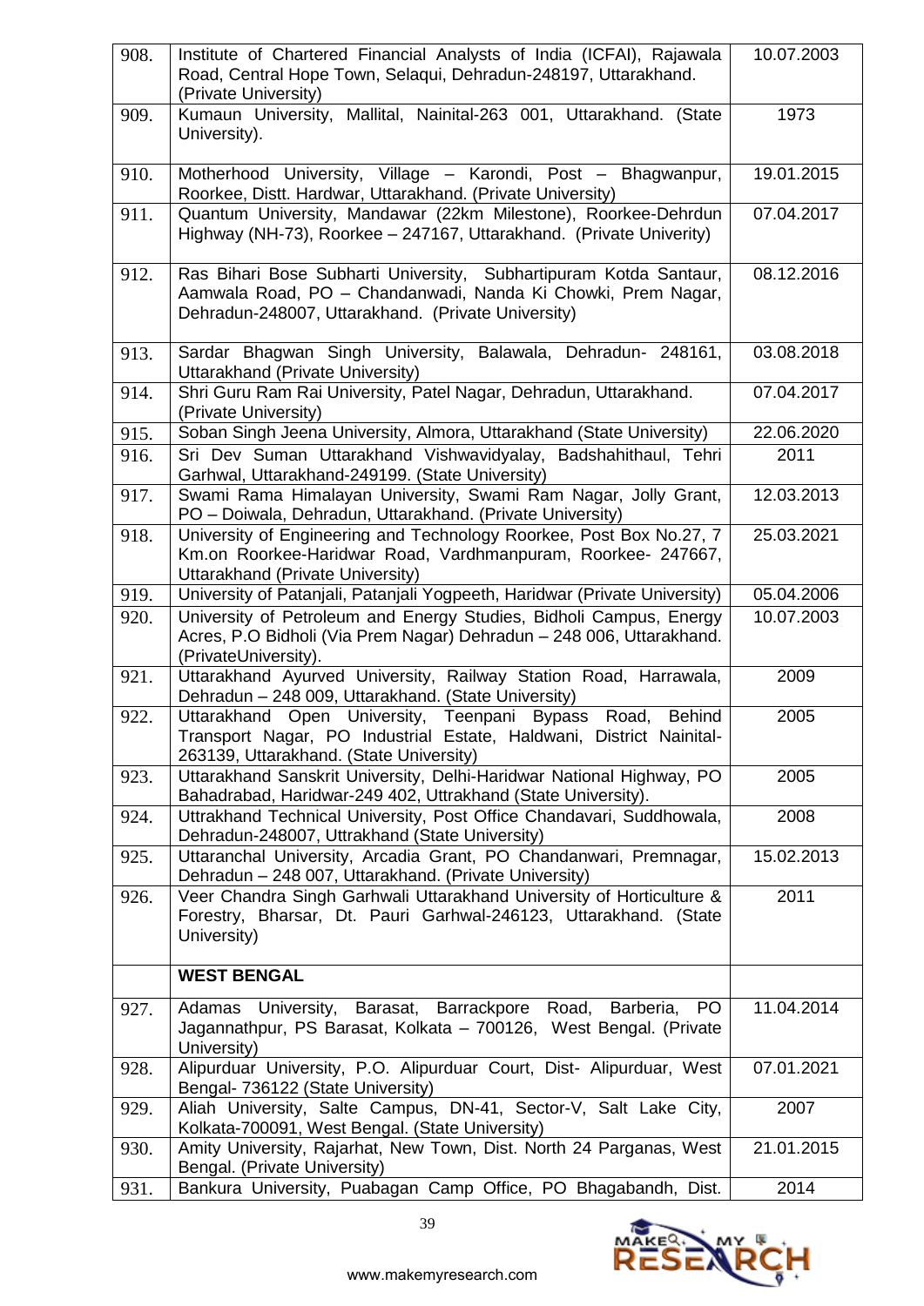| | | |
|---|---|---|
| 908. | Institute of Chartered Financial Analysts of India (ICFAI), Rajawala Road, Central Hope Town, Selaqui, Dehradun-248197, Uttarakhand. (Private University) | 10.07.2003 |
| 909. | Kumaun University, Mallital, Nainital-263 001, Uttarakhand. (State University). | 1973 |
| 910. | Motherhood University, Village – Karondi, Post – Bhagwanpur, Roorkee, Distt. Hardwar, Uttarakhand. (Private University) | 19.01.2015 |
| 911. | Quantum University, Mandawar (22km Milestone), Roorkee-Dehrdun Highway (NH-73), Roorkee – 247167, Uttarakhand. (Private Univerity) | 07.04.2017 |
| 912. | Ras Bihari Bose Subharti University, Subhartipuram Kotda Santaur, Aamwala Road, PO – Chandanwadi, Nanda Ki Chowki, Prem Nagar, Dehradun-248007, Uttarakhand. (Private University) | 08.12.2016 |
| 913. | Sardar Bhagwan Singh University, Balawala, Dehradun- 248161, Uttarakhand (Private University) | 03.08.2018 |
| 914. | Shri Guru Ram Rai University, Patel Nagar, Dehradun, Uttarakhand. (Private University) | 07.04.2017 |
| 915. | Soban Singh Jeena University, Almora, Uttarakhand (State University) | 22.06.2020 |
| 916. | Sri Dev Suman Uttarakhand Vishwavidyalay, Badshahithaul, Tehri Garhwal, Uttarakhand-249199. (State University) | 2011 |
| 917. | Swami Rama Himalayan University, Swami Ram Nagar, Jolly Grant, PO – Doiwala, Dehradun, Uttarakhand. (Private University) | 12.03.2013 |
| 918. | University of Engineering and Technology Roorkee, Post Box No.27, 7 Km.on Roorkee-Haridwar Road, Vardhmanpuram, Roorkee- 247667, Uttarakhand (Private University) | 25.03.2021 |
| 919. | University of Patanjali, Patanjali Yogpeeth, Haridwar (Private University) | 05.04.2006 |
| 920. | University of Petroleum and Energy Studies, Bidholi Campus, Energy Acres, P.O Bidholi (Via Prem Nagar) Dehradun – 248 006, Uttarakhand. (PrivateUniversity). | 10.07.2003 |
| 921. | Uttarakhand Ayurved University, Railway Station Road, Harrawala, Dehradun – 248 009, Uttarakhand. (State University) | 2009 |
| 922. | Uttarakhand Open University, Teenpani Bypass Road, Behind Transport Nagar, PO Industrial Estate, Haldwani, District Nainital-263139, Uttarakhand. (State University) | 2005 |
| 923. | Uttarakhand Sanskrit University, Delhi-Haridwar National Highway, PO Bahadrabad, Haridwar-249 402, Uttrakhand (State University). | 2005 |
| 924. | Uttrakhand Technical University, Post Office Chandavari, Suddhowala, Dehradun-248007, Uttrakhand (State University) | 2008 |
| 925. | Uttaranchal University, Arcadia Grant, PO Chandanwari, Premnagar, Dehradun – 248 007, Uttarakhand. (Private University) | 15.02.2013 |
| 926. | Veer Chandra Singh Garhwali Uttarakhand University of Horticulture & Forestry, Bharsar, Dt. Pauri Garhwal-246123, Uttarakhand. (State University) | 2011 |
| | **WEST BENGAL** | |
| 927. | Adamas University, Barasat, Barrackpore Road, Barberia, PO Jagannathpur, PS Barasat, Kolkata – 700126, West Bengal. (Private University) | 11.04.2014 |
| 928. | Alipurduar University, P.O. Alipurduar Court, Dist- Alipurduar, West Bengal- 736122 (State University) | 07.01.2021 |
| 929. | Aliah University, Salte Campus, DN-41, Sector-V, Salt Lake City, Kolkata-700091, West Bengal. (State University) | 2007 |
| 930. | Amity University, Rajarhat, New Town, Dist. North 24 Parganas, West Bengal. (Private University) | 21.01.2015 |
| 931. | Bankura University, Puabagan Camp Office, PO Bhagabandh, Dist. | 2014 |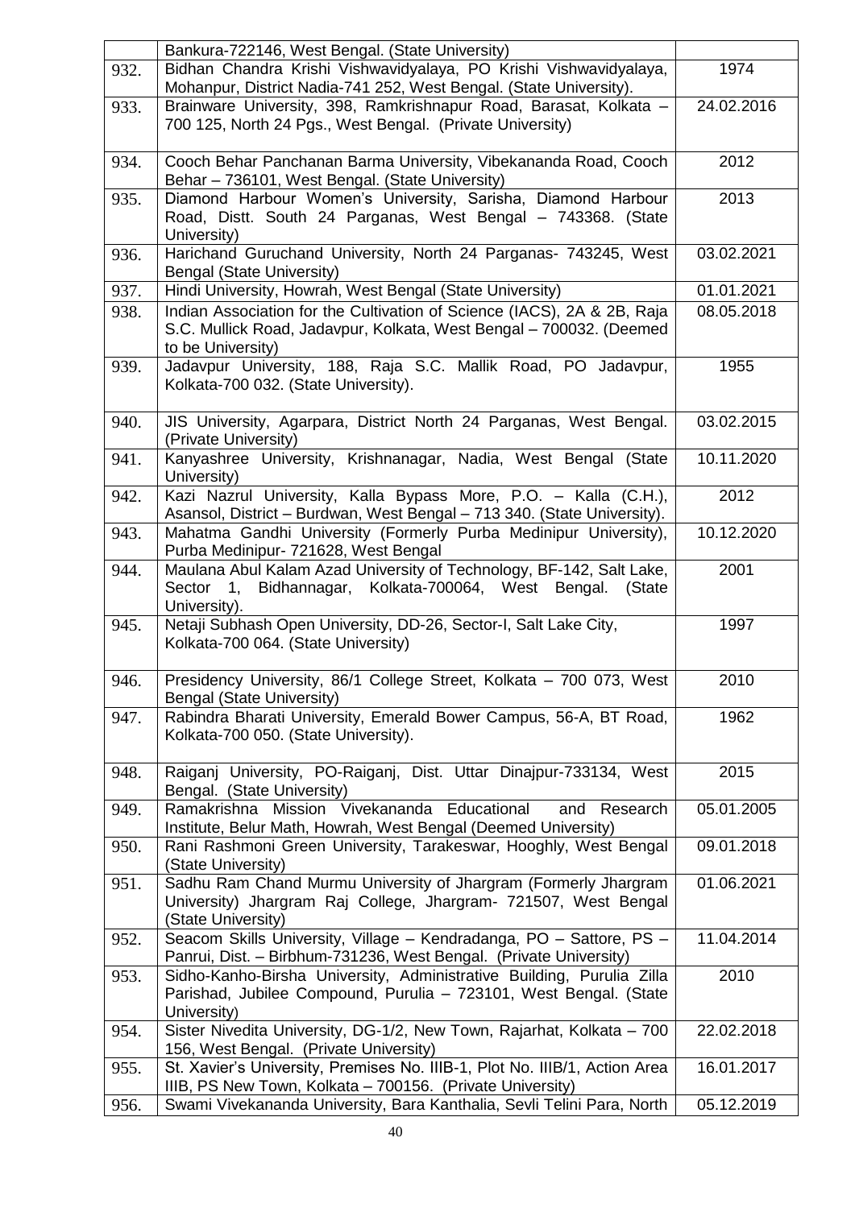|  |  |  |
|---|---|---|
|  | Bankura-722146, West Bengal. (State University) |  |
| 932. | Bidhan Chandra Krishi Vishwavidyalaya, PO Krishi Vishwavidyalaya, Mohanpur, District Nadia-741 252, West Bengal. (State University). | 1974 |
| 933. | Brainware University, 398, Ramkrishnapur Road, Barasat, Kolkata – 700 125, North 24 Pgs., West Bengal. (Private University) | 24.02.2016 |
| 934. | Cooch Behar Panchanan Barma University, Vibekananda Road, Cooch Behar – 736101, West Bengal. (State University) | 2012 |
| 935. | Diamond Harbour Women's University, Sarisha, Diamond Harbour Road, Distt. South 24 Parganas, West Bengal – 743368. (State University) | 2013 |
| 936. | Harichand Guruchand University, North 24 Parganas- 743245, West Bengal (State University) | 03.02.2021 |
| 937. | Hindi University, Howrah, West Bengal (State University) | 01.01.2021 |
| 938. | Indian Association for the Cultivation of Science (IACS), 2A & 2B, Raja S.C. Mullick Road, Jadavpur, Kolkata, West Bengal – 700032. (Deemed to be University) | 08.05.2018 |
| 939. | Jadavpur University, 188, Raja S.C. Mallik Road, PO Jadavpur, Kolkata-700 032. (State University). | 1955 |
| 940. | JIS University, Agarpara, District North 24 Parganas, West Bengal. (Private University) | 03.02.2015 |
| 941. | Kanyashree University, Krishnanagar, Nadia, West Bengal (State University) | 10.11.2020 |
| 942. | Kazi Nazrul University, Kalla Bypass More, P.O. – Kalla (C.H.), Asansol, District – Burdwan, West Bengal – 713 340. (State University). | 2012 |
| 943. | Mahatma Gandhi University (Formerly Purba Medinipur University), Purba Medinipur- 721628, West Bengal | 10.12.2020 |
| 944. | Maulana Abul Kalam Azad University of Technology, BF-142, Salt Lake, Sector 1, Bidhannagar, Kolkata-700064, West Bengal. (State University). | 2001 |
| 945. | Netaji Subhash Open University, DD-26, Sector-I, Salt Lake City, Kolkata-700 064. (State University) | 1997 |
| 946. | Presidency University, 86/1 College Street, Kolkata – 700 073, West Bengal (State University) | 2010 |
| 947. | Rabindra Bharati University, Emerald Bower Campus, 56-A, BT Road, Kolkata-700 050. (State University). | 1962 |
| 948. | Raiganj University, PO-Raiganj, Dist. Uttar Dinajpur-733134, West Bengal. (State University) | 2015 |
| 949. | Ramakrishna Mission Vivekananda Educational and Research Institute, Belur Math, Howrah, West Bengal (Deemed University) | 05.01.2005 |
| 950. | Rani Rashmoni Green University, Tarakeswar, Hooghly, West Bengal (State University) | 09.01.2018 |
| 951. | Sadhu Ram Chand Murmu University of Jhargram (Formerly Jhargram University) Jhargram Raj College, Jhargram- 721507, West Bengal (State University) | 01.06.2021 |
| 952. | Seacom Skills University, Village – Kendradanga, PO – Sattore, PS – Panrui, Dist. – Birbhum-731236, West Bengal. (Private University) | 11.04.2014 |
| 953. | Sidho-Kanho-Birsha University, Administrative Building, Purulia Zilla Parishad, Jubilee Compound, Purulia – 723101, West Bengal. (State University) | 2010 |
| 954. | Sister Nivedita University, DG-1/2, New Town, Rajarhat, Kolkata – 700 156, West Bengal. (Private University) | 22.02.2018 |
| 955. | St. Xavier's University, Premises No. IIIB-1, Plot No. IIIB/1, Action Area IIIB, PS New Town, Kolkata – 700156. (Private University) | 16.01.2017 |
| 956. | Swami Vivekananda University, Bara Kanthalia, Sevli Telini Para, North | 05.12.2019 |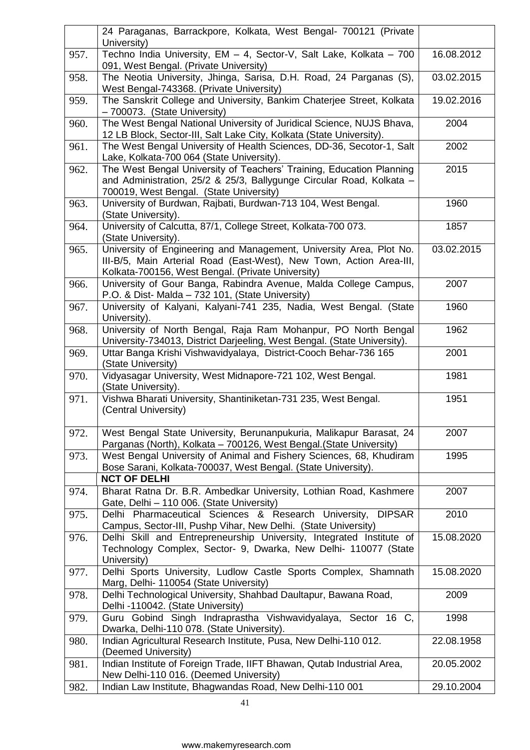|  |  |  |
|---|---|---|
|  | 24 Paraganas, Barrackpore, Kolkata, West Bengal- 700121 (Private University) |  |
| 957. | Techno India University, EM – 4, Sector-V, Salt Lake, Kolkata – 700 091, West Bengal. (Private University) | 16.08.2012 |
| 958. | The Neotia University, Jhinga, Sarisa, D.H. Road, 24 Parganas (S), West Bengal-743368. (Private University) | 03.02.2015 |
| 959. | The Sanskrit College and University, Bankim Chaterjee Street, Kolkata – 700073. (State University) | 19.02.2016 |
| 960. | The West Bengal National University of Juridical Science, NUJS Bhava, 12 LB Block, Sector-III, Salt Lake City, Kolkata (State University). | 2004 |
| 961. | The West Bengal University of Health Sciences, DD-36, Secotor-1, Salt Lake, Kolkata-700 064 (State University). | 2002 |
| 962. | The West Bengal University of Teachers' Training, Education Planning and Administration, 25/2 & 25/3, Ballygunge Circular Road, Kolkata – 700019, West Bengal. (State University) | 2015 |
| 963. | University of Burdwan, Rajbati, Burdwan-713 104, West Bengal. (State University). | 1960 |
| 964. | University of Calcutta, 87/1, College Street, Kolkata-700 073. (State University). | 1857 |
| 965. | University of Engineering and Management, University Area, Plot No. III-B/5, Main Arterial Road (East-West), New Town, Action Area-III, Kolkata-700156, West Bengal. (Private University) | 03.02.2015 |
| 966. | University of Gour Banga, Rabindra Avenue, Malda College Campus, P.O. & Dist- Malda – 732 101, (State University) | 2007 |
| 967. | University of Kalyani, Kalyani-741 235, Nadia, West Bengal. (State University). | 1960 |
| 968. | University of North Bengal, Raja Ram Mohanpur, PO North Bengal University-734013, District Darjeeling, West Bengal. (State University). | 1962 |
| 969. | Uttar Banga Krishi Vishwavidyalaya, District-Cooch Behar-736 165 (State University) | 2001 |
| 970. | Vidyasagar University, West Midnapore-721 102, West Bengal. (State University). | 1981 |
| 971. | Vishwa Bharati University, Shantiniketan-731 235, West Bengal. (Central University) | 1951 |
| 972. | West Bengal State University, Berunanpukuria, Malikapur Barasat, 24 Parganas (North), Kolkata – 700126, West Bengal.(State University) | 2007 |
| 973. | West Bengal University of Animal and Fishery Sciences, 68, Khudiram Bose Sarani, Kolkata-700037, West Bengal. (State University). | 1995 |
|  | **NCT OF DELHI** |  |
| 974. | Bharat Ratna Dr. B.R. Ambedkar University, Lothian Road, Kashmere Gate, Delhi – 110 006. (State University) | 2007 |
| 975. | Delhi Pharmaceutical Sciences & Research University, DIPSAR Campus, Sector-III, Pushp Vihar, New Delhi. (State University) | 2010 |
| 976. | Delhi Skill and Entrepreneurship University, Integrated Institute of Technology Complex, Sector- 9, Dwarka, New Delhi- 110077 (State University) | 15.08.2020 |
| 977. | Delhi Sports University, Ludlow Castle Sports Complex, Shamnath Marg, Delhi- 110054 (State University) | 15.08.2020 |
| 978. | Delhi Technological University, Shahbad Daultapur, Bawana Road, Delhi -110042. (State University) | 2009 |
| 979. | Guru Gobind Singh Indraprastha Vishwavidyalaya, Sector 16 C, Dwarka, Delhi-110 078. (State University). | 1998 |
| 980. | Indian Agricultural Research Institute, Pusa, New Delhi-110 012. (Deemed University) | 22.08.1958 |
| 981. | Indian Institute of Foreign Trade, IIFT Bhawan, Qutab Industrial Area, New Delhi-110 016. (Deemed University) | 20.05.2002 |
| 982. | Indian Law Institute, Bhagwandas Road, New Delhi-110 001 | 29.10.2004 |

www.makemyresearch.com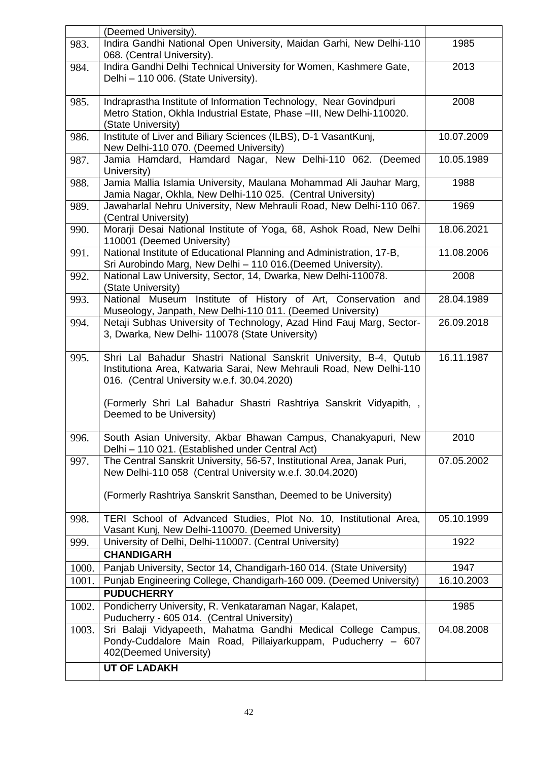| | | |
|---|---|---|
| | (Deemed University). | |
| 983. | Indira Gandhi National Open University, Maidan Garhi, New Delhi-110 068. (Central University). | 1985 |
| 984. | Indira Gandhi Delhi Technical University for Women, Kashmere Gate, Delhi – 110 006. (State University). | 2013 |
| 985. | Indraprastha Institute of Information Technology, Near Govindpuri Metro Station, Okhla Industrial Estate, Phase –III, New Delhi-110020. (State University) | 2008 |
| 986. | Institute of Liver and Biliary Sciences (ILBS), D-1 VasantKunj, New Delhi-110 070. (Deemed University) | 10.07.2009 |
| 987. | Jamia Hamdard, Hamdard Nagar, New Delhi-110 062. (Deemed University) | 10.05.1989 |
| 988. | Jamia Mallia Islamia University, Maulana Mohammad Ali Jauhar Marg, Jamia Nagar, Okhla, New Delhi-110 025. (Central University) | 1988 |
| 989. | Jawaharlal Nehru University, New Mehrauli Road, New Delhi-110 067. (Central University) | 1969 |
| 990. | Morarji Desai National Institute of Yoga, 68, Ashok Road, New Delhi 110001 (Deemed University) | 18.06.2021 |
| 991. | National Institute of Educational Planning and Administration, 17-B, Sri Aurobindo Marg, New Delhi – 110 016.(Deemed University). | 11.08.2006 |
| 992. | National Law University, Sector, 14, Dwarka, New Delhi-110078. (State University) | 2008 |
| 993. | National Museum Institute of History of Art, Conservation and Museology, Janpath, New Delhi-110 011. (Deemed University) | 28.04.1989 |
| 994. | Netaji Subhas University of Technology, Azad Hind Fauj Marg, Sector-3, Dwarka, New Delhi- 110078 (State University) | 26.09.2018 |
| 995. | Shri Lal Bahadur Shastri National Sanskrit University, B-4, Qutub Institutiona Area, Katwaria Sarai, New Mehrauli Road, New Delhi-110 016. (Central University w.e.f. 30.04.2020)<br><br>(Formerly Shri Lal Bahadur Shastri Rashtriya Sanskrit Vidyapith, , Deemed to be University) | 16.11.1987 |
| 996. | South Asian University, Akbar Bhawan Campus, Chanakyapuri, New Delhi – 110 021. (Established under Central Act) | 2010 |
| 997. | The Central Sanskrit University, 56-57, Institutional Area, Janak Puri, New Delhi-110 058 (Central University w.e.f. 30.04.2020)<br><br>(Formerly Rashtriya Sanskrit Sansthan, Deemed to be University) | 07.05.2002 |
| 998. | TERI School of Advanced Studies, Plot No. 10, Institutional Area, Vasant Kunj, New Delhi-110070. (Deemed University) | 05.10.1999 |
| 999. | University of Delhi, Delhi-110007. (Central University) | 1922 |
| | **CHANDIGARH** | |
| 1000. | Panjab University, Sector 14, Chandigarh-160 014. (State University) | 1947 |
| 1001. | Punjab Engineering College, Chandigarh-160 009. (Deemed University) | 16.10.2003 |
| | **PUDUCHERRY** | |
| 1002. | Pondicherry University, R. Venkataraman Nagar, Kalapet, Puducherry - 605 014. (Central University) | 1985 |
| 1003. | Sri Balaji Vidyapeeth, Mahatma Gandhi Medical College Campus, Pondy-Cuddalore Main Road, Pillaiyarkuppam, Puducherry – 607 402(Deemed University) | 04.08.2008 |
| | **UT OF LADAKH** | |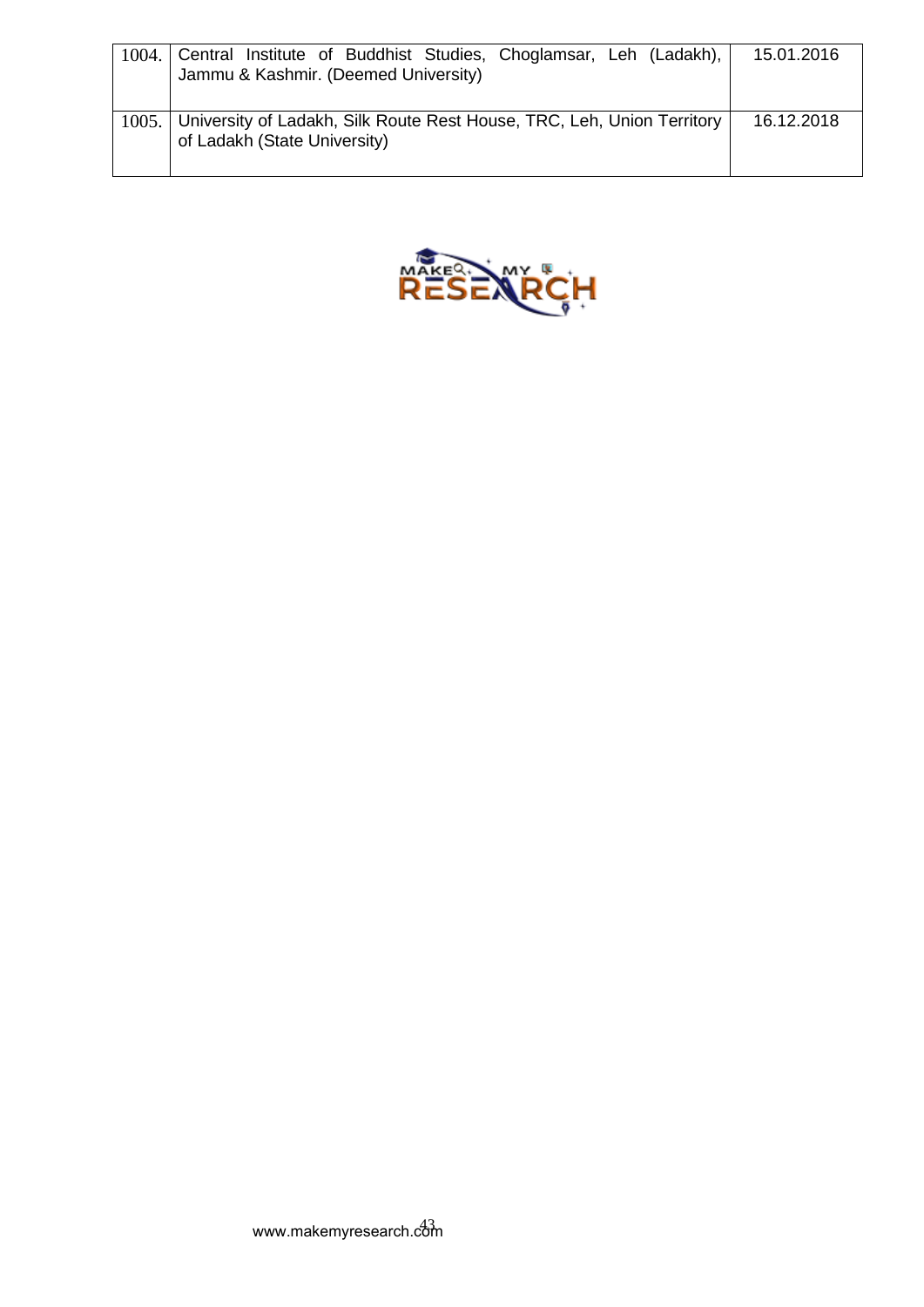| | | |
|---|---|---|
| 1004. | Central Institute of Buddhist Studies, Choglamsar, Leh (Ladakh), Jammu & Kashmir. (Deemed University) | 15.01.2016 |
| 1005. | University of Ladakh, Silk Route Rest House, TRC, Leh, Union Territory of Ladakh (State University) | 16.12.2018 |